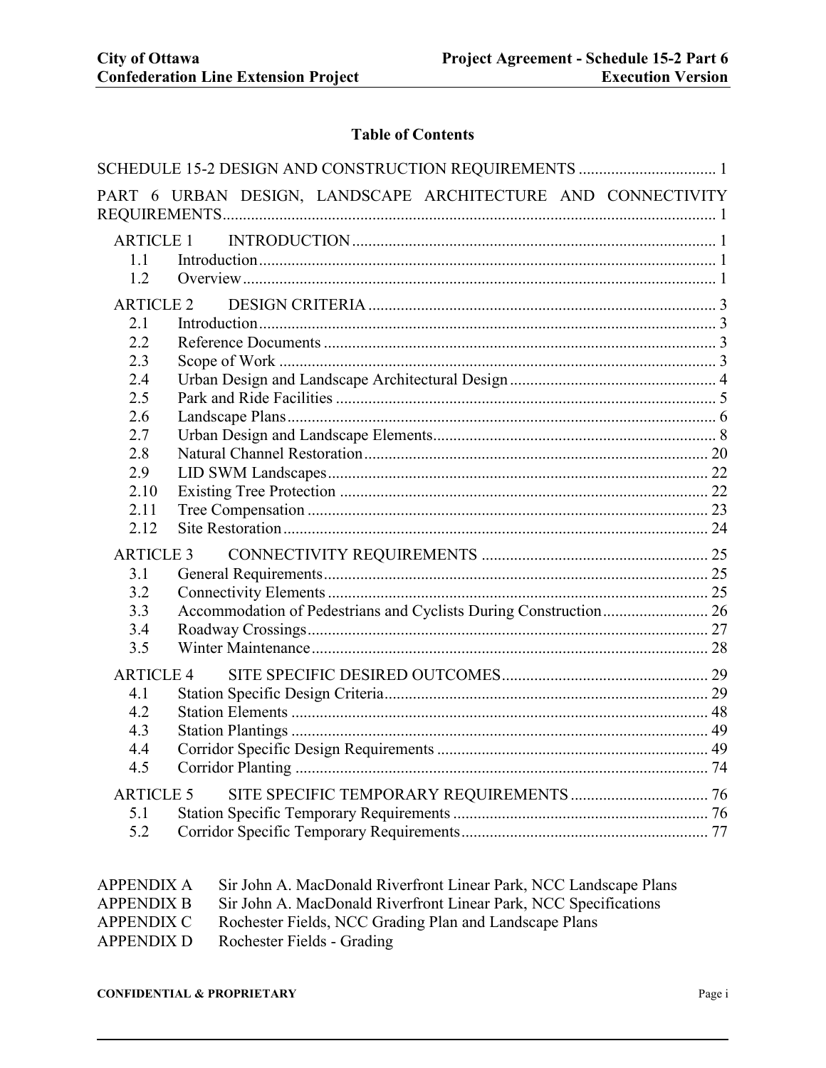## Table of Contents

SCHEDULE 15-2 DESIGN AND CONSTRUCTION REQUIREMENTS .................................. 1

PART 6 URBAN DESIGN, LANDSCAPE ARCHITECTURE AND CONNECTIVITY REQUIREMENTS.......................................................................................................... 1

ARTICLE 1 INTRODUCTION ........................................................................................ 1
- 1.1 Introduction ................................................................................................... 1
- 1.2 Overview ....................................................................................................... 1

ARTICLE 2 DESIGN CRITERIA ..................................................................................... 3
- 2.1 Introduction ................................................................................................... 3
- 2.2 Reference Documents ..................................................................................... 3
- 2.3 Scope of Work ............................................................................................... 3
- 2.4 Urban Design and Landscape Architectural Design .......................................... 4
- 2.5 Park and Ride Facilities ................................................................................. 5
- 2.6 Landscape Plans ............................................................................................ 6
- 2.7 Urban Design and Landscape Elements .......................................................... 8
- 2.8 Natural Channel Restoration ......................................................................... 20
- 2.9 LID SWM Landscapes .................................................................................. 22
- 2.10 Existing Tree Protection .............................................................................. 22
- 2.11 Tree Compensation ...................................................................................... 23
- 2.12 Site Restoration ............................................................................................ 24

ARTICLE 3 CONNECTIVITY REQUIREMENTS ........................................................ 25
- 3.1 General Requirements ................................................................................... 25
- 3.2 Connectivity Elements .................................................................................. 25
- 3.3 Accommodation of Pedestrians and Cyclists During Construction .................. 26
- 3.4 Roadway Crossings ....................................................................................... 27
- 3.5 Winter Maintenance ...................................................................................... 28

ARTICLE 4 SITE SPECIFIC DESIRED OUTCOMES .................................................. 29
- 4.1 Station Specific Design Criteria .................................................................... 29
- 4.2 Station Elements ........................................................................................... 48
- 4.3 Station Plantings ........................................................................................... 49
- 4.4 Corridor Specific Design Requirements ......................................................... 49
- 4.5 Corridor Planting .......................................................................................... 74

ARTICLE 5 SITE SPECIFIC TEMPORARY REQUIREMENTS .................................. 76
- 5.1 Station Specific Temporary Requirements ..................................................... 76
- 5.2 Corridor Specific Temporary Requirements ................................................... 77

APPENDIX A Sir John A. MacDonald Riverfront Linear Park, NCC Landscape Plans
APPENDIX B Sir John A. MacDonald Riverfront Linear Park, NCC Specifications
APPENDIX C Rochester Fields, NCC Grading Plan and Landscape Plans
APPENDIX D Rochester Fields - Grading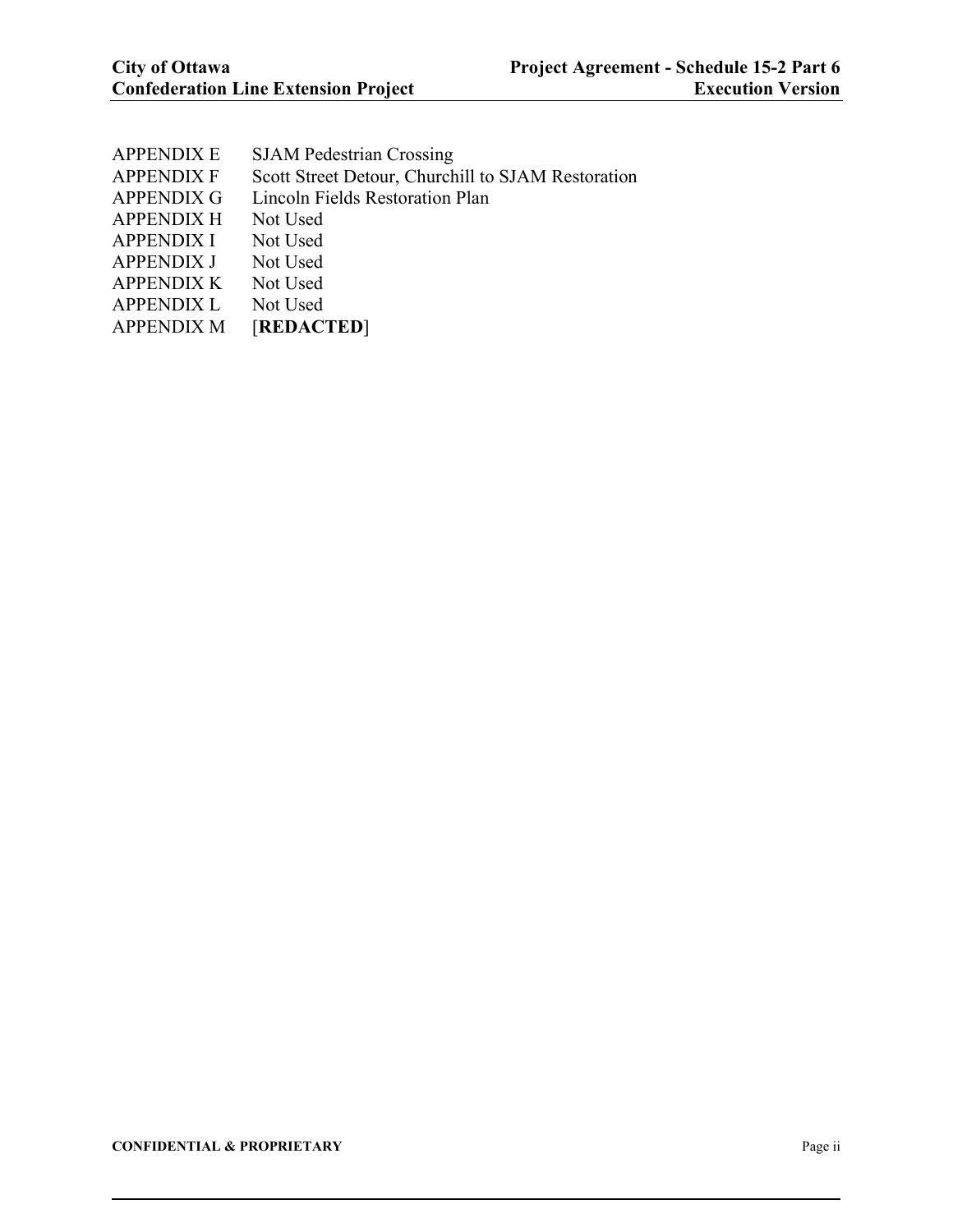| | |
|---|---|
| APPENDIX E | SJAM Pedestrian Crossing |
| APPENDIX F | Scott Street Detour, Churchill to SJAM Restoration |
| APPENDIX G | Lincoln Fields Restoration Plan |
| APPENDIX H | Not Used |
| APPENDIX I | Not Used |
| APPENDIX J | Not Used |
| APPENDIX K | Not Used |
| APPENDIX L | Not Used |
| APPENDIX M | [**REDACTED**] |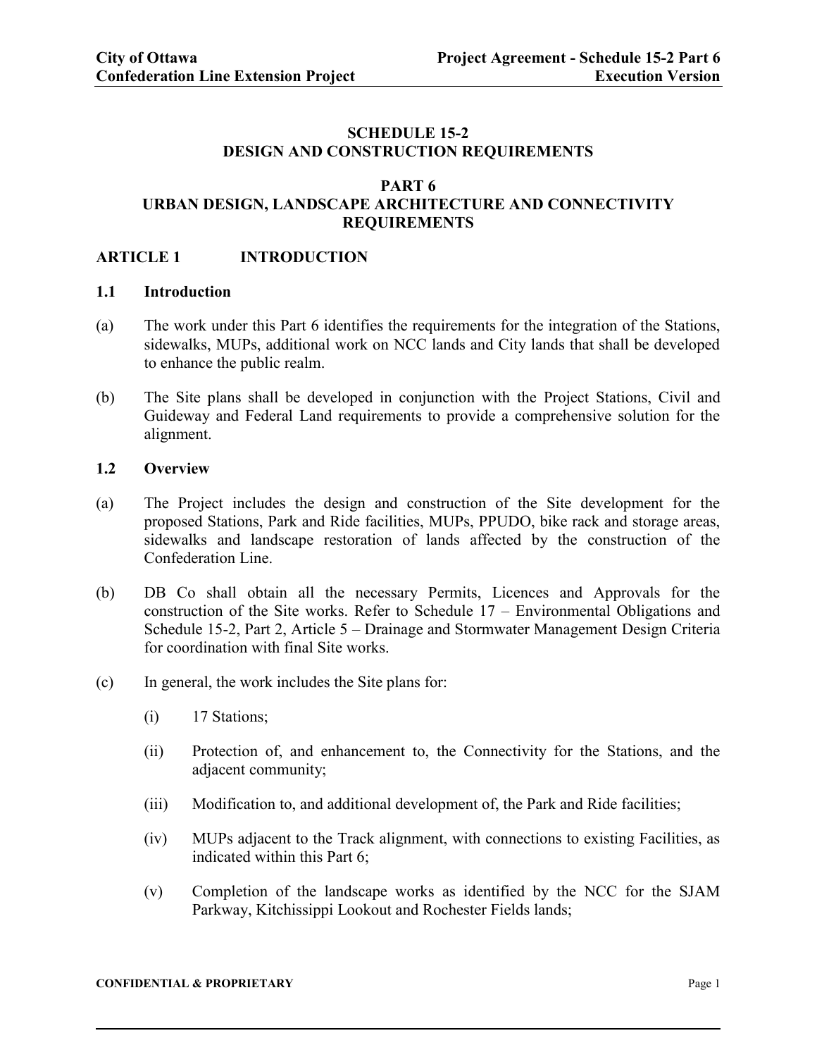# SCHEDULE 15-2
# DESIGN AND CONSTRUCTION REQUIREMENTS

## PART 6
## URBAN DESIGN, LANDSCAPE ARCHITECTURE AND CONNECTIVITY REQUIREMENTS

## ARTICLE 1 INTRODUCTION

### 1.1 Introduction

(a) The work under this Part 6 identifies the requirements for the integration of the Stations, sidewalks, MUPs, additional work on NCC lands and City lands that shall be developed to enhance the public realm.

(b) The Site plans shall be developed in conjunction with the Project Stations, Civil and Guideway and Federal Land requirements to provide a comprehensive solution for the alignment.

### 1.2 Overview

(a) The Project includes the design and construction of the Site development for the proposed Stations, Park and Ride facilities, MUPs, PPUDO, bike rack and storage areas, sidewalks and landscape restoration of lands affected by the construction of the Confederation Line.

(b) DB Co shall obtain all the necessary Permits, Licences and Approvals for the construction of the Site works. Refer to Schedule 17 – Environmental Obligations and Schedule 15-2, Part 2, Article 5 – Drainage and Stormwater Management Design Criteria for coordination with final Site works.

(c) In general, the work includes the Site plans for:

  (i) 17 Stations;

  (ii) Protection of, and enhancement to, the Connectivity for the Stations, and the adjacent community;

  (iii) Modification to, and additional development of, the Park and Ride facilities;

  (iv) MUPs adjacent to the Track alignment, with connections to existing Facilities, as indicated within this Part 6;

  (v) Completion of the landscape works as identified by the NCC for the SJAM Parkway, Kitchissippi Lookout and Rochester Fields lands;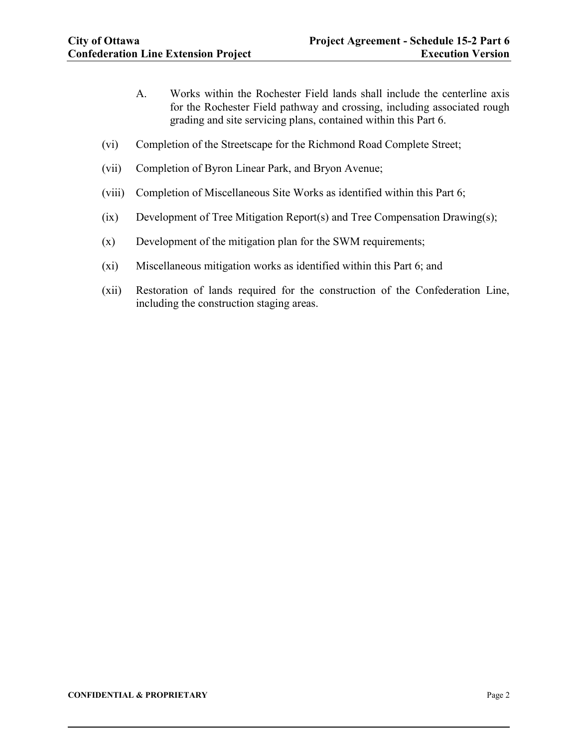A. Works within the Rochester Field lands shall include the centerline axis for the Rochester Field pathway and crossing, including associated rough grading and site servicing plans, contained within this Part 6.

(vi) Completion of the Streetscape for the Richmond Road Complete Street;

(vii) Completion of Byron Linear Park, and Bryon Avenue;

(viii) Completion of Miscellaneous Site Works as identified within this Part 6;

(ix) Development of Tree Mitigation Report(s) and Tree Compensation Drawing(s);

(x) Development of the mitigation plan for the SWM requirements;

(xi) Miscellaneous mitigation works as identified within this Part 6; and

(xii) Restoration of lands required for the construction of the Confederation Line, including the construction staging areas.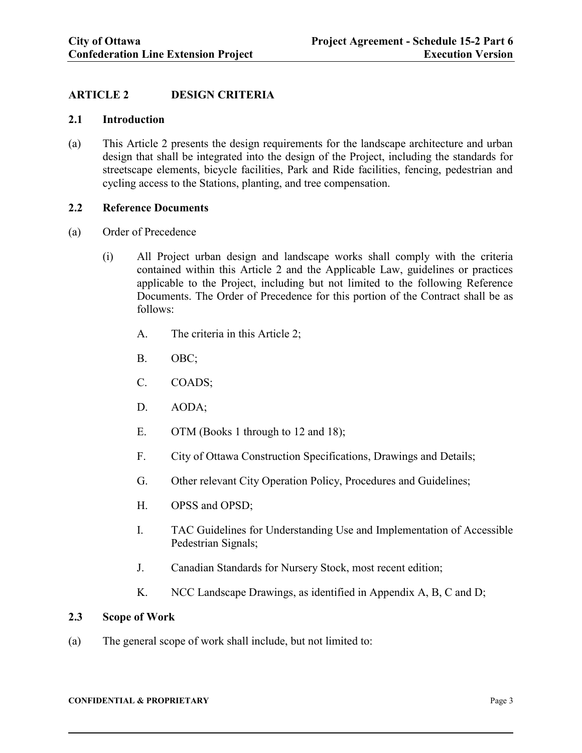## ARTICLE 2 DESIGN CRITERIA

### 2.1 Introduction

(a) This Article 2 presents the design requirements for the landscape architecture and urban design that shall be integrated into the design of the Project, including the standards for streetscape elements, bicycle facilities, Park and Ride facilities, fencing, pedestrian and cycling access to the Stations, planting, and tree compensation.

### 2.2 Reference Documents

(a) Order of Precedence

(i) All Project urban design and landscape works shall comply with the criteria contained within this Article 2 and the Applicable Law, guidelines or practices applicable to the Project, including but not limited to the following Reference Documents. The Order of Precedence for this portion of the Contract shall be as follows:

A. The criteria in this Article 2;

B. OBC;

C. COADS;

D. AODA;

E. OTM (Books 1 through to 12 and 18);

F. City of Ottawa Construction Specifications, Drawings and Details;

G. Other relevant City Operation Policy, Procedures and Guidelines;

H. OPSS and OPSD;

I. TAC Guidelines for Understanding Use and Implementation of Accessible Pedestrian Signals;

J. Canadian Standards for Nursery Stock, most recent edition;

K. NCC Landscape Drawings, as identified in Appendix A, B, C and D;

### 2.3 Scope of Work

(a) The general scope of work shall include, but not limited to: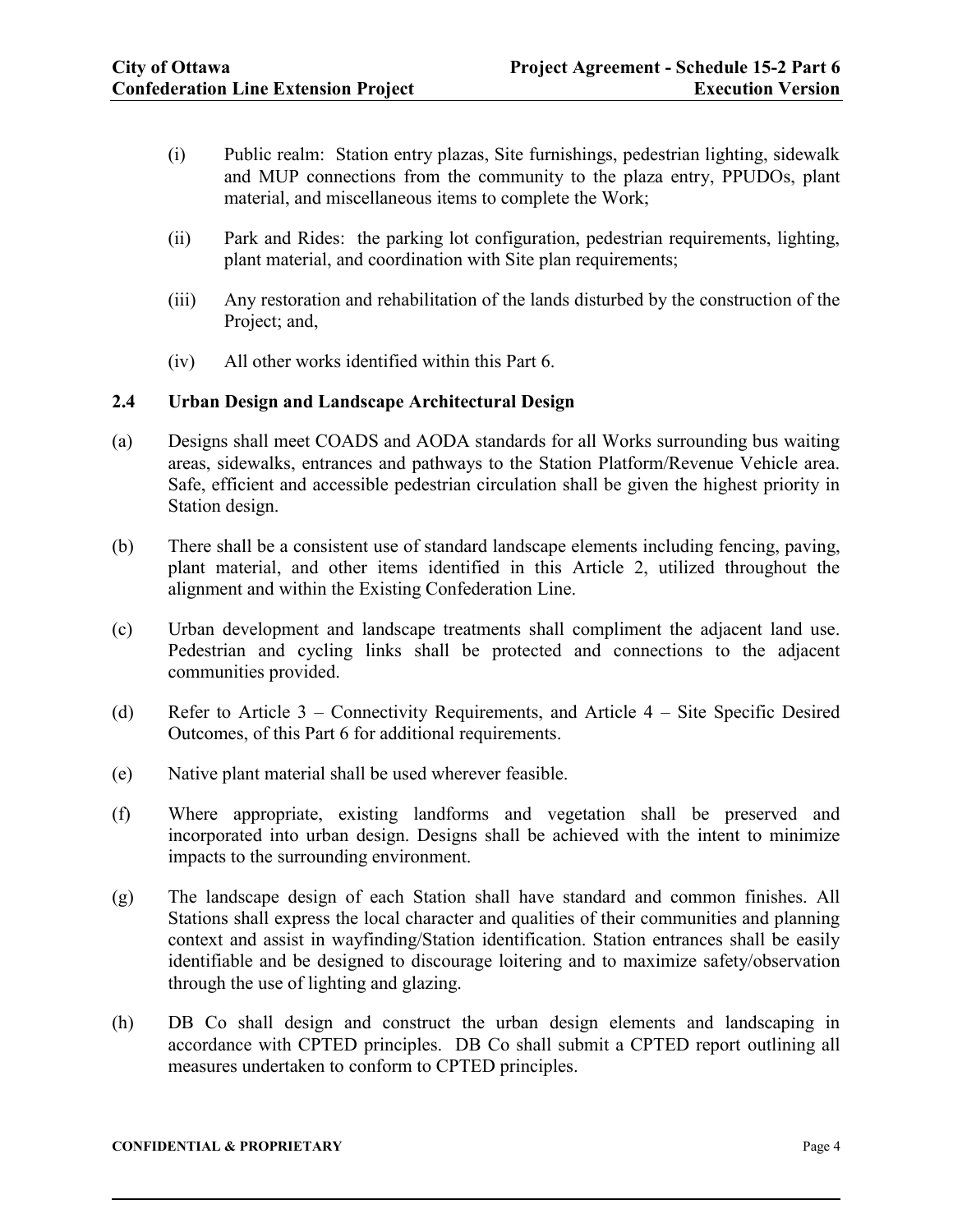(i) Public realm: Station entry plazas, Site furnishings, pedestrian lighting, sidewalk and MUP connections from the community to the plaza entry, PPUDOs, plant material, and miscellaneous items to complete the Work;

(ii) Park and Rides: the parking lot configuration, pedestrian requirements, lighting, plant material, and coordination with Site plan requirements;

(iii) Any restoration and rehabilitation of the lands disturbed by the construction of the Project; and,

(iv) All other works identified within this Part 6.

### 2.4 Urban Design and Landscape Architectural Design

(a) Designs shall meet COADS and AODA standards for all Works surrounding bus waiting areas, sidewalks, entrances and pathways to the Station Platform/Revenue Vehicle area. Safe, efficient and accessible pedestrian circulation shall be given the highest priority in Station design.

(b) There shall be a consistent use of standard landscape elements including fencing, paving, plant material, and other items identified in this Article 2, utilized throughout the alignment and within the Existing Confederation Line.

(c) Urban development and landscape treatments shall compliment the adjacent land use. Pedestrian and cycling links shall be protected and connections to the adjacent communities provided.

(d) Refer to Article 3 – Connectivity Requirements, and Article 4 – Site Specific Desired Outcomes, of this Part 6 for additional requirements.

(e) Native plant material shall be used wherever feasible.

(f) Where appropriate, existing landforms and vegetation shall be preserved and incorporated into urban design. Designs shall be achieved with the intent to minimize impacts to the surrounding environment.

(g) The landscape design of each Station shall have standard and common finishes. All Stations shall express the local character and qualities of their communities and planning context and assist in wayfinding/Station identification. Station entrances shall be easily identifiable and be designed to discourage loitering and to maximize safety/observation through the use of lighting and glazing.

(h) DB Co shall design and construct the urban design elements and landscaping in accordance with CPTED principles. DB Co shall submit a CPTED report outlining all measures undertaken to conform to CPTED principles.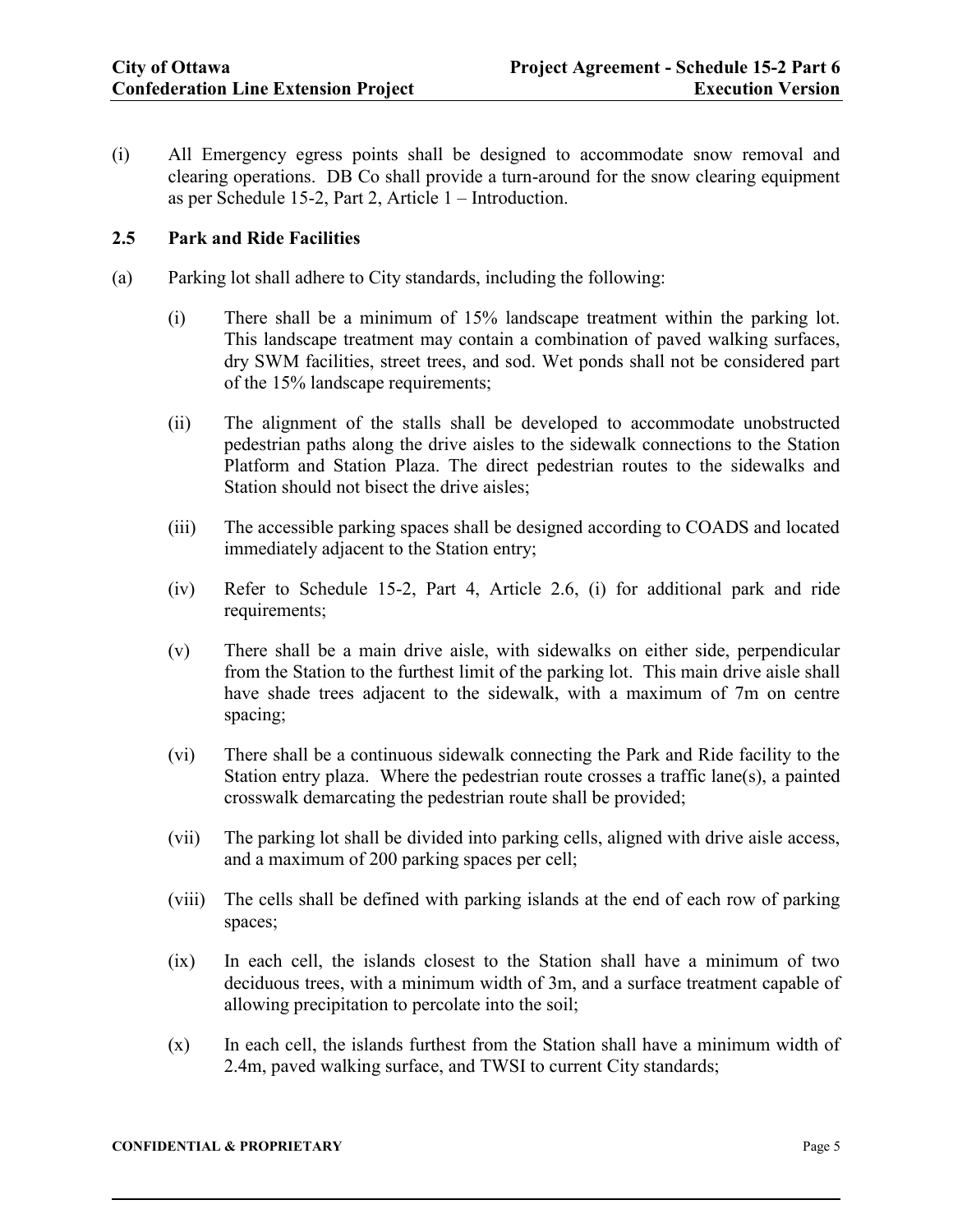(i) All Emergency egress points shall be designed to accommodate snow removal and clearing operations. DB Co shall provide a turn-around for the snow clearing equipment as per Schedule 15-2, Part 2, Article 1 – Introduction.

### 2.5 Park and Ride Facilities

(a) Parking lot shall adhere to City standards, including the following:

- (i) There shall be a minimum of 15% landscape treatment within the parking lot. This landscape treatment may contain a combination of paved walking surfaces, dry SWM facilities, street trees, and sod. Wet ponds shall not be considered part of the 15% landscape requirements;
- (ii) The alignment of the stalls shall be developed to accommodate unobstructed pedestrian paths along the drive aisles to the sidewalk connections to the Station Platform and Station Plaza. The direct pedestrian routes to the sidewalks and Station should not bisect the drive aisles;
- (iii) The accessible parking spaces shall be designed according to COADS and located immediately adjacent to the Station entry;
- (iv) Refer to Schedule 15-2, Part 4, Article 2.6, (i) for additional park and ride requirements;
- (v) There shall be a main drive aisle, with sidewalks on either side, perpendicular from the Station to the furthest limit of the parking lot. This main drive aisle shall have shade trees adjacent to the sidewalk, with a maximum of 7m on centre spacing;
- (vi) There shall be a continuous sidewalk connecting the Park and Ride facility to the Station entry plaza. Where the pedestrian route crosses a traffic lane(s), a painted crosswalk demarcating the pedestrian route shall be provided;
- (vii) The parking lot shall be divided into parking cells, aligned with drive aisle access, and a maximum of 200 parking spaces per cell;
- (viii) The cells shall be defined with parking islands at the end of each row of parking spaces;
- (ix) In each cell, the islands closest to the Station shall have a minimum of two deciduous trees, with a minimum width of 3m, and a surface treatment capable of allowing precipitation to percolate into the soil;
- (x) In each cell, the islands furthest from the Station shall have a minimum width of 2.4m, paved walking surface, and TWSI to current City standards;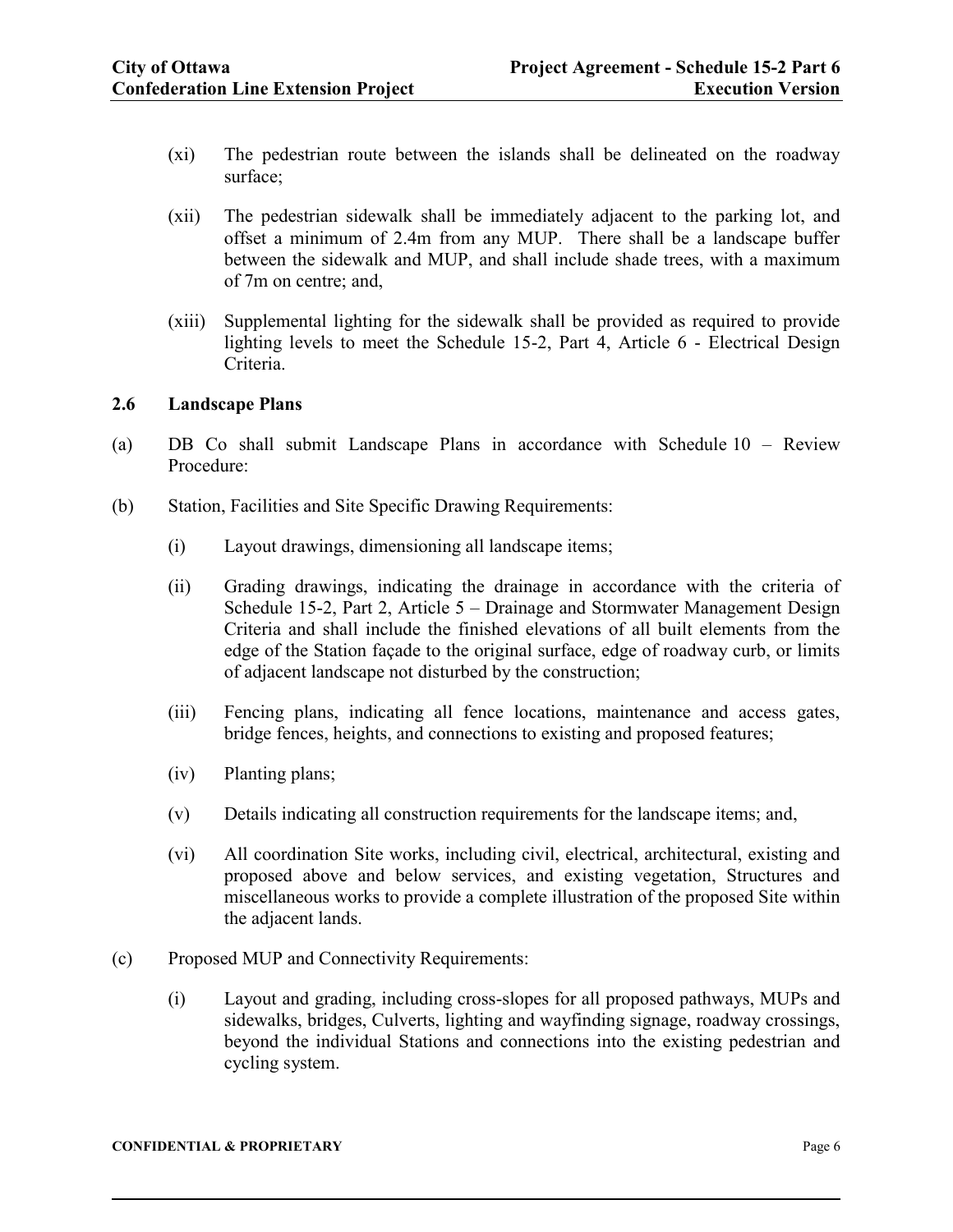(xi) The pedestrian route between the islands shall be delineated on the roadway surface;

(xii) The pedestrian sidewalk shall be immediately adjacent to the parking lot, and offset a minimum of 2.4m from any MUP. There shall be a landscape buffer between the sidewalk and MUP, and shall include shade trees, with a maximum of 7m on centre; and,

(xiii) Supplemental lighting for the sidewalk shall be provided as required to provide lighting levels to meet the Schedule 15-2, Part 4, Article 6 - Electrical Design Criteria.

## 2.6 Landscape Plans

(a) DB Co shall submit Landscape Plans in accordance with Schedule 10 – Review Procedure:

(b) Station, Facilities and Site Specific Drawing Requirements:

(i) Layout drawings, dimensioning all landscape items;

(ii) Grading drawings, indicating the drainage in accordance with the criteria of Schedule 15-2, Part 2, Article 5 – Drainage and Stormwater Management Design Criteria and shall include the finished elevations of all built elements from the edge of the Station façade to the original surface, edge of roadway curb, or limits of adjacent landscape not disturbed by the construction;

(iii) Fencing plans, indicating all fence locations, maintenance and access gates, bridge fences, heights, and connections to existing and proposed features;

(iv) Planting plans;

(v) Details indicating all construction requirements for the landscape items; and,

(vi) All coordination Site works, including civil, electrical, architectural, existing and proposed above and below services, and existing vegetation, Structures and miscellaneous works to provide a complete illustration of the proposed Site within the adjacent lands.

(c) Proposed MUP and Connectivity Requirements:

(i) Layout and grading, including cross-slopes for all proposed pathways, MUPs and sidewalks, bridges, Culverts, lighting and wayfinding signage, roadway crossings, beyond the individual Stations and connections into the existing pedestrian and cycling system.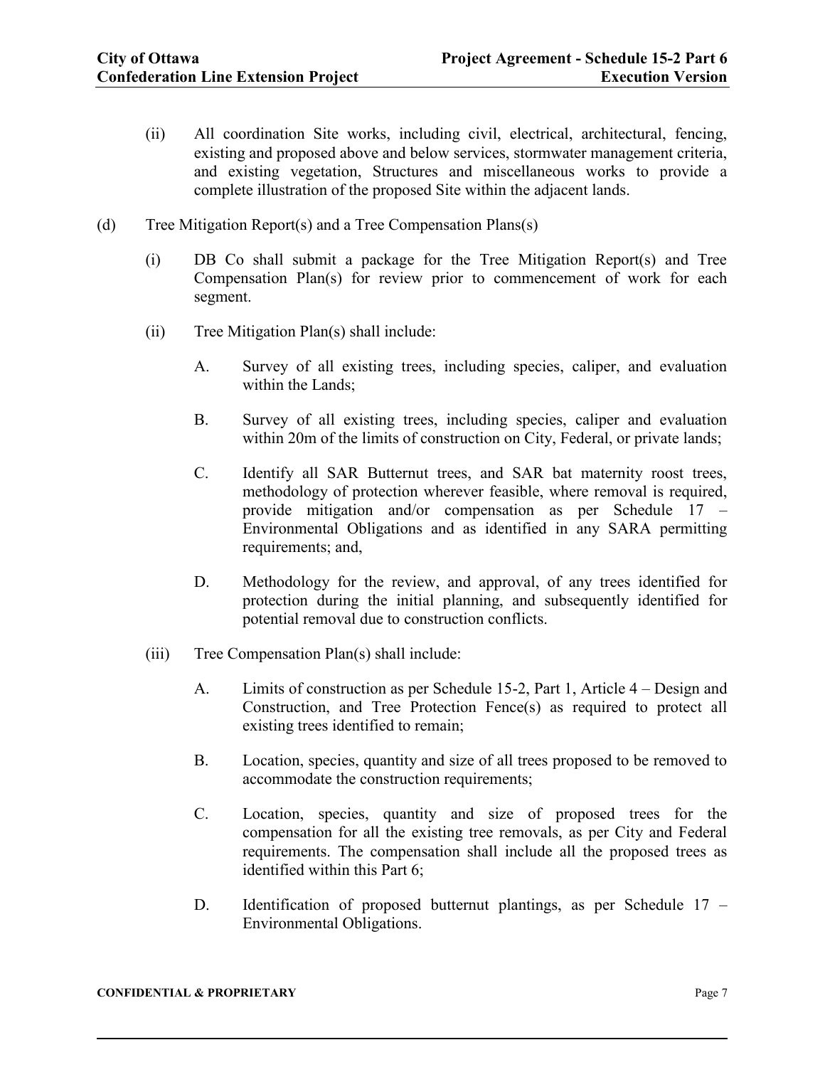(ii) All coordination Site works, including civil, electrical, architectural, fencing, existing and proposed above and below services, stormwater management criteria, and existing vegetation, Structures and miscellaneous works to provide a complete illustration of the proposed Site within the adjacent lands.

(d) Tree Mitigation Report(s) and a Tree Compensation Plans(s)

(i) DB Co shall submit a package for the Tree Mitigation Report(s) and Tree Compensation Plan(s) for review prior to commencement of work for each segment.

(ii) Tree Mitigation Plan(s) shall include:

A. Survey of all existing trees, including species, caliper, and evaluation within the Lands;

B. Survey of all existing trees, including species, caliper and evaluation within 20m of the limits of construction on City, Federal, or private lands;

C. Identify all SAR Butternut trees, and SAR bat maternity roost trees, methodology of protection wherever feasible, where removal is required, provide mitigation and/or compensation as per Schedule 17 – Environmental Obligations and as identified in any SARA permitting requirements; and,

D. Methodology for the review, and approval, of any trees identified for protection during the initial planning, and subsequently identified for potential removal due to construction conflicts.

(iii) Tree Compensation Plan(s) shall include:

A. Limits of construction as per Schedule 15-2, Part 1, Article 4 – Design and Construction, and Tree Protection Fence(s) as required to protect all existing trees identified to remain;

B. Location, species, quantity and size of all trees proposed to be removed to accommodate the construction requirements;

C. Location, species, quantity and size of proposed trees for the compensation for all the existing tree removals, as per City and Federal requirements. The compensation shall include all the proposed trees as identified within this Part 6;

D. Identification of proposed butternut plantings, as per Schedule 17 – Environmental Obligations.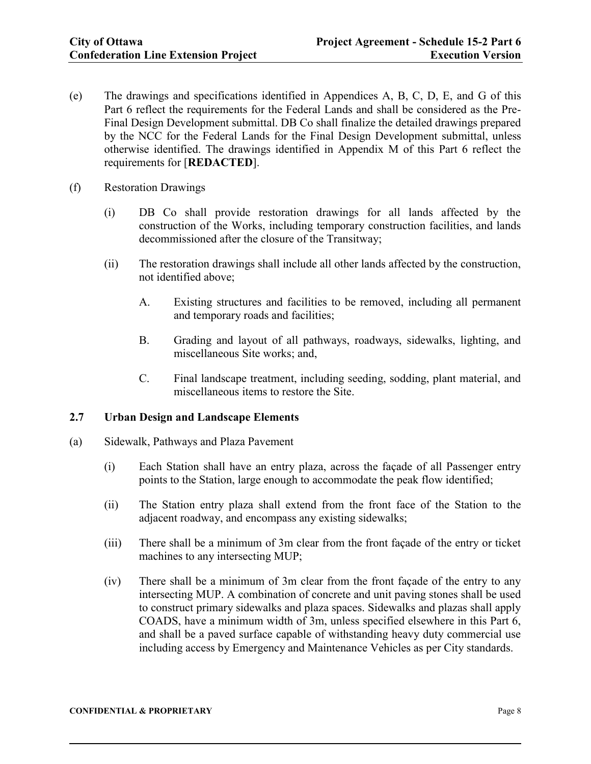(e) The drawings and specifications identified in Appendices A, B, C, D, E, and G of this Part 6 reflect the requirements for the Federal Lands and shall be considered as the Pre-Final Design Development submittal. DB Co shall finalize the detailed drawings prepared by the NCC for the Federal Lands for the Final Design Development submittal, unless otherwise identified. The drawings identified in Appendix M of this Part 6 reflect the requirements for [**REDACTED**].

(f) Restoration Drawings

(i) DB Co shall provide restoration drawings for all lands affected by the construction of the Works, including temporary construction facilities, and lands decommissioned after the closure of the Transitway;

(ii) The restoration drawings shall include all other lands affected by the construction, not identified above;

A. Existing structures and facilities to be removed, including all permanent and temporary roads and facilities;

B. Grading and layout of all pathways, roadways, sidewalks, lighting, and miscellaneous Site works; and,

C. Final landscape treatment, including seeding, sodding, plant material, and miscellaneous items to restore the Site.

### 2.7 Urban Design and Landscape Elements

(a) Sidewalk, Pathways and Plaza Pavement

(i) Each Station shall have an entry plaza, across the façade of all Passenger entry points to the Station, large enough to accommodate the peak flow identified;

(ii) The Station entry plaza shall extend from the front face of the Station to the adjacent roadway, and encompass any existing sidewalks;

(iii) There shall be a minimum of 3m clear from the front façade of the entry or ticket machines to any intersecting MUP;

(iv) There shall be a minimum of 3m clear from the front façade of the entry to any intersecting MUP. A combination of concrete and unit paving stones shall be used to construct primary sidewalks and plaza spaces. Sidewalks and plazas shall apply COADS, have a minimum width of 3m, unless specified elsewhere in this Part 6, and shall be a paved surface capable of withstanding heavy duty commercial use including access by Emergency and Maintenance Vehicles as per City standards.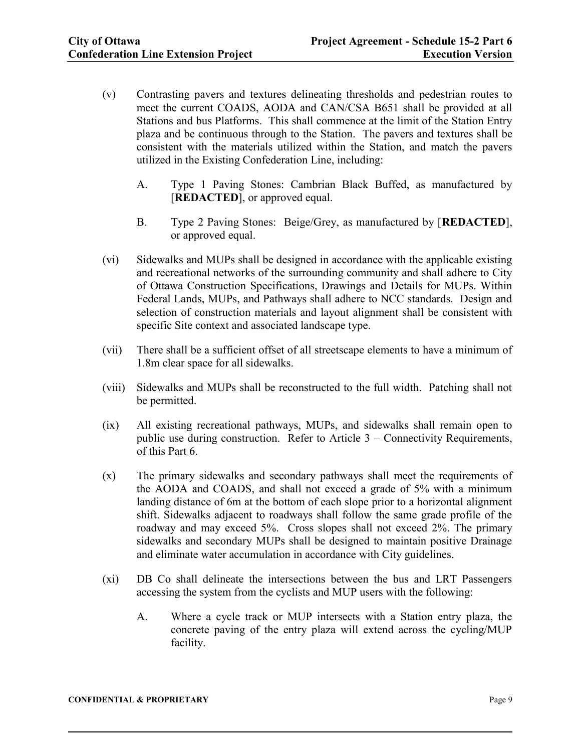(v) Contrasting pavers and textures delineating thresholds and pedestrian routes to meet the current COADS, AODA and CAN/CSA B651 shall be provided at all Stations and bus Platforms. This shall commence at the limit of the Station Entry plaza and be continuous through to the Station. The pavers and textures shall be consistent with the materials utilized within the Station, and match the pavers utilized in the Existing Confederation Line, including:

   A. Type 1 Paving Stones: Cambrian Black Buffed, as manufactured by [**REDACTED**], or approved equal.

   B. Type 2 Paving Stones: Beige/Grey, as manufactured by [**REDACTED**], or approved equal.

(vi) Sidewalks and MUPs shall be designed in accordance with the applicable existing and recreational networks of the surrounding community and shall adhere to City of Ottawa Construction Specifications, Drawings and Details for MUPs. Within Federal Lands, MUPs, and Pathways shall adhere to NCC standards. Design and selection of construction materials and layout alignment shall be consistent with specific Site context and associated landscape type.

(vii) There shall be a sufficient offset of all streetscape elements to have a minimum of 1.8m clear space for all sidewalks.

(viii) Sidewalks and MUPs shall be reconstructed to the full width. Patching shall not be permitted.

(ix) All existing recreational pathways, MUPs, and sidewalks shall remain open to public use during construction. Refer to Article 3 – Connectivity Requirements, of this Part 6.

(x) The primary sidewalks and secondary pathways shall meet the requirements of the AODA and COADS, and shall not exceed a grade of 5% with a minimum landing distance of 6m at the bottom of each slope prior to a horizontal alignment shift. Sidewalks adjacent to roadways shall follow the same grade profile of the roadway and may exceed 5%. Cross slopes shall not exceed 2%. The primary sidewalks and secondary MUPs shall be designed to maintain positive Drainage and eliminate water accumulation in accordance with City guidelines.

(xi) DB Co shall delineate the intersections between the bus and LRT Passengers accessing the system from the cyclists and MUP users with the following:

   A. Where a cycle track or MUP intersects with a Station entry plaza, the concrete paving of the entry plaza will extend across the cycling/MUP facility.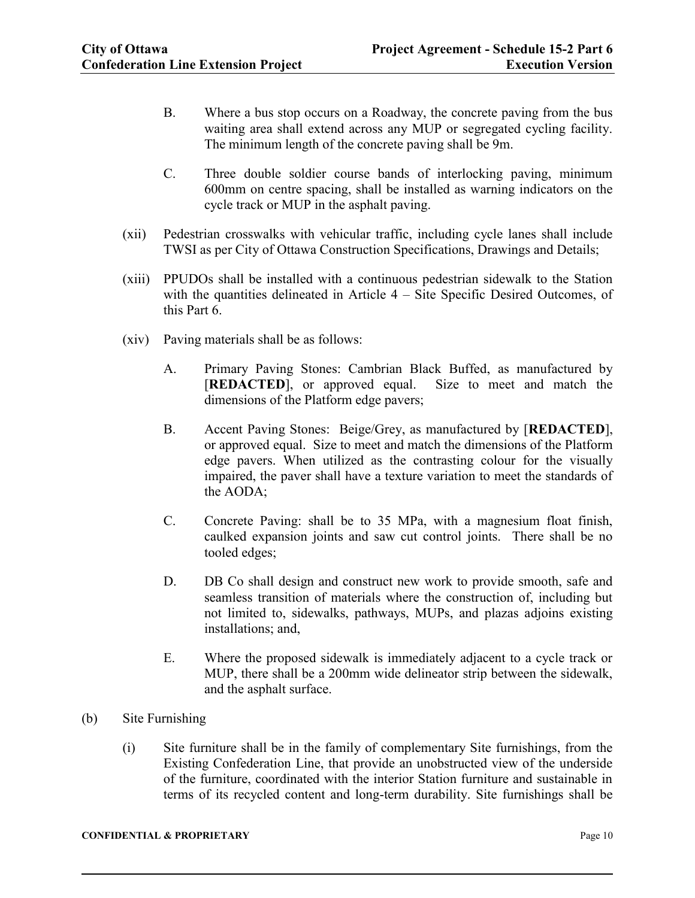B. Where a bus stop occurs on a Roadway, the concrete paving from the bus waiting area shall extend across any MUP or segregated cycling facility. The minimum length of the concrete paving shall be 9m.

C. Three double soldier course bands of interlocking paving, minimum 600mm on centre spacing, shall be installed as warning indicators on the cycle track or MUP in the asphalt paving.

(xii) Pedestrian crosswalks with vehicular traffic, including cycle lanes shall include TWSI as per City of Ottawa Construction Specifications, Drawings and Details;

(xiii) PPUDOs shall be installed with a continuous pedestrian sidewalk to the Station with the quantities delineated in Article 4 – Site Specific Desired Outcomes, of this Part 6.

(xiv) Paving materials shall be as follows:

A. Primary Paving Stones: Cambrian Black Buffed, as manufactured by [**REDACTED**], or approved equal. Size to meet and match the dimensions of the Platform edge pavers;

B. Accent Paving Stones: Beige/Grey, as manufactured by [**REDACTED**], or approved equal. Size to meet and match the dimensions of the Platform edge pavers. When utilized as the contrasting colour for the visually impaired, the paver shall have a texture variation to meet the standards of the AODA;

C. Concrete Paving: shall be to 35 MPa, with a magnesium float finish, caulked expansion joints and saw cut control joints. There shall be no tooled edges;

D. DB Co shall design and construct new work to provide smooth, safe and seamless transition of materials where the construction of, including but not limited to, sidewalks, pathways, MUPs, and plazas adjoins existing installations; and,

E. Where the proposed sidewalk is immediately adjacent to a cycle track or MUP, there shall be a 200mm wide delineator strip between the sidewalk, and the asphalt surface.

(b) Site Furnishing

(i) Site furniture shall be in the family of complementary Site furnishings, from the Existing Confederation Line, that provide an unobstructed view of the underside of the furniture, coordinated with the interior Station furniture and sustainable in terms of its recycled content and long-term durability. Site furnishings shall be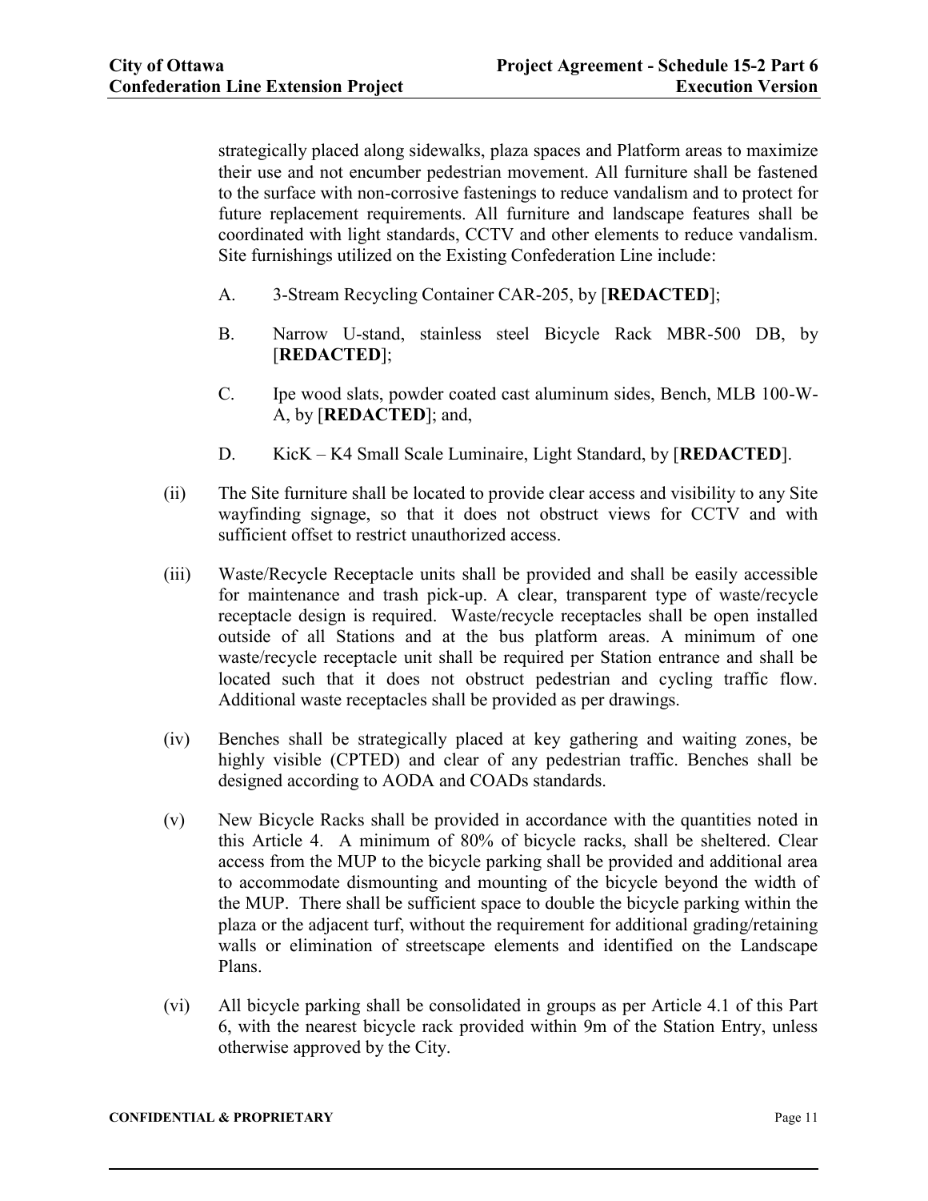strategically placed along sidewalks, plaza spaces and Platform areas to maximize their use and not encumber pedestrian movement. All furniture shall be fastened to the surface with non-corrosive fastenings to reduce vandalism and to protect for future replacement requirements. All furniture and landscape features shall be coordinated with light standards, CCTV and other elements to reduce vandalism. Site furnishings utilized on the Existing Confederation Line include:

A. 3-Stream Recycling Container CAR-205, by [**REDACTED**];

B. Narrow U-stand, stainless steel Bicycle Rack MBR-500 DB, by [**REDACTED**];

C. Ipe wood slats, powder coated cast aluminum sides, Bench, MLB 100-W-A, by [**REDACTED**]; and,

D. KicK – K4 Small Scale Luminaire, Light Standard, by [**REDACTED**].

(ii) The Site furniture shall be located to provide clear access and visibility to any Site wayfinding signage, so that it does not obstruct views for CCTV and with sufficient offset to restrict unauthorized access.

(iii) Waste/Recycle Receptacle units shall be provided and shall be easily accessible for maintenance and trash pick-up. A clear, transparent type of waste/recycle receptacle design is required. Waste/recycle receptacles shall be open installed outside of all Stations and at the bus platform areas. A minimum of one waste/recycle receptacle unit shall be required per Station entrance and shall be located such that it does not obstruct pedestrian and cycling traffic flow. Additional waste receptacles shall be provided as per drawings.

(iv) Benches shall be strategically placed at key gathering and waiting zones, be highly visible (CPTED) and clear of any pedestrian traffic. Benches shall be designed according to AODA and COADs standards.

(v) New Bicycle Racks shall be provided in accordance with the quantities noted in this Article 4. A minimum of 80% of bicycle racks, shall be sheltered. Clear access from the MUP to the bicycle parking shall be provided and additional area to accommodate dismounting and mounting of the bicycle beyond the width of the MUP. There shall be sufficient space to double the bicycle parking within the plaza or the adjacent turf, without the requirement for additional grading/retaining walls or elimination of streetscape elements and identified on the Landscape Plans.

(vi) All bicycle parking shall be consolidated in groups as per Article 4.1 of this Part 6, with the nearest bicycle rack provided within 9m of the Station Entry, unless otherwise approved by the City.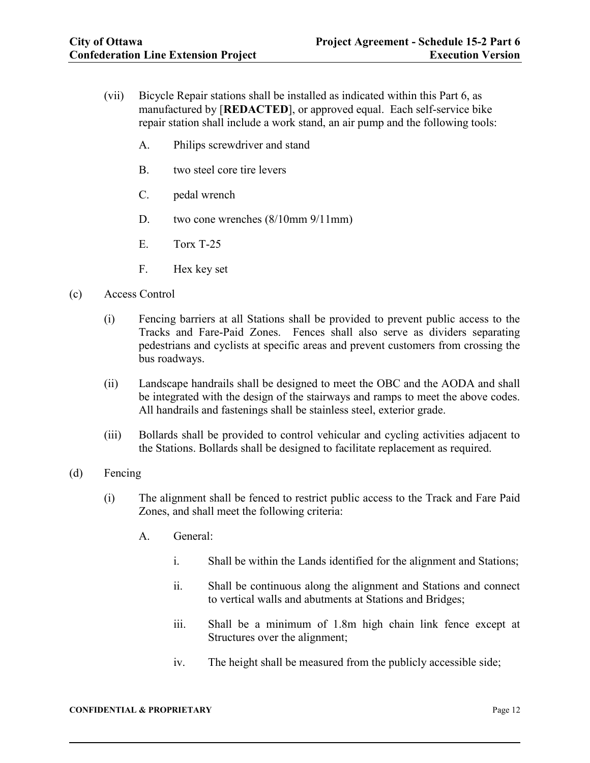(vii) Bicycle Repair stations shall be installed as indicated within this Part 6, as manufactured by [**REDACTED**], or approved equal. Each self-service bike repair station shall include a work stand, an air pump and the following tools:

A. Philips screwdriver and stand

B. two steel core tire levers

C. pedal wrench

D. two cone wrenches (8/10mm 9/11mm)

E. Torx T-25

F. Hex key set

(c) Access Control

(i) Fencing barriers at all Stations shall be provided to prevent public access to the Tracks and Fare-Paid Zones. Fences shall also serve as dividers separating pedestrians and cyclists at specific areas and prevent customers from crossing the bus roadways.

(ii) Landscape handrails shall be designed to meet the OBC and the AODA and shall be integrated with the design of the stairways and ramps to meet the above codes. All handrails and fastenings shall be stainless steel, exterior grade.

(iii) Bollards shall be provided to control vehicular and cycling activities adjacent to the Stations. Bollards shall be designed to facilitate replacement as required.

(d) Fencing

(i) The alignment shall be fenced to restrict public access to the Track and Fare Paid Zones, and shall meet the following criteria:

A. General:

i. Shall be within the Lands identified for the alignment and Stations;

ii. Shall be continuous along the alignment and Stations and connect to vertical walls and abutments at Stations and Bridges;

iii. Shall be a minimum of 1.8m high chain link fence except at Structures over the alignment;

iv. The height shall be measured from the publicly accessible side;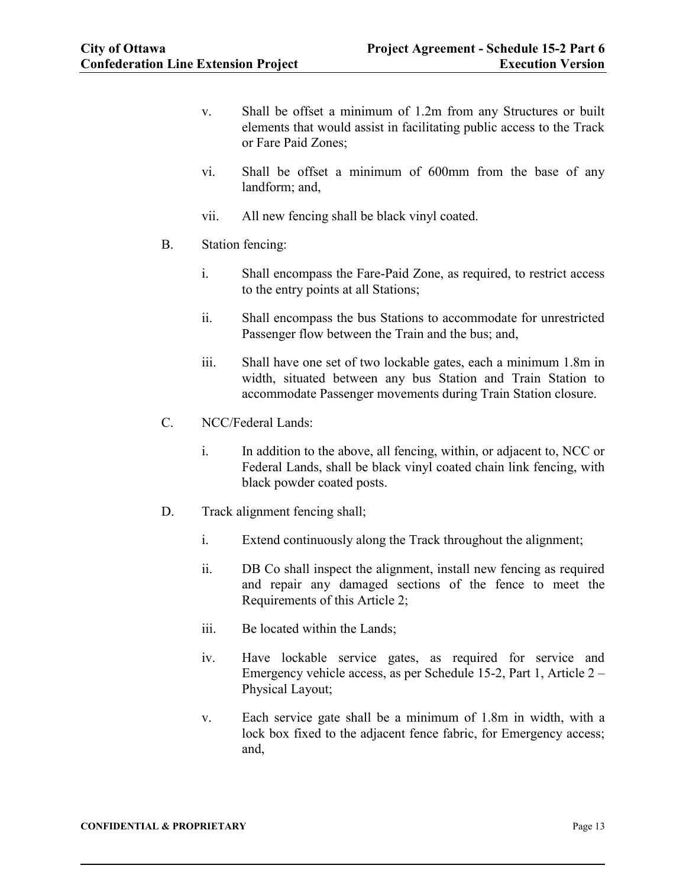v. Shall be offset a minimum of 1.2m from any Structures or built elements that would assist in facilitating public access to the Track or Fare Paid Zones;

vi. Shall be offset a minimum of 600mm from the base of any landform; and,

vii. All new fencing shall be black vinyl coated.

B. Station fencing:

i. Shall encompass the Fare-Paid Zone, as required, to restrict access to the entry points at all Stations;

ii. Shall encompass the bus Stations to accommodate for unrestricted Passenger flow between the Train and the bus; and,

iii. Shall have one set of two lockable gates, each a minimum 1.8m in width, situated between any bus Station and Train Station to accommodate Passenger movements during Train Station closure.

C. NCC/Federal Lands:

i. In addition to the above, all fencing, within, or adjacent to, NCC or Federal Lands, shall be black vinyl coated chain link fencing, with black powder coated posts.

D. Track alignment fencing shall;

i. Extend continuously along the Track throughout the alignment;

ii. DB Co shall inspect the alignment, install new fencing as required and repair any damaged sections of the fence to meet the Requirements of this Article 2;

iii. Be located within the Lands;

iv. Have lockable service gates, as required for service and Emergency vehicle access, as per Schedule 15-2, Part 1, Article 2 – Physical Layout;

v. Each service gate shall be a minimum of 1.8m in width, with a lock box fixed to the adjacent fence fabric, for Emergency access; and,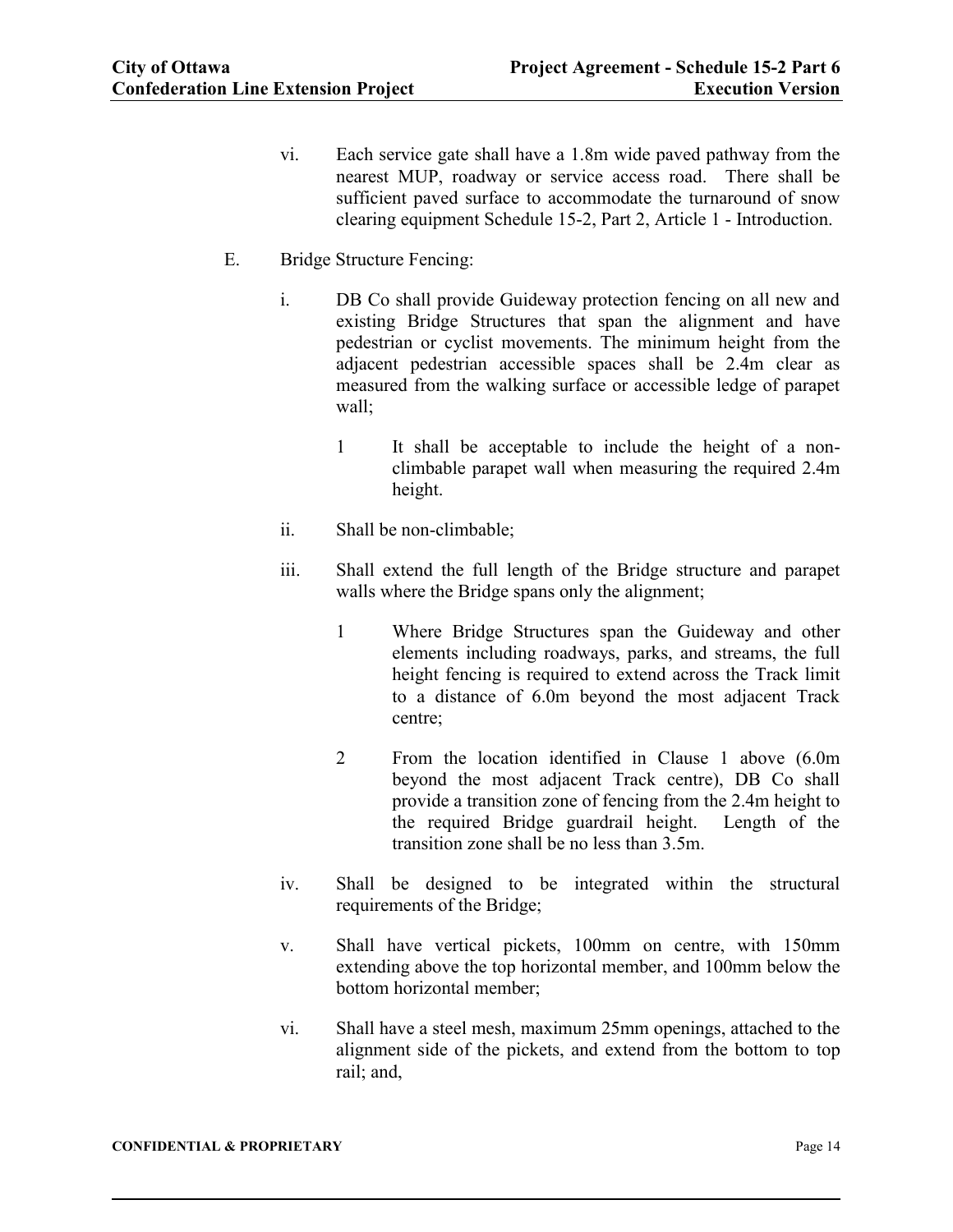vi. Each service gate shall have a 1.8m wide paved pathway from the nearest MUP, roadway or service access road. There shall be sufficient paved surface to accommodate the turnaround of snow clearing equipment Schedule 15-2, Part 2, Article 1 - Introduction.

E. Bridge Structure Fencing:

i. DB Co shall provide Guideway protection fencing on all new and existing Bridge Structures that span the alignment and have pedestrian or cyclist movements. The minimum height from the adjacent pedestrian accessible spaces shall be 2.4m clear as measured from the walking surface or accessible ledge of parapet wall;

1 It shall be acceptable to include the height of a non-climbable parapet wall when measuring the required 2.4m height.

ii. Shall be non-climbable;

iii. Shall extend the full length of the Bridge structure and parapet walls where the Bridge spans only the alignment;

1 Where Bridge Structures span the Guideway and other elements including roadways, parks, and streams, the full height fencing is required to extend across the Track limit to a distance of 6.0m beyond the most adjacent Track centre;

2 From the location identified in Clause 1 above (6.0m beyond the most adjacent Track centre), DB Co shall provide a transition zone of fencing from the 2.4m height to the required Bridge guardrail height. Length of the transition zone shall be no less than 3.5m.

iv. Shall be designed to be integrated within the structural requirements of the Bridge;

v. Shall have vertical pickets, 100mm on centre, with 150mm extending above the top horizontal member, and 100mm below the bottom horizontal member;

vi. Shall have a steel mesh, maximum 25mm openings, attached to the alignment side of the pickets, and extend from the bottom to top rail; and,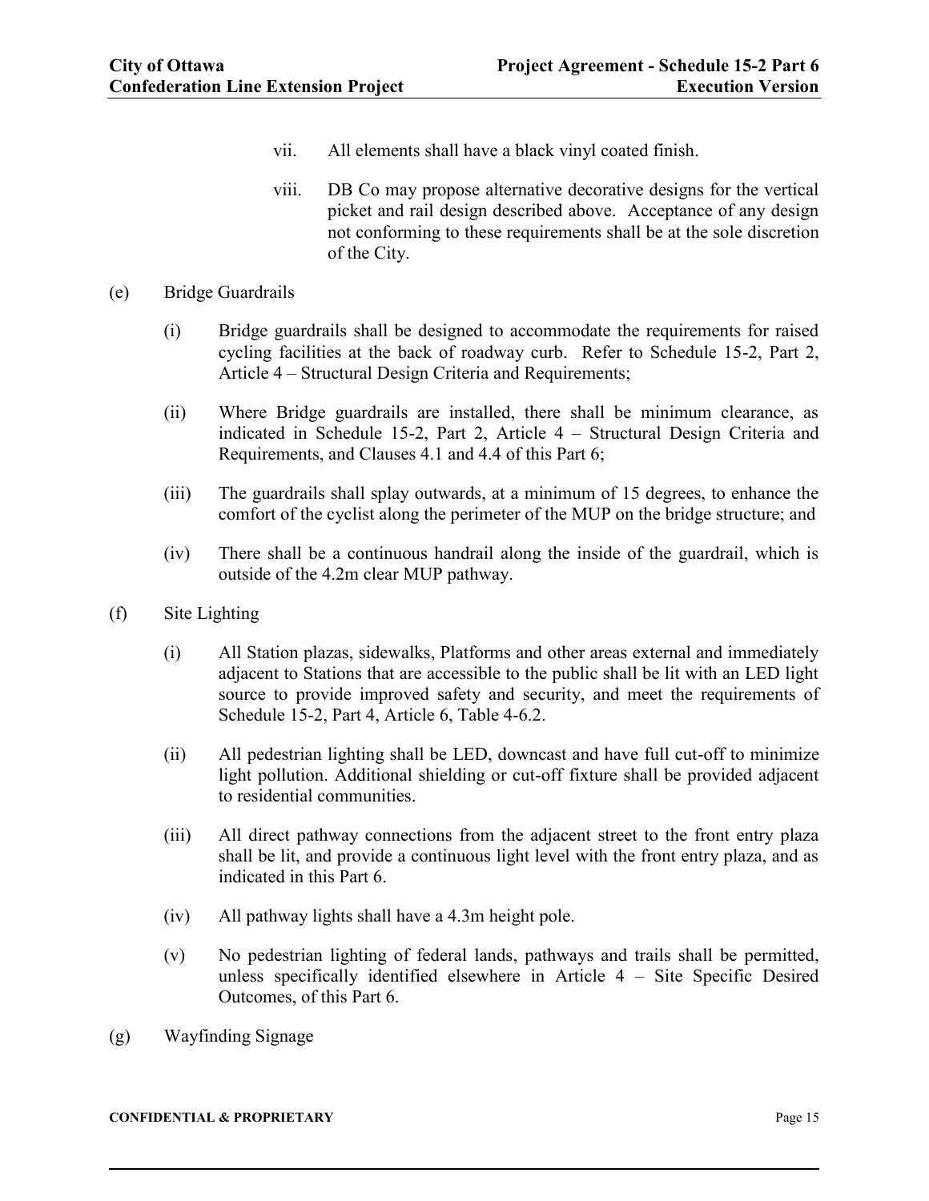vii. All elements shall have a black vinyl coated finish.

viii. DB Co may propose alternative decorative designs for the vertical picket and rail design described above. Acceptance of any design not conforming to these requirements shall be at the sole discretion of the City.

(e) Bridge Guardrails

(i) Bridge guardrails shall be designed to accommodate the requirements for raised cycling facilities at the back of roadway curb. Refer to Schedule 15-2, Part 2, Article 4 – Structural Design Criteria and Requirements;

(ii) Where Bridge guardrails are installed, there shall be minimum clearance, as indicated in Schedule 15-2, Part 2, Article 4 – Structural Design Criteria and Requirements, and Clauses 4.1 and 4.4 of this Part 6;

(iii) The guardrails shall splay outwards, at a minimum of 15 degrees, to enhance the comfort of the cyclist along the perimeter of the MUP on the bridge structure; and

(iv) There shall be a continuous handrail along the inside of the guardrail, which is outside of the 4.2m clear MUP pathway.

(f) Site Lighting

(i) All Station plazas, sidewalks, Platforms and other areas external and immediately adjacent to Stations that are accessible to the public shall be lit with an LED light source to provide improved safety and security, and meet the requirements of Schedule 15-2, Part 4, Article 6, Table 4-6.2.

(ii) All pedestrian lighting shall be LED, downcast and have full cut-off to minimize light pollution. Additional shielding or cut-off fixture shall be provided adjacent to residential communities.

(iii) All direct pathway connections from the adjacent street to the front entry plaza shall be lit, and provide a continuous light level with the front entry plaza, and as indicated in this Part 6.

(iv) All pathway lights shall have a 4.3m height pole.

(v) No pedestrian lighting of federal lands, pathways and trails shall be permitted, unless specifically identified elsewhere in Article 4 – Site Specific Desired Outcomes, of this Part 6.

(g) Wayfinding Signage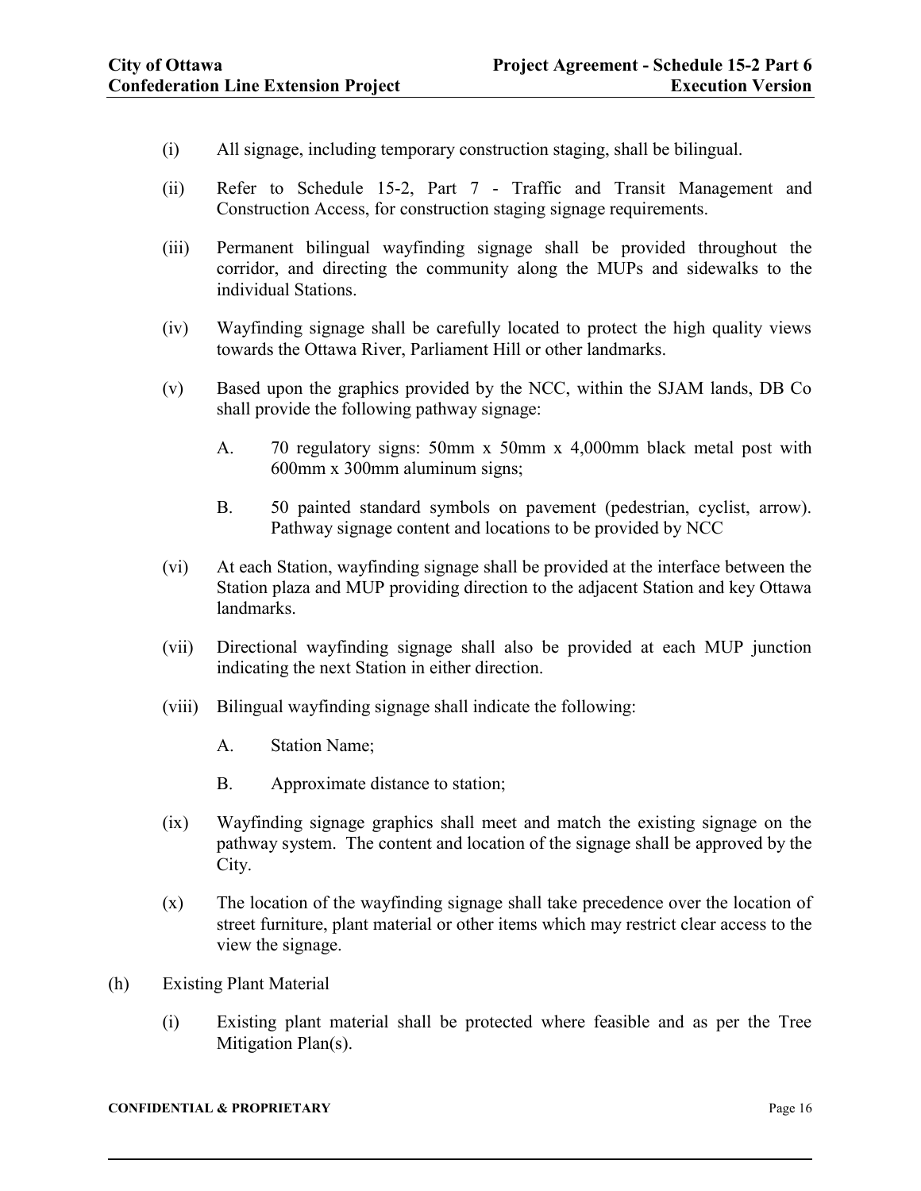(i) All signage, including temporary construction staging, shall be bilingual.

(ii) Refer to Schedule 15-2, Part 7 - Traffic and Transit Management and Construction Access, for construction staging signage requirements.

(iii) Permanent bilingual wayfinding signage shall be provided throughout the corridor, and directing the community along the MUPs and sidewalks to the individual Stations.

(iv) Wayfinding signage shall be carefully located to protect the high quality views towards the Ottawa River, Parliament Hill or other landmarks.

(v) Based upon the graphics provided by the NCC, within the SJAM lands, DB Co shall provide the following pathway signage:

A. 70 regulatory signs: 50mm x 50mm x 4,000mm black metal post with 600mm x 300mm aluminum signs;

B. 50 painted standard symbols on pavement (pedestrian, cyclist, arrow). Pathway signage content and locations to be provided by NCC

(vi) At each Station, wayfinding signage shall be provided at the interface between the Station plaza and MUP providing direction to the adjacent Station and key Ottawa landmarks.

(vii) Directional wayfinding signage shall also be provided at each MUP junction indicating the next Station in either direction.

(viii) Bilingual wayfinding signage shall indicate the following:

A. Station Name;

B. Approximate distance to station;

(ix) Wayfinding signage graphics shall meet and match the existing signage on the pathway system. The content and location of the signage shall be approved by the City.

(x) The location of the wayfinding signage shall take precedence over the location of street furniture, plant material or other items which may restrict clear access to the view the signage.

(h) Existing Plant Material

(i) Existing plant material shall be protected where feasible and as per the Tree Mitigation Plan(s).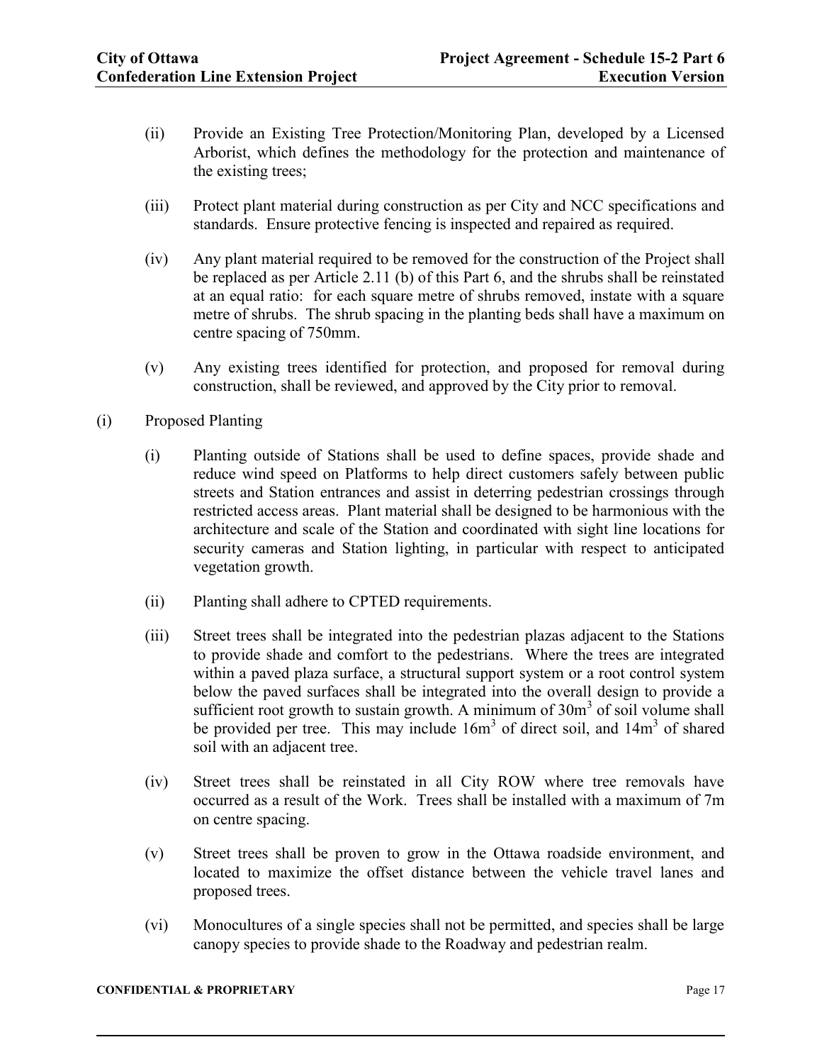(ii) Provide an Existing Tree Protection/Monitoring Plan, developed by a Licensed Arborist, which defines the methodology for the protection and maintenance of the existing trees;

(iii) Protect plant material during construction as per City and NCC specifications and standards. Ensure protective fencing is inspected and repaired as required.

(iv) Any plant material required to be removed for the construction of the Project shall be replaced as per Article 2.11 (b) of this Part 6, and the shrubs shall be reinstated at an equal ratio: for each square metre of shrubs removed, instate with a square metre of shrubs. The shrub spacing in the planting beds shall have a maximum on centre spacing of 750mm.

(v) Any existing trees identified for protection, and proposed for removal during construction, shall be reviewed, and approved by the City prior to removal.

(i) Proposed Planting

(i) Planting outside of Stations shall be used to define spaces, provide shade and reduce wind speed on Platforms to help direct customers safely between public streets and Station entrances and assist in deterring pedestrian crossings through restricted access areas. Plant material shall be designed to be harmonious with the architecture and scale of the Station and coordinated with sight line locations for security cameras and Station lighting, in particular with respect to anticipated vegetation growth.

(ii) Planting shall adhere to CPTED requirements.

(iii) Street trees shall be integrated into the pedestrian plazas adjacent to the Stations to provide shade and comfort to the pedestrians. Where the trees are integrated within a paved plaza surface, a structural support system or a root control system below the paved surfaces shall be integrated into the overall design to provide a sufficient root growth to sustain growth. A minimum of $30m^3$ of soil volume shall be provided per tree. This may include $16m^3$ of direct soil, and $14m^3$ of shared soil with an adjacent tree.

(iv) Street trees shall be reinstated in all City ROW where tree removals have occurred as a result of the Work. Trees shall be installed with a maximum of 7m on centre spacing.

(v) Street trees shall be proven to grow in the Ottawa roadside environment, and located to maximize the offset distance between the vehicle travel lanes and proposed trees.

(vi) Monocultures of a single species shall not be permitted, and species shall be large canopy species to provide shade to the Roadway and pedestrian realm.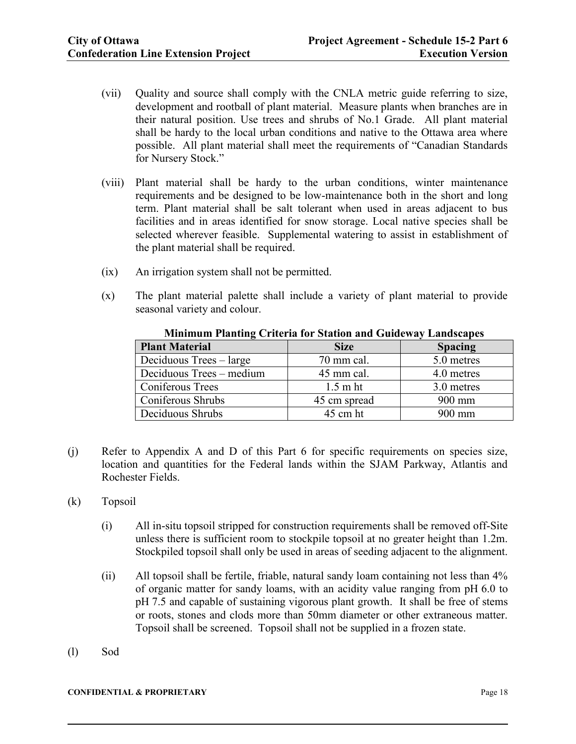(vii) Quality and source shall comply with the CNLA metric guide referring to size, development and rootball of plant material. Measure plants when branches are in their natural position. Use trees and shrubs of No.1 Grade. All plant material shall be hardy to the local urban conditions and native to the Ottawa area where possible. All plant material shall meet the requirements of "Canadian Standards for Nursery Stock."

(viii) Plant material shall be hardy to the urban conditions, winter maintenance requirements and be designed to be low-maintenance both in the short and long term. Plant material shall be salt tolerant when used in areas adjacent to bus facilities and in areas identified for snow storage. Local native species shall be selected wherever feasible. Supplemental watering to assist in establishment of the plant material shall be required.

(ix) An irrigation system shall not be permitted.

(x) The plant material palette shall include a variety of plant material to provide seasonal variety and colour.

**Minimum Planting Criteria for Station and Guideway Landscapes**

| Plant Material | Size | Spacing |
| --- | --- | --- |
| Deciduous Trees – large | 70 mm cal. | 5.0 metres |
| Deciduous Trees – medium | 45 mm cal. | 4.0 metres |
| Coniferous Trees | 1.5 m ht | 3.0 metres |
| Coniferous Shrubs | 45 cm spread | 900 mm |
| Deciduous Shrubs | 45 cm ht | 900 mm |

(j) Refer to Appendix A and D of this Part 6 for specific requirements on species size, location and quantities for the Federal lands within the SJAM Parkway, Atlantis and Rochester Fields.

(k) Topsoil

(i) All in-situ topsoil stripped for construction requirements shall be removed off-Site unless there is sufficient room to stockpile topsoil at no greater height than 1.2m. Stockpiled topsoil shall only be used in areas of seeding adjacent to the alignment.

(ii) All topsoil shall be fertile, friable, natural sandy loam containing not less than 4% of organic matter for sandy loams, with an acidity value ranging from pH 6.0 to pH 7.5 and capable of sustaining vigorous plant growth. It shall be free of stems or roots, stones and clods more than 50mm diameter or other extraneous matter. Topsoil shall be screened. Topsoil shall not be supplied in a frozen state.

(l) Sod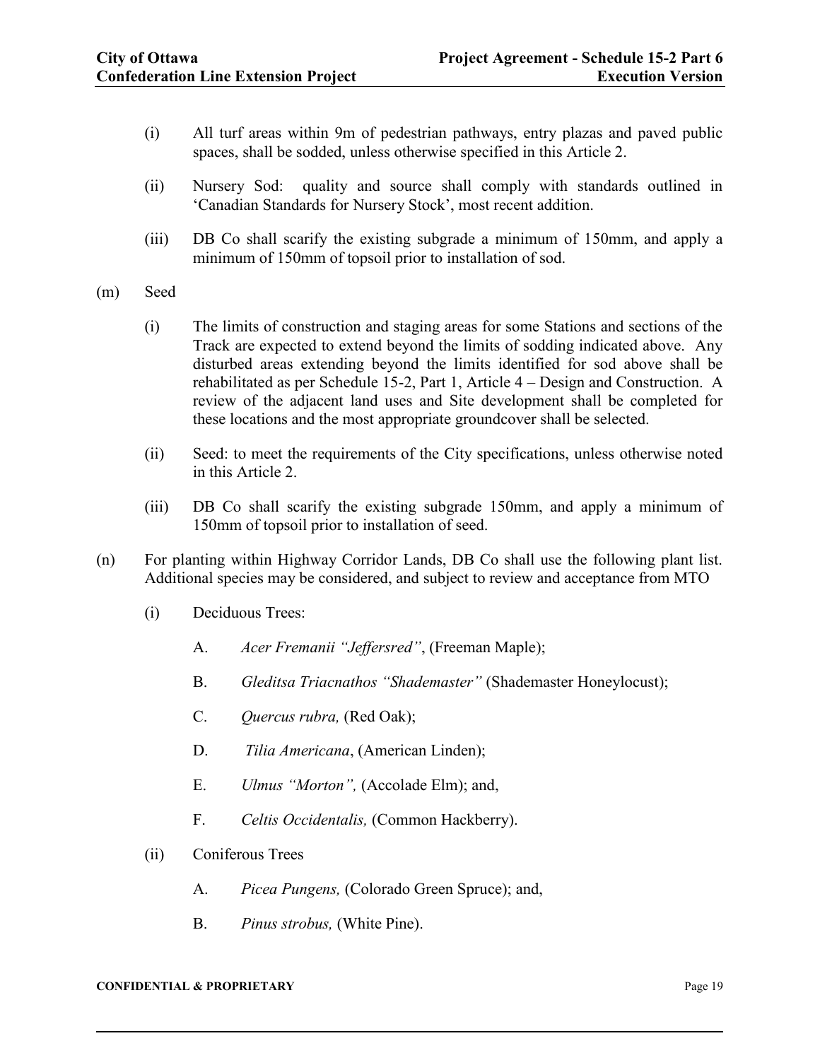(i) All turf areas within 9m of pedestrian pathways, entry plazas and paved public spaces, shall be sodded, unless otherwise specified in this Article 2.

(ii) Nursery Sod: quality and source shall comply with standards outlined in 'Canadian Standards for Nursery Stock', most recent addition.

(iii) DB Co shall scarify the existing subgrade a minimum of 150mm, and apply a minimum of 150mm of topsoil prior to installation of sod.

(m) Seed

(i) The limits of construction and staging areas for some Stations and sections of the Track are expected to extend beyond the limits of sodding indicated above. Any disturbed areas extending beyond the limits identified for sod above shall be rehabilitated as per Schedule 15-2, Part 1, Article 4 – Design and Construction. A review of the adjacent land uses and Site development shall be completed for these locations and the most appropriate groundcover shall be selected.

(ii) Seed: to meet the requirements of the City specifications, unless otherwise noted in this Article 2.

(iii) DB Co shall scarify the existing subgrade 150mm, and apply a minimum of 150mm of topsoil prior to installation of seed.

(n) For planting within Highway Corridor Lands, DB Co shall use the following plant list. Additional species may be considered, and subject to review and acceptance from MTO

(i) Deciduous Trees:

A. *Acer Fremanii "Jeffersred"*, (Freeman Maple);

B. *Gleditsa Triacnathos "Shademaster"* (Shademaster Honeylocust);

C. *Quercus rubra,* (Red Oak);

D. *Tilia Americana*, (American Linden);

E. *Ulmus "Morton",* (Accolade Elm); and,

F. *Celtis Occidentalis,* (Common Hackberry).

(ii) Coniferous Trees

A. *Picea Pungens,* (Colorado Green Spruce); and,

B. *Pinus strobus,* (White Pine).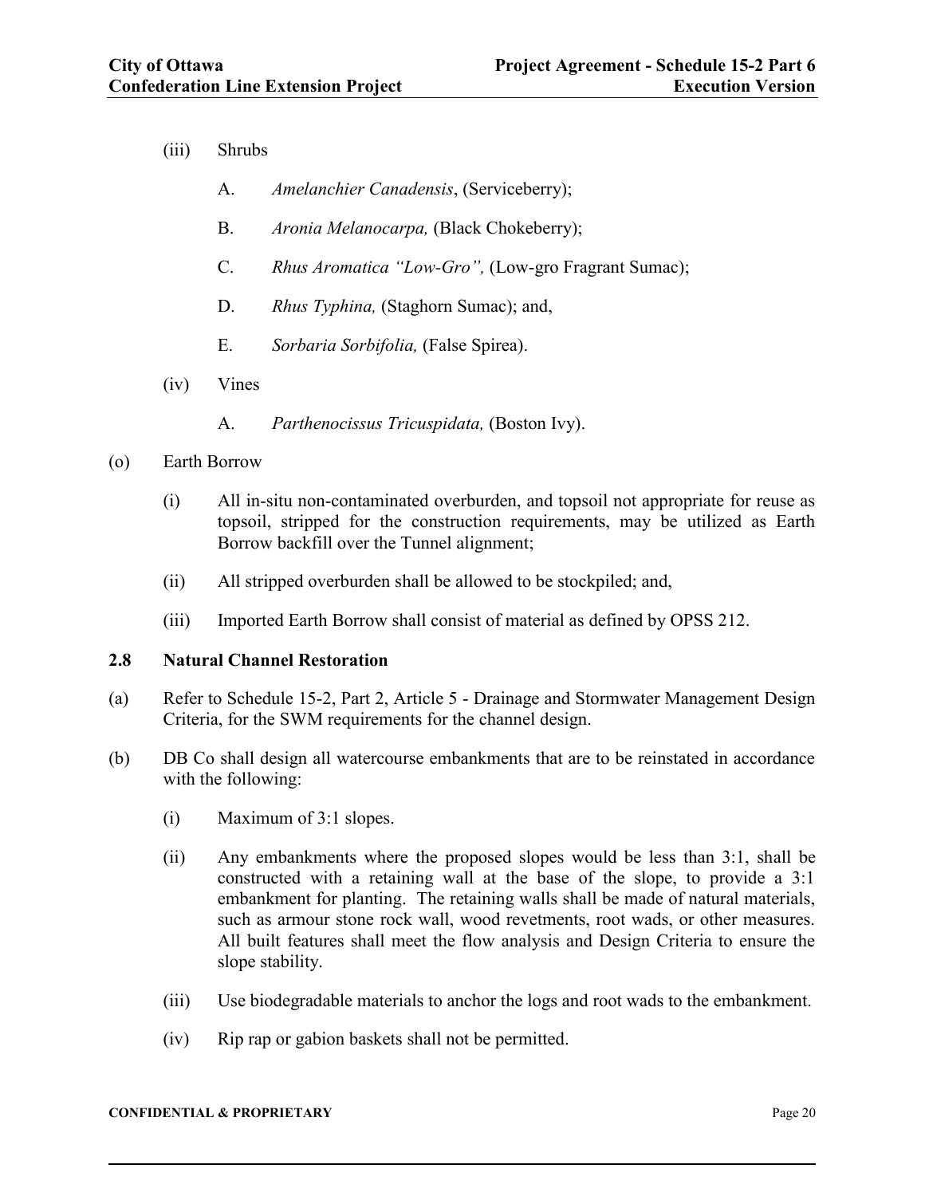(iii) Shrubs

A. *Amelanchier Canadensis*, (Serviceberry);

B. *Aronia Melanocarpa,* (Black Chokeberry);

C. *Rhus Aromatica "Low-Gro",* (Low-gro Fragrant Sumac);

D. *Rhus Typhina,* (Staghorn Sumac); and,

E. *Sorbaria Sorbifolia,* (False Spirea).

(iv) Vines

A. *Parthenocissus Tricuspidata,* (Boston Ivy).

(o) Earth Borrow

(i) All in-situ non-contaminated overburden, and topsoil not appropriate for reuse as topsoil, stripped for the construction requirements, may be utilized as Earth Borrow backfill over the Tunnel alignment;

(ii) All stripped overburden shall be allowed to be stockpiled; and,

(iii) Imported Earth Borrow shall consist of material as defined by OPSS 212.

## 2.8 Natural Channel Restoration

(a) Refer to Schedule 15-2, Part 2, Article 5 - Drainage and Stormwater Management Design Criteria, for the SWM requirements for the channel design.

(b) DB Co shall design all watercourse embankments that are to be reinstated in accordance with the following:

(i) Maximum of 3:1 slopes.

(ii) Any embankments where the proposed slopes would be less than 3:1, shall be constructed with a retaining wall at the base of the slope, to provide a 3:1 embankment for planting. The retaining walls shall be made of natural materials, such as armour stone rock wall, wood revetments, root wads, or other measures. All built features shall meet the flow analysis and Design Criteria to ensure the slope stability.

(iii) Use biodegradable materials to anchor the logs and root wads to the embankment.

(iv) Rip rap or gabion baskets shall not be permitted.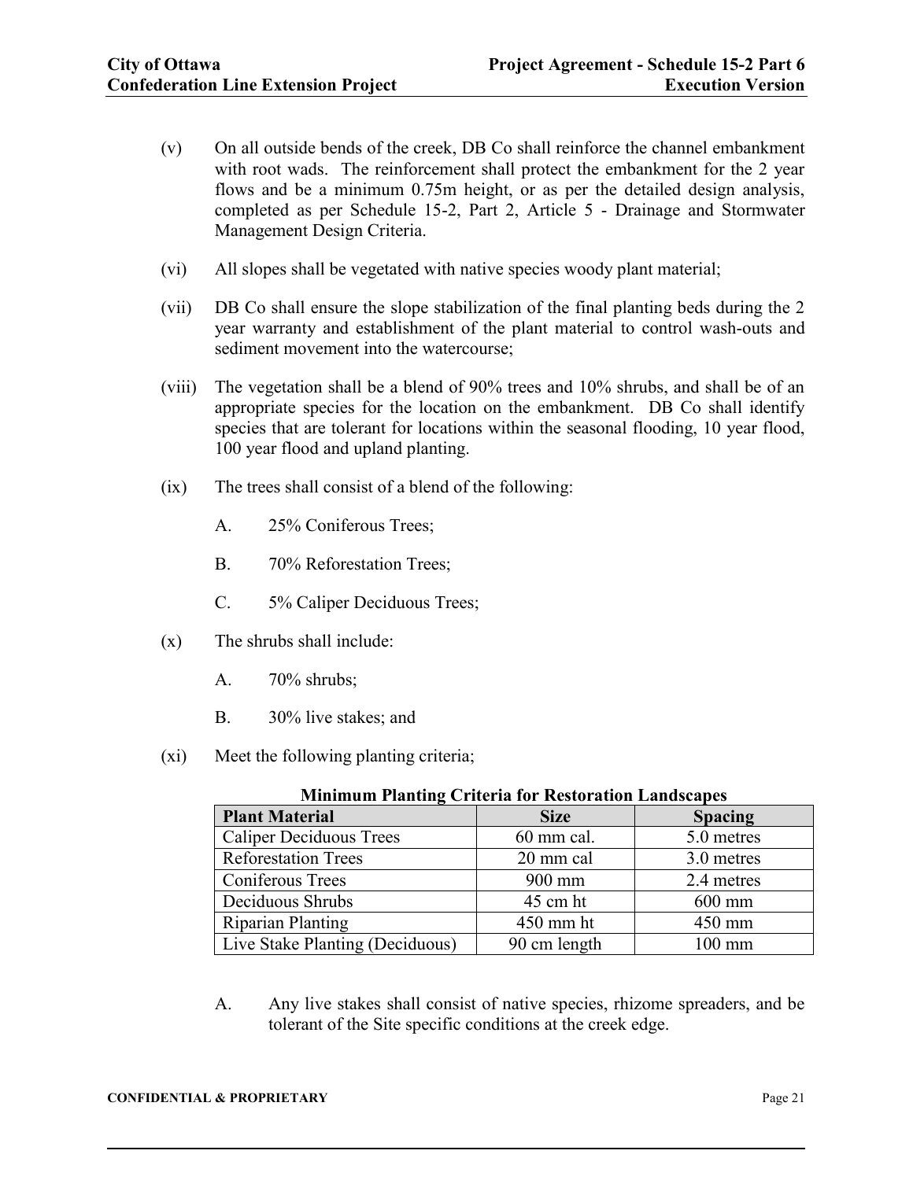(v) On all outside bends of the creek, DB Co shall reinforce the channel embankment with root wads. The reinforcement shall protect the embankment for the 2 year flows and be a minimum 0.75m height, or as per the detailed design analysis, completed as per Schedule 15-2, Part 2, Article 5 - Drainage and Stormwater Management Design Criteria.

(vi) All slopes shall be vegetated with native species woody plant material;

(vii) DB Co shall ensure the slope stabilization of the final planting beds during the 2 year warranty and establishment of the plant material to control wash-outs and sediment movement into the watercourse;

(viii) The vegetation shall be a blend of 90% trees and 10% shrubs, and shall be of an appropriate species for the location on the embankment. DB Co shall identify species that are tolerant for locations within the seasonal flooding, 10 year flood, 100 year flood and upland planting.

(ix) The trees shall consist of a blend of the following:

A. 25% Coniferous Trees;

B. 70% Reforestation Trees;

C. 5% Caliper Deciduous Trees;

(x) The shrubs shall include:

A. 70% shrubs;

B. 30% live stakes; and

(xi) Meet the following planting criteria;

**Minimum Planting Criteria for Restoration Landscapes**

| Plant Material | Size | Spacing |
|---|---|---|
| Caliper Deciduous Trees | 60 mm cal. | 5.0 metres |
| Reforestation Trees | 20 mm cal | 3.0 metres |
| Coniferous Trees | 900 mm | 2.4 metres |
| Deciduous Shrubs | 45 cm ht | 600 mm |
| Riparian Planting | 450 mm ht | 450 mm |
| Live Stake Planting (Deciduous) | 90 cm length | 100 mm |

A. Any live stakes shall consist of native species, rhizome spreaders, and be tolerant of the Site specific conditions at the creek edge.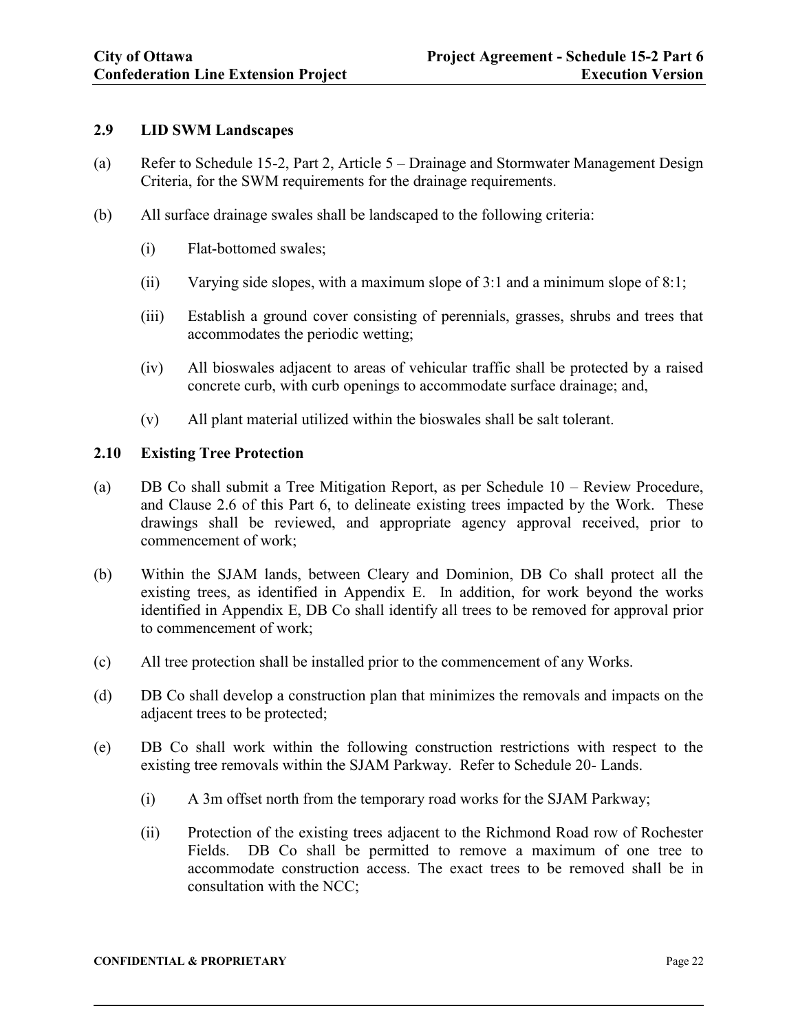### 2.9 LID SWM Landscapes

(a) Refer to Schedule 15-2, Part 2, Article 5 – Drainage and Stormwater Management Design Criteria, for the SWM requirements for the drainage requirements.

(b) All surface drainage swales shall be landscaped to the following criteria:

   (i) Flat-bottomed swales;

   (ii) Varying side slopes, with a maximum slope of 3:1 and a minimum slope of 8:1;

   (iii) Establish a ground cover consisting of perennials, grasses, shrubs and trees that accommodates the periodic wetting;

   (iv) All bioswales adjacent to areas of vehicular traffic shall be protected by a raised concrete curb, with curb openings to accommodate surface drainage; and,

   (v) All plant material utilized within the bioswales shall be salt tolerant.

### 2.10 Existing Tree Protection

(a) DB Co shall submit a Tree Mitigation Report, as per Schedule 10 – Review Procedure, and Clause 2.6 of this Part 6, to delineate existing trees impacted by the Work. These drawings shall be reviewed, and appropriate agency approval received, prior to commencement of work;

(b) Within the SJAM lands, between Cleary and Dominion, DB Co shall protect all the existing trees, as identified in Appendix E. In addition, for work beyond the works identified in Appendix E, DB Co shall identify all trees to be removed for approval prior to commencement of work;

(c) All tree protection shall be installed prior to the commencement of any Works.

(d) DB Co shall develop a construction plan that minimizes the removals and impacts on the adjacent trees to be protected;

(e) DB Co shall work within the following construction restrictions with respect to the existing tree removals within the SJAM Parkway. Refer to Schedule 20- Lands.

   (i) A 3m offset north from the temporary road works for the SJAM Parkway;

   (ii) Protection of the existing trees adjacent to the Richmond Road row of Rochester Fields. DB Co shall be permitted to remove a maximum of one tree to accommodate construction access. The exact trees to be removed shall be in consultation with the NCC;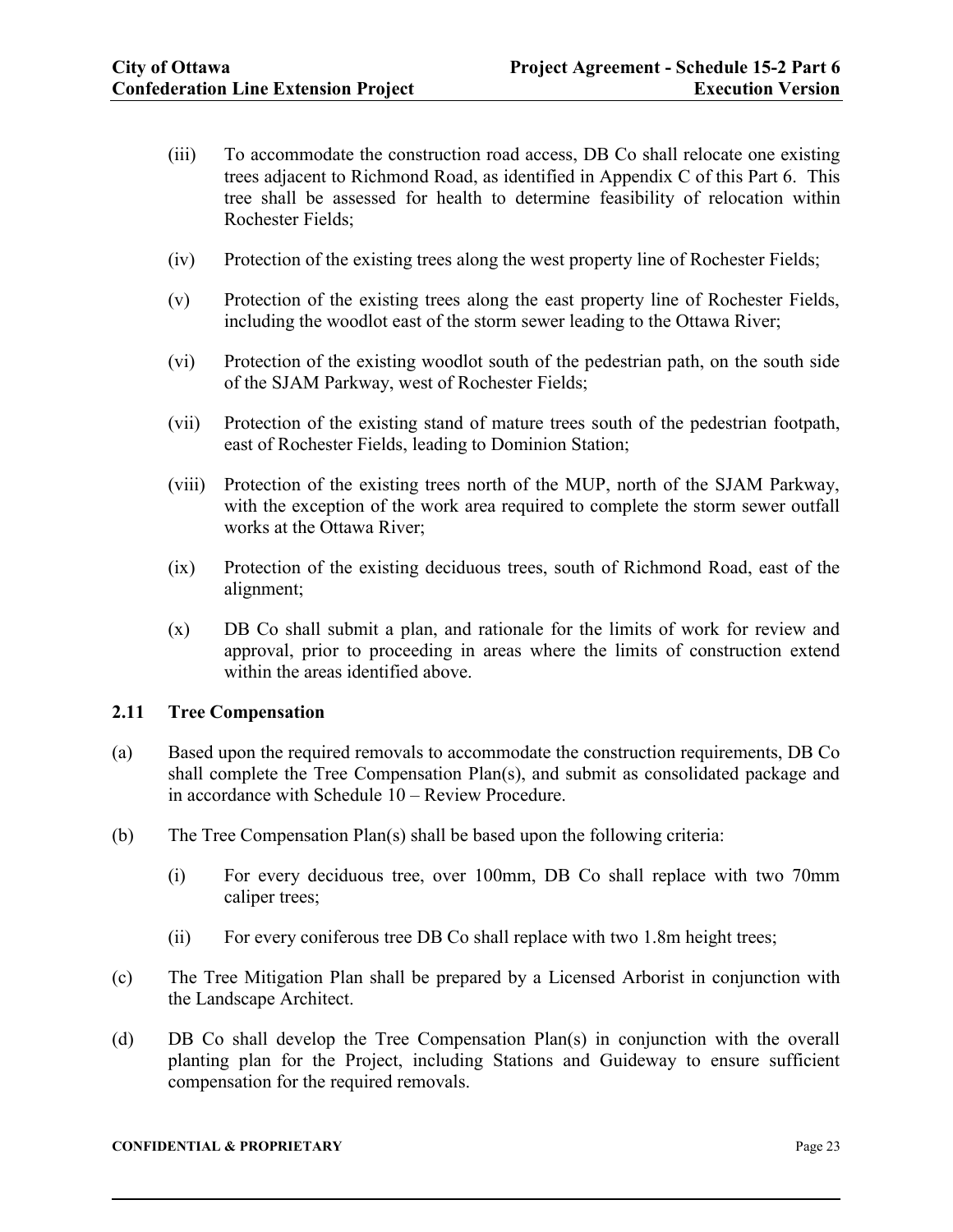(iii) To accommodate the construction road access, DB Co shall relocate one existing trees adjacent to Richmond Road, as identified in Appendix C of this Part 6. This tree shall be assessed for health to determine feasibility of relocation within Rochester Fields;

(iv) Protection of the existing trees along the west property line of Rochester Fields;

(v) Protection of the existing trees along the east property line of Rochester Fields, including the woodlot east of the storm sewer leading to the Ottawa River;

(vi) Protection of the existing woodlot south of the pedestrian path, on the south side of the SJAM Parkway, west of Rochester Fields;

(vii) Protection of the existing stand of mature trees south of the pedestrian footpath, east of Rochester Fields, leading to Dominion Station;

(viii) Protection of the existing trees north of the MUP, north of the SJAM Parkway, with the exception of the work area required to complete the storm sewer outfall works at the Ottawa River;

(ix) Protection of the existing deciduous trees, south of Richmond Road, east of the alignment;

(x) DB Co shall submit a plan, and rationale for the limits of work for review and approval, prior to proceeding in areas where the limits of construction extend within the areas identified above.

### 2.11 Tree Compensation

(a) Based upon the required removals to accommodate the construction requirements, DB Co shall complete the Tree Compensation Plan(s), and submit as consolidated package and in accordance with Schedule 10 – Review Procedure.

(b) The Tree Compensation Plan(s) shall be based upon the following criteria:

(i) For every deciduous tree, over 100mm, DB Co shall replace with two 70mm caliper trees;

(ii) For every coniferous tree DB Co shall replace with two 1.8m height trees;

(c) The Tree Mitigation Plan shall be prepared by a Licensed Arborist in conjunction with the Landscape Architect.

(d) DB Co shall develop the Tree Compensation Plan(s) in conjunction with the overall planting plan for the Project, including Stations and Guideway to ensure sufficient compensation for the required removals.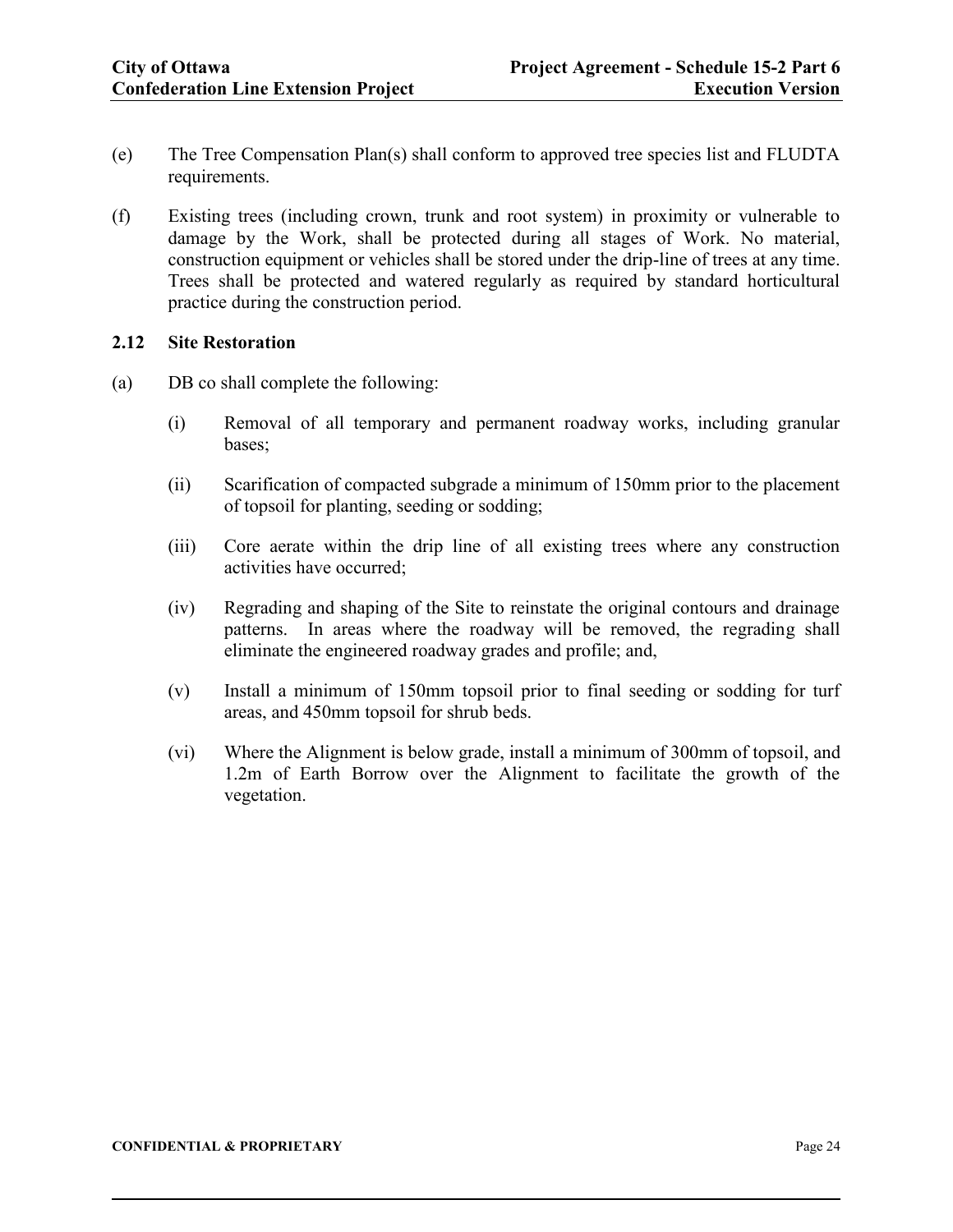(e) The Tree Compensation Plan(s) shall conform to approved tree species list and FLUDTA requirements.

(f) Existing trees (including crown, trunk and root system) in proximity or vulnerable to damage by the Work, shall be protected during all stages of Work. No material, construction equipment or vehicles shall be stored under the drip-line of trees at any time. Trees shall be protected and watered regularly as required by standard horticultural practice during the construction period.

### 2.12 Site Restoration

(a) DB co shall complete the following:

   (i) Removal of all temporary and permanent roadway works, including granular bases;

   (ii) Scarification of compacted subgrade a minimum of 150mm prior to the placement of topsoil for planting, seeding or sodding;

   (iii) Core aerate within the drip line of all existing trees where any construction activities have occurred;

   (iv) Regrading and shaping of the Site to reinstate the original contours and drainage patterns. In areas where the roadway will be removed, the regrading shall eliminate the engineered roadway grades and profile; and,

   (v) Install a minimum of 150mm topsoil prior to final seeding or sodding for turf areas, and 450mm topsoil for shrub beds.

   (vi) Where the Alignment is below grade, install a minimum of 300mm of topsoil, and 1.2m of Earth Borrow over the Alignment to facilitate the growth of the vegetation.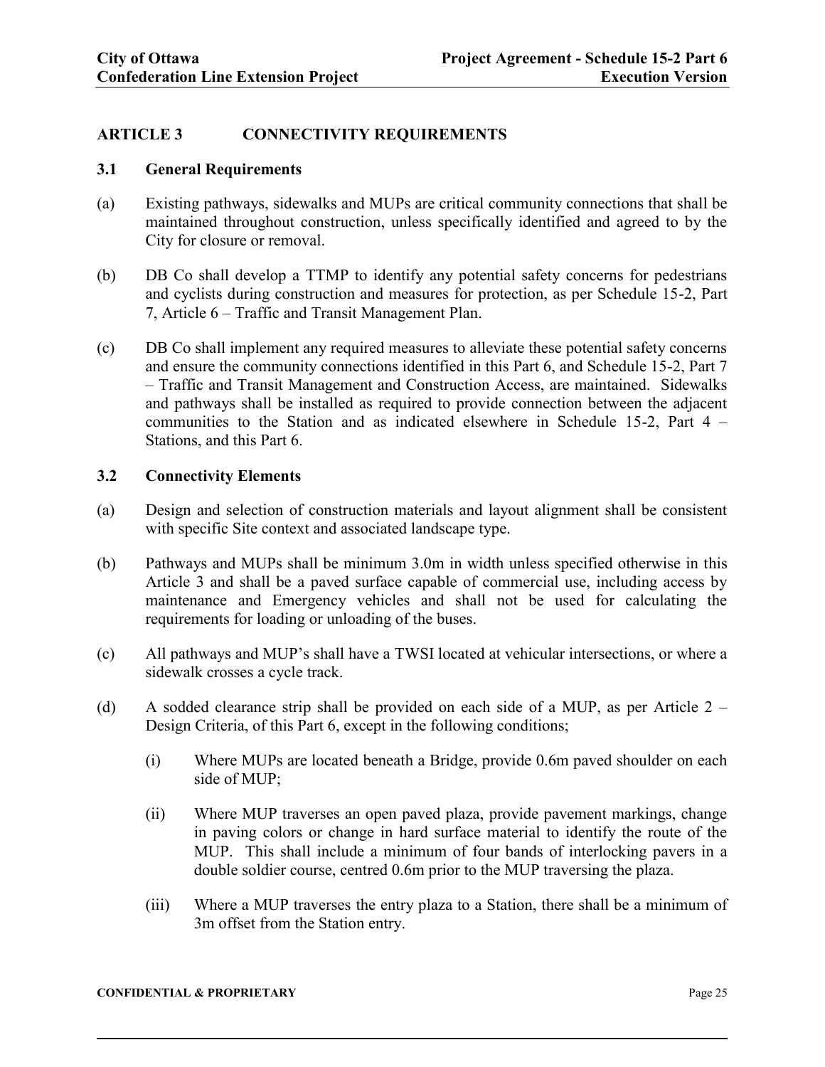## ARTICLE 3 CONNECTIVITY REQUIREMENTS

### 3.1 General Requirements

(a) Existing pathways, sidewalks and MUPs are critical community connections that shall be maintained throughout construction, unless specifically identified and agreed to by the City for closure or removal.

(b) DB Co shall develop a TTMP to identify any potential safety concerns for pedestrians and cyclists during construction and measures for protection, as per Schedule 15-2, Part 7, Article 6 – Traffic and Transit Management Plan.

(c) DB Co shall implement any required measures to alleviate these potential safety concerns and ensure the community connections identified in this Part 6, and Schedule 15-2, Part 7 – Traffic and Transit Management and Construction Access, are maintained. Sidewalks and pathways shall be installed as required to provide connection between the adjacent communities to the Station and as indicated elsewhere in Schedule 15-2, Part 4 – Stations, and this Part 6.

### 3.2 Connectivity Elements

(a) Design and selection of construction materials and layout alignment shall be consistent with specific Site context and associated landscape type.

(b) Pathways and MUPs shall be minimum 3.0m in width unless specified otherwise in this Article 3 and shall be a paved surface capable of commercial use, including access by maintenance and Emergency vehicles and shall not be used for calculating the requirements for loading or unloading of the buses.

(c) All pathways and MUP's shall have a TWSI located at vehicular intersections, or where a sidewalk crosses a cycle track.

(d) A sodded clearance strip shall be provided on each side of a MUP, as per Article 2 – Design Criteria, of this Part 6, except in the following conditions;

(i) Where MUPs are located beneath a Bridge, provide 0.6m paved shoulder on each side of MUP;

(ii) Where MUP traverses an open paved plaza, provide pavement markings, change in paving colors or change in hard surface material to identify the route of the MUP. This shall include a minimum of four bands of interlocking pavers in a double soldier course, centred 0.6m prior to the MUP traversing the plaza.

(iii) Where a MUP traverses the entry plaza to a Station, there shall be a minimum of 3m offset from the Station entry.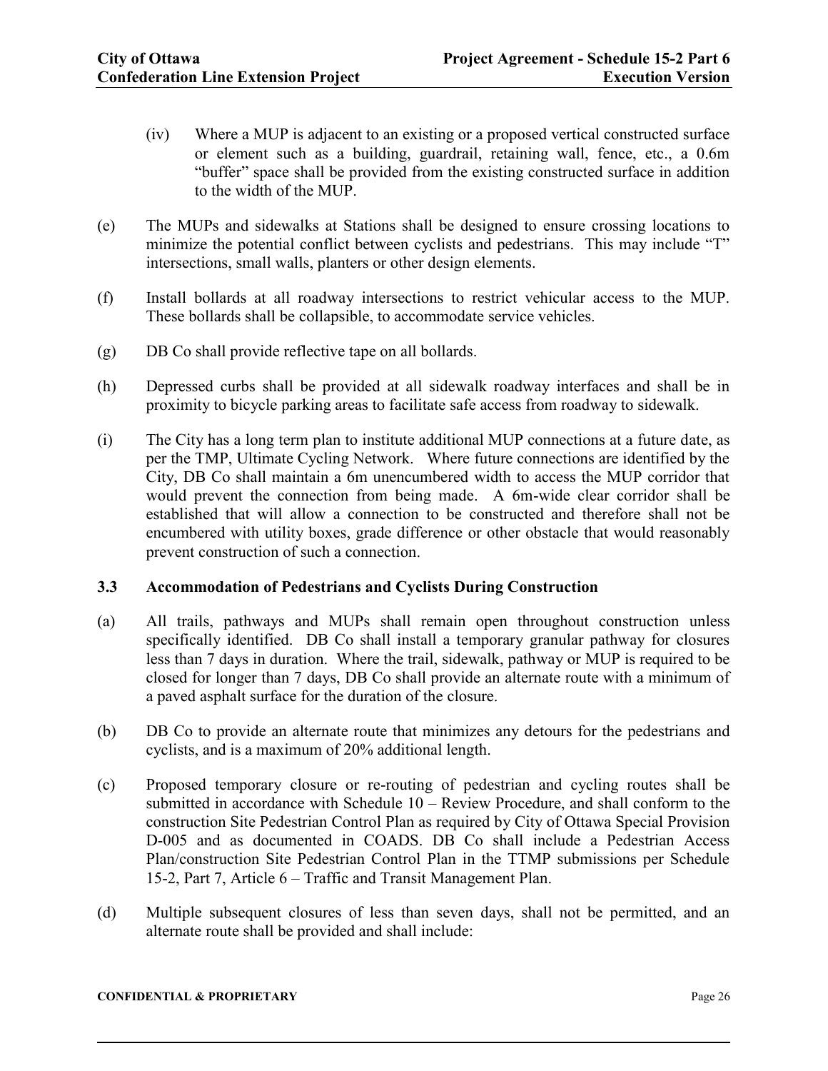(iv) Where a MUP is adjacent to an existing or a proposed vertical constructed surface or element such as a building, guardrail, retaining wall, fence, etc., a 0.6m "buffer" space shall be provided from the existing constructed surface in addition to the width of the MUP.

(e) The MUPs and sidewalks at Stations shall be designed to ensure crossing locations to minimize the potential conflict between cyclists and pedestrians. This may include "T" intersections, small walls, planters or other design elements.

(f) Install bollards at all roadway intersections to restrict vehicular access to the MUP. These bollards shall be collapsible, to accommodate service vehicles.

(g) DB Co shall provide reflective tape on all bollards.

(h) Depressed curbs shall be provided at all sidewalk roadway interfaces and shall be in proximity to bicycle parking areas to facilitate safe access from roadway to sidewalk.

(i) The City has a long term plan to institute additional MUP connections at a future date, as per the TMP, Ultimate Cycling Network. Where future connections are identified by the City, DB Co shall maintain a 6m unencumbered width to access the MUP corridor that would prevent the connection from being made. A 6m-wide clear corridor shall be established that will allow a connection to be constructed and therefore shall not be encumbered with utility boxes, grade difference or other obstacle that would reasonably prevent construction of such a connection.

### 3.3 Accommodation of Pedestrians and Cyclists During Construction

(a) All trails, pathways and MUPs shall remain open throughout construction unless specifically identified. DB Co shall install a temporary granular pathway for closures less than 7 days in duration. Where the trail, sidewalk, pathway or MUP is required to be closed for longer than 7 days, DB Co shall provide an alternate route with a minimum of a paved asphalt surface for the duration of the closure.

(b) DB Co to provide an alternate route that minimizes any detours for the pedestrians and cyclists, and is a maximum of 20% additional length.

(c) Proposed temporary closure or re-routing of pedestrian and cycling routes shall be submitted in accordance with Schedule 10 – Review Procedure, and shall conform to the construction Site Pedestrian Control Plan as required by City of Ottawa Special Provision D-005 and as documented in COADS. DB Co shall include a Pedestrian Access Plan/construction Site Pedestrian Control Plan in the TTMP submissions per Schedule 15-2, Part 7, Article 6 – Traffic and Transit Management Plan.

(d) Multiple subsequent closures of less than seven days, shall not be permitted, and an alternate route shall be provided and shall include: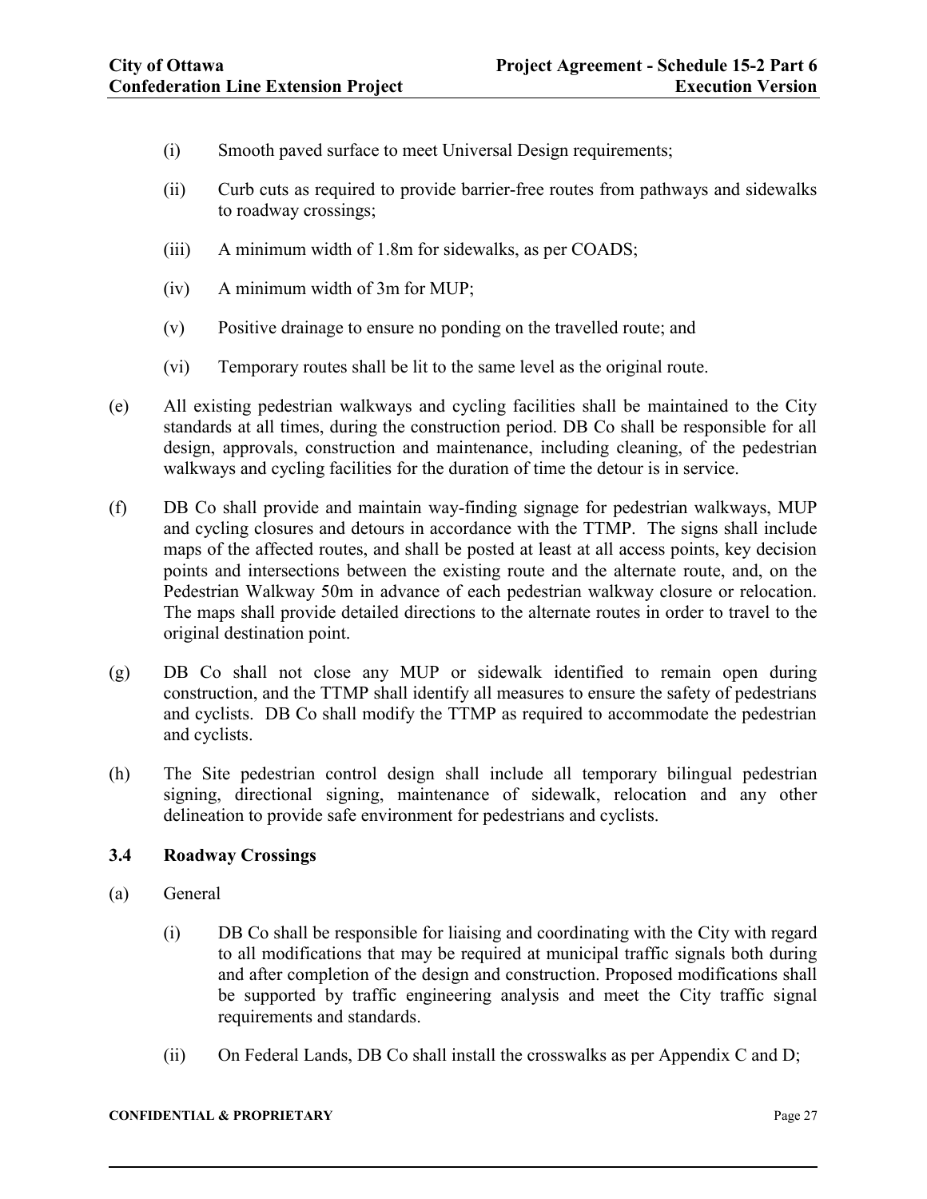(i) Smooth paved surface to meet Universal Design requirements;

(ii) Curb cuts as required to provide barrier-free routes from pathways and sidewalks to roadway crossings;

(iii) A minimum width of 1.8m for sidewalks, as per COADS;

(iv) A minimum width of 3m for MUP;

(v) Positive drainage to ensure no ponding on the travelled route; and

(vi) Temporary routes shall be lit to the same level as the original route.

(e) All existing pedestrian walkways and cycling facilities shall be maintained to the City standards at all times, during the construction period. DB Co shall be responsible for all design, approvals, construction and maintenance, including cleaning, of the pedestrian walkways and cycling facilities for the duration of time the detour is in service.

(f) DB Co shall provide and maintain way-finding signage for pedestrian walkways, MUP and cycling closures and detours in accordance with the TTMP. The signs shall include maps of the affected routes, and shall be posted at least at all access points, key decision points and intersections between the existing route and the alternate route, and, on the Pedestrian Walkway 50m in advance of each pedestrian walkway closure or relocation. The maps shall provide detailed directions to the alternate routes in order to travel to the original destination point.

(g) DB Co shall not close any MUP or sidewalk identified to remain open during construction, and the TTMP shall identify all measures to ensure the safety of pedestrians and cyclists. DB Co shall modify the TTMP as required to accommodate the pedestrian and cyclists.

(h) The Site pedestrian control design shall include all temporary bilingual pedestrian signing, directional signing, maintenance of sidewalk, relocation and any other delineation to provide safe environment for pedestrians and cyclists.

### 3.4 Roadway Crossings

(a) General

(i) DB Co shall be responsible for liaising and coordinating with the City with regard to all modifications that may be required at municipal traffic signals both during and after completion of the design and construction. Proposed modifications shall be supported by traffic engineering analysis and meet the City traffic signal requirements and standards.

(ii) On Federal Lands, DB Co shall install the crosswalks as per Appendix C and D;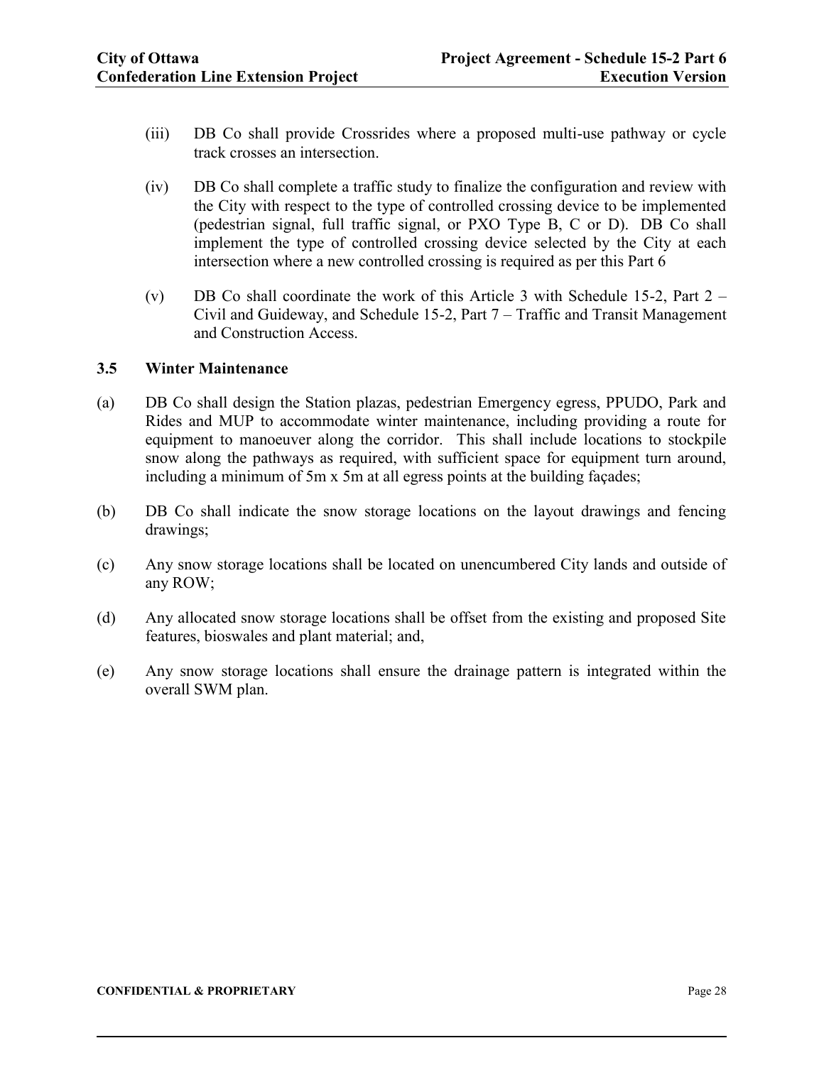(iii) DB Co shall provide Crossrides where a proposed multi-use pathway or cycle track crosses an intersection.

(iv) DB Co shall complete a traffic study to finalize the configuration and review with the City with respect to the type of controlled crossing device to be implemented (pedestrian signal, full traffic signal, or PXO Type B, C or D). DB Co shall implement the type of controlled crossing device selected by the City at each intersection where a new controlled crossing is required as per this Part 6

(v) DB Co shall coordinate the work of this Article 3 with Schedule 15-2, Part 2 – Civil and Guideway, and Schedule 15-2, Part 7 – Traffic and Transit Management and Construction Access.

### 3.5 Winter Maintenance

(a) DB Co shall design the Station plazas, pedestrian Emergency egress, PPUDO, Park and Rides and MUP to accommodate winter maintenance, including providing a route for equipment to manoeuver along the corridor. This shall include locations to stockpile snow along the pathways as required, with sufficient space for equipment turn around, including a minimum of 5m x 5m at all egress points at the building façades;

(b) DB Co shall indicate the snow storage locations on the layout drawings and fencing drawings;

(c) Any snow storage locations shall be located on unencumbered City lands and outside of any ROW;

(d) Any allocated snow storage locations shall be offset from the existing and proposed Site features, bioswales and plant material; and,

(e) Any snow storage locations shall ensure the drainage pattern is integrated within the overall SWM plan.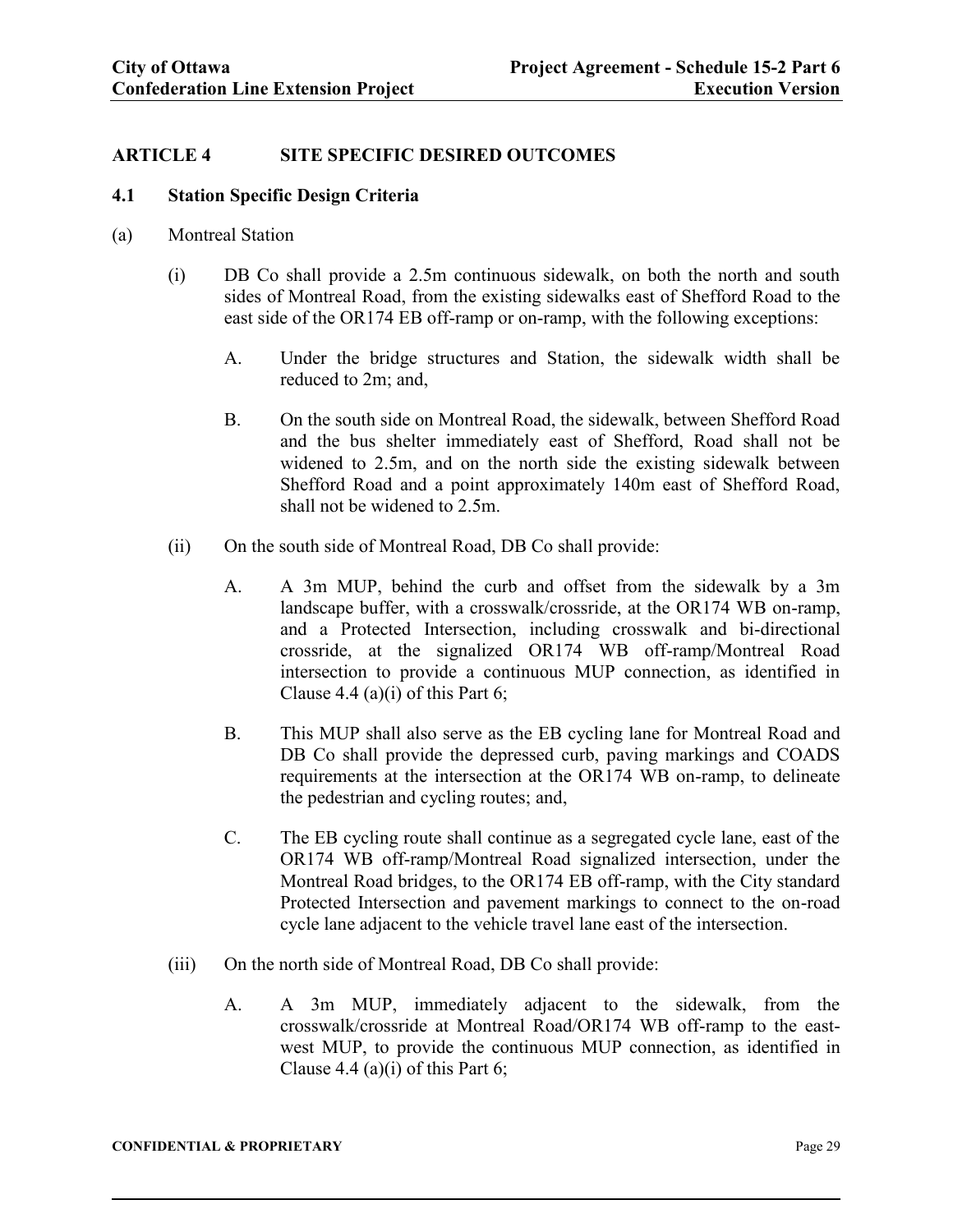## ARTICLE 4 SITE SPECIFIC DESIRED OUTCOMES

### 4.1 Station Specific Design Criteria

(a) Montreal Station

(i) DB Co shall provide a 2.5m continuous sidewalk, on both the north and south sides of Montreal Road, from the existing sidewalks east of Shefford Road to the east side of the OR174 EB off-ramp or on-ramp, with the following exceptions:

A. Under the bridge structures and Station, the sidewalk width shall be reduced to 2m; and,

B. On the south side on Montreal Road, the sidewalk, between Shefford Road and the bus shelter immediately east of Shefford, Road shall not be widened to 2.5m, and on the north side the existing sidewalk between Shefford Road and a point approximately 140m east of Shefford Road, shall not be widened to 2.5m.

(ii) On the south side of Montreal Road, DB Co shall provide:

A. A 3m MUP, behind the curb and offset from the sidewalk by a 3m landscape buffer, with a crosswalk/crossride, at the OR174 WB on-ramp, and a Protected Intersection, including crosswalk and bi-directional crossride, at the signalized OR174 WB off-ramp/Montreal Road intersection to provide a continuous MUP connection, as identified in Clause 4.4 (a)(i) of this Part 6;

B. This MUP shall also serve as the EB cycling lane for Montreal Road and DB Co shall provide the depressed curb, paving markings and COADS requirements at the intersection at the OR174 WB on-ramp, to delineate the pedestrian and cycling routes; and,

C. The EB cycling route shall continue as a segregated cycle lane, east of the OR174 WB off-ramp/Montreal Road signalized intersection, under the Montreal Road bridges, to the OR174 EB off-ramp, with the City standard Protected Intersection and pavement markings to connect to the on-road cycle lane adjacent to the vehicle travel lane east of the intersection.

(iii) On the north side of Montreal Road, DB Co shall provide:

A. A 3m MUP, immediately adjacent to the sidewalk, from the crosswalk/crossride at Montreal Road/OR174 WB off-ramp to the east-west MUP, to provide the continuous MUP connection, as identified in Clause 4.4 (a)(i) of this Part 6;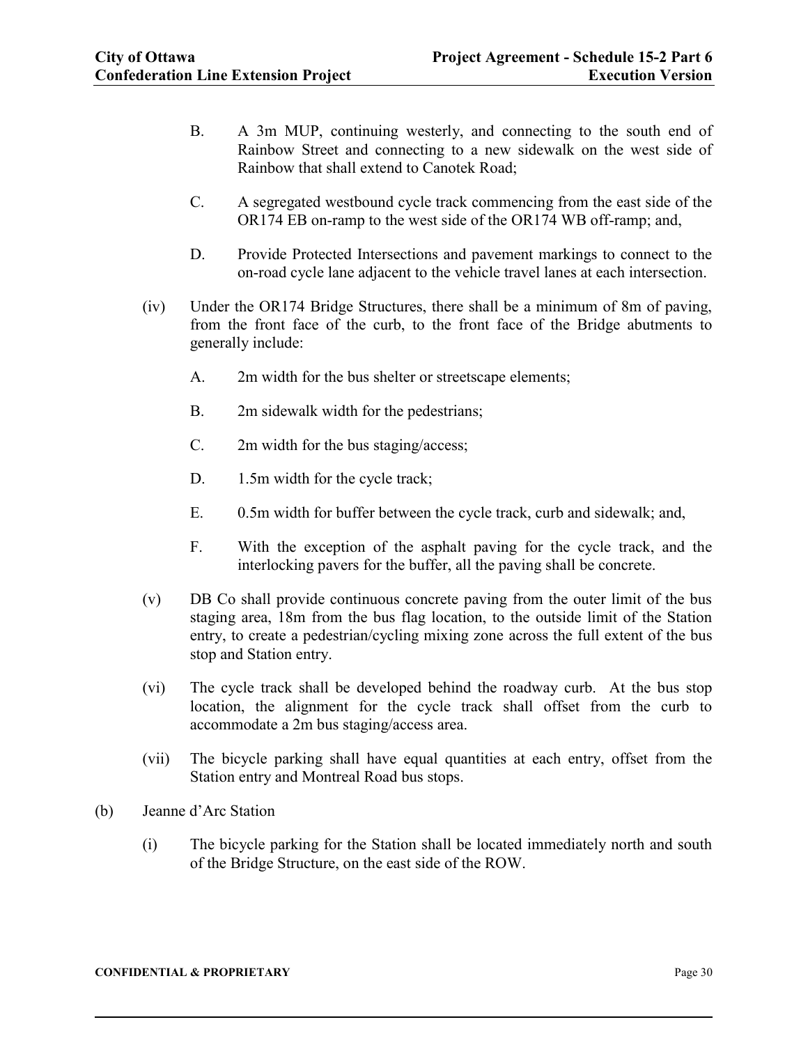B. A 3m MUP, continuing westerly, and connecting to the south end of Rainbow Street and connecting to a new sidewalk on the west side of Rainbow that shall extend to Canotek Road;

C. A segregated westbound cycle track commencing from the east side of the OR174 EB on-ramp to the west side of the OR174 WB off-ramp; and,

D. Provide Protected Intersections and pavement markings to connect to the on-road cycle lane adjacent to the vehicle travel lanes at each intersection.

(iv) Under the OR174 Bridge Structures, there shall be a minimum of 8m of paving, from the front face of the curb, to the front face of the Bridge abutments to generally include:

A. 2m width for the bus shelter or streetscape elements;

B. 2m sidewalk width for the pedestrians;

C. 2m width for the bus staging/access;

D. 1.5m width for the cycle track;

E. 0.5m width for buffer between the cycle track, curb and sidewalk; and,

F. With the exception of the asphalt paving for the cycle track, and the interlocking pavers for the buffer, all the paving shall be concrete.

(v) DB Co shall provide continuous concrete paving from the outer limit of the bus staging area, 18m from the bus flag location, to the outside limit of the Station entry, to create a pedestrian/cycling mixing zone across the full extent of the bus stop and Station entry.

(vi) The cycle track shall be developed behind the roadway curb. At the bus stop location, the alignment for the cycle track shall offset from the curb to accommodate a 2m bus staging/access area.

(vii) The bicycle parking shall have equal quantities at each entry, offset from the Station entry and Montreal Road bus stops.

(b) Jeanne d'Arc Station

(i) The bicycle parking for the Station shall be located immediately north and south of the Bridge Structure, on the east side of the ROW.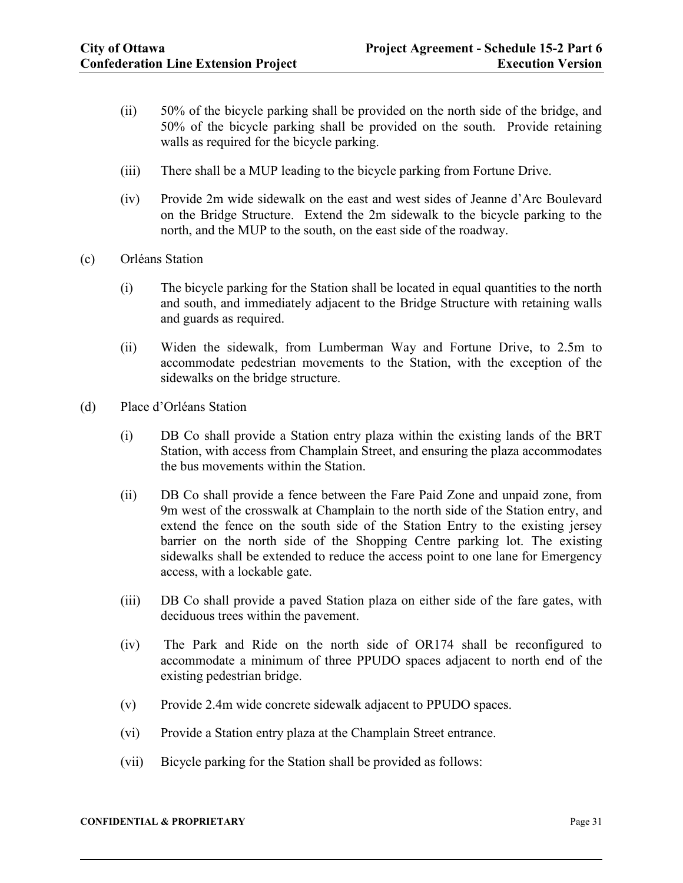(ii) 50% of the bicycle parking shall be provided on the north side of the bridge, and 50% of the bicycle parking shall be provided on the south. Provide retaining walls as required for the bicycle parking.

(iii) There shall be a MUP leading to the bicycle parking from Fortune Drive.

(iv) Provide 2m wide sidewalk on the east and west sides of Jeanne d'Arc Boulevard on the Bridge Structure. Extend the 2m sidewalk to the bicycle parking to the north, and the MUP to the south, on the east side of the roadway.

(c) Orléans Station

(i) The bicycle parking for the Station shall be located in equal quantities to the north and south, and immediately adjacent to the Bridge Structure with retaining walls and guards as required.

(ii) Widen the sidewalk, from Lumberman Way and Fortune Drive, to 2.5m to accommodate pedestrian movements to the Station, with the exception of the sidewalks on the bridge structure.

(d) Place d'Orléans Station

(i) DB Co shall provide a Station entry plaza within the existing lands of the BRT Station, with access from Champlain Street, and ensuring the plaza accommodates the bus movements within the Station.

(ii) DB Co shall provide a fence between the Fare Paid Zone and unpaid zone, from 9m west of the crosswalk at Champlain to the north side of the Station entry, and extend the fence on the south side of the Station Entry to the existing jersey barrier on the north side of the Shopping Centre parking lot. The existing sidewalks shall be extended to reduce the access point to one lane for Emergency access, with a lockable gate.

(iii) DB Co shall provide a paved Station plaza on either side of the fare gates, with deciduous trees within the pavement.

(iv) The Park and Ride on the north side of OR174 shall be reconfigured to accommodate a minimum of three PPUDO spaces adjacent to north end of the existing pedestrian bridge.

(v) Provide 2.4m wide concrete sidewalk adjacent to PPUDO spaces.

(vi) Provide a Station entry plaza at the Champlain Street entrance.

(vii) Bicycle parking for the Station shall be provided as follows: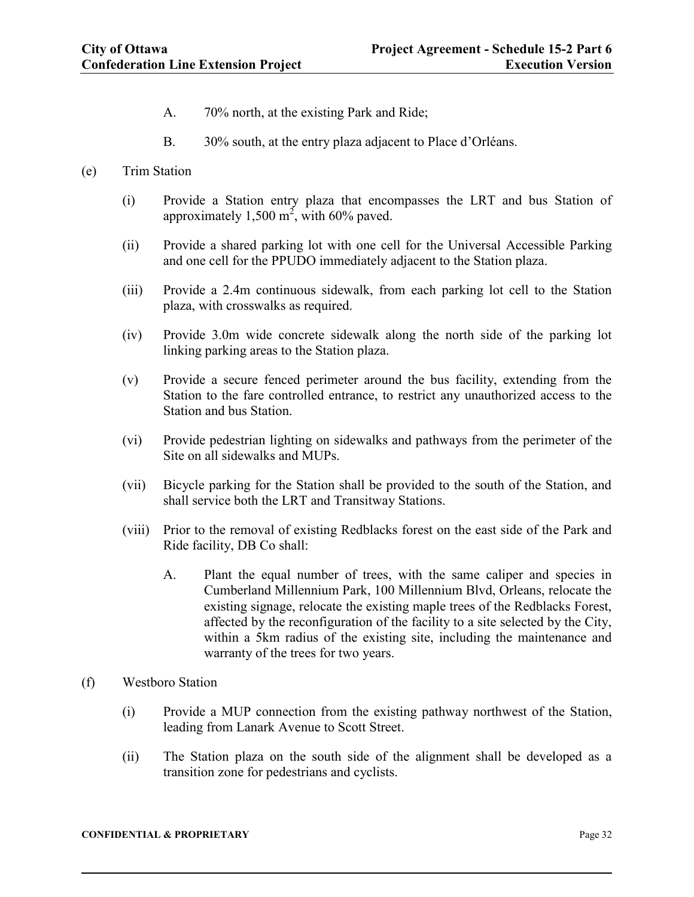A. 70% north, at the existing Park and Ride;

B. 30% south, at the entry plaza adjacent to Place d'Orléans.

(e) Trim Station

(i) Provide a Station entry plaza that encompasses the LRT and bus Station of approximately 1,500 $m^2$, with 60% paved.

(ii) Provide a shared parking lot with one cell for the Universal Accessible Parking and one cell for the PPUDO immediately adjacent to the Station plaza.

(iii) Provide a 2.4m continuous sidewalk, from each parking lot cell to the Station plaza, with crosswalks as required.

(iv) Provide 3.0m wide concrete sidewalk along the north side of the parking lot linking parking areas to the Station plaza.

(v) Provide a secure fenced perimeter around the bus facility, extending from the Station to the fare controlled entrance, to restrict any unauthorized access to the Station and bus Station.

(vi) Provide pedestrian lighting on sidewalks and pathways from the perimeter of the Site on all sidewalks and MUPs.

(vii) Bicycle parking for the Station shall be provided to the south of the Station, and shall service both the LRT and Transitway Stations.

(viii) Prior to the removal of existing Redblacks forest on the east side of the Park and Ride facility, DB Co shall:

A. Plant the equal number of trees, with the same caliper and species in Cumberland Millennium Park, 100 Millennium Blvd, Orleans, relocate the existing signage, relocate the existing maple trees of the Redblacks Forest, affected by the reconfiguration of the facility to a site selected by the City, within a 5km radius of the existing site, including the maintenance and warranty of the trees for two years.

(f) Westboro Station

(i) Provide a MUP connection from the existing pathway northwest of the Station, leading from Lanark Avenue to Scott Street.

(ii) The Station plaza on the south side of the alignment shall be developed as a transition zone for pedestrians and cyclists.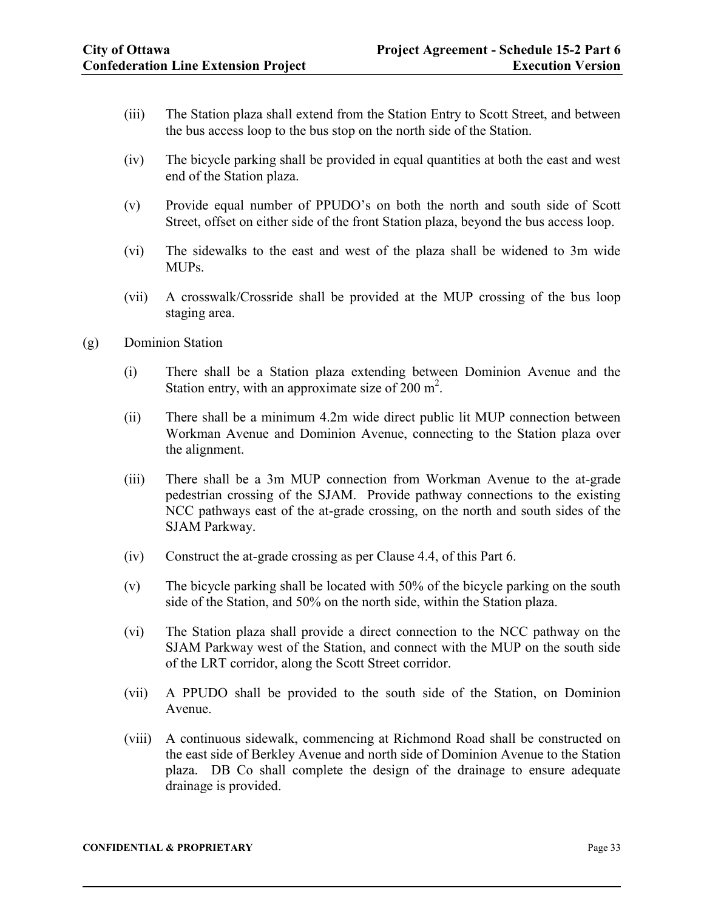(iii) The Station plaza shall extend from the Station Entry to Scott Street, and between the bus access loop to the bus stop on the north side of the Station.

(iv) The bicycle parking shall be provided in equal quantities at both the east and west end of the Station plaza.

(v) Provide equal number of PPUDO's on both the north and south side of Scott Street, offset on either side of the front Station plaza, beyond the bus access loop.

(vi) The sidewalks to the east and west of the plaza shall be widened to 3m wide MUPs.

(vii) A crosswalk/Crossride shall be provided at the MUP crossing of the bus loop staging area.

(g) Dominion Station

(i) There shall be a Station plaza extending between Dominion Avenue and the Station entry, with an approximate size of 200 $m^2$.

(ii) There shall be a minimum 4.2m wide direct public lit MUP connection between Workman Avenue and Dominion Avenue, connecting to the Station plaza over the alignment.

(iii) There shall be a 3m MUP connection from Workman Avenue to the at-grade pedestrian crossing of the SJAM. Provide pathway connections to the existing NCC pathways east of the at-grade crossing, on the north and south sides of the SJAM Parkway.

(iv) Construct the at-grade crossing as per Clause 4.4, of this Part 6.

(v) The bicycle parking shall be located with 50% of the bicycle parking on the south side of the Station, and 50% on the north side, within the Station plaza.

(vi) The Station plaza shall provide a direct connection to the NCC pathway on the SJAM Parkway west of the Station, and connect with the MUP on the south side of the LRT corridor, along the Scott Street corridor.

(vii) A PPUDO shall be provided to the south side of the Station, on Dominion Avenue.

(viii) A continuous sidewalk, commencing at Richmond Road shall be constructed on the east side of Berkley Avenue and north side of Dominion Avenue to the Station plaza. DB Co shall complete the design of the drainage to ensure adequate drainage is provided.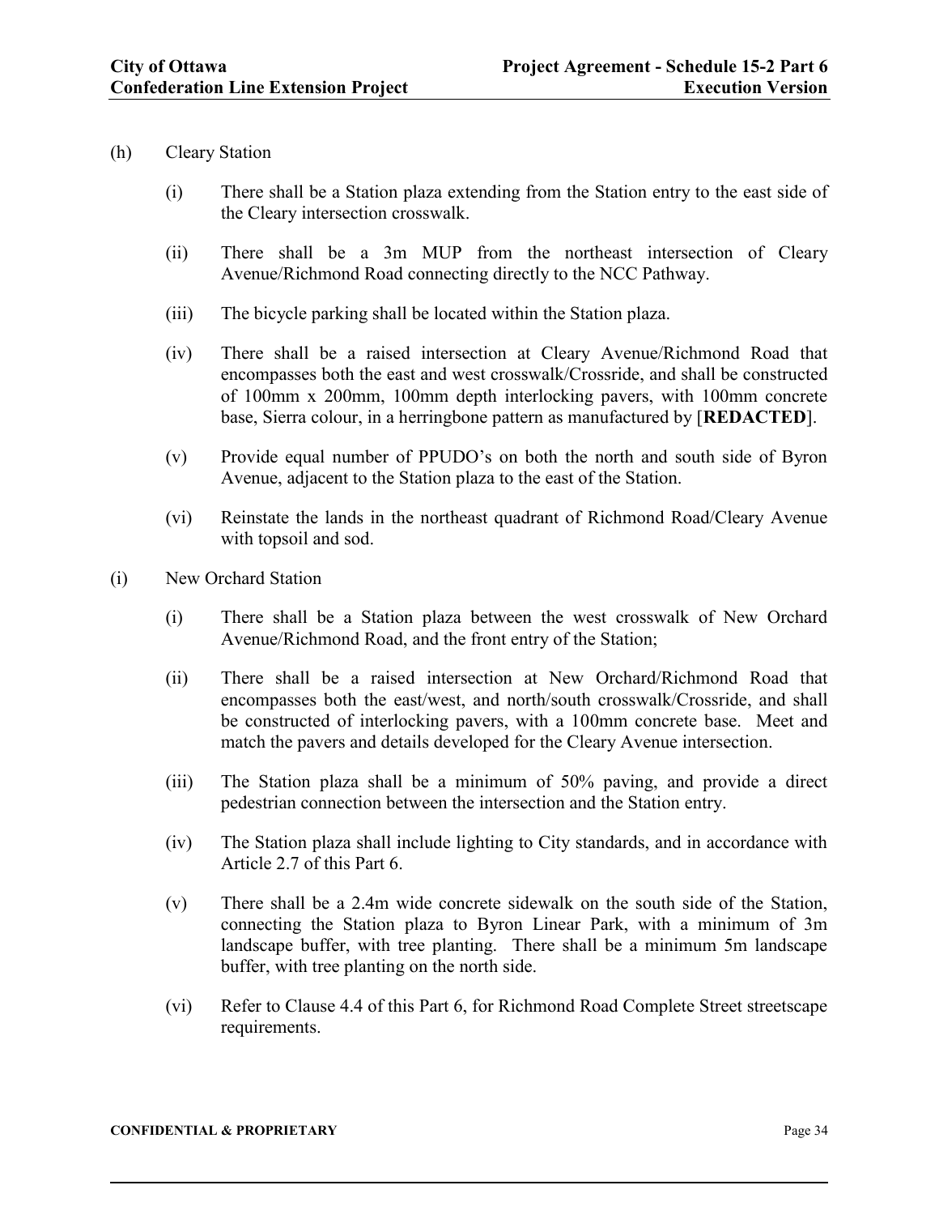(h) Cleary Station

(i) There shall be a Station plaza extending from the Station entry to the east side of the Cleary intersection crosswalk.

(ii) There shall be a 3m MUP from the northeast intersection of Cleary Avenue/Richmond Road connecting directly to the NCC Pathway.

(iii) The bicycle parking shall be located within the Station plaza.

(iv) There shall be a raised intersection at Cleary Avenue/Richmond Road that encompasses both the east and west crosswalk/Crossride, and shall be constructed of 100mm x 200mm, 100mm depth interlocking pavers, with 100mm concrete base, Sierra colour, in a herringbone pattern as manufactured by [**REDACTED**].

(v) Provide equal number of PPUDO's on both the north and south side of Byron Avenue, adjacent to the Station plaza to the east of the Station.

(vi) Reinstate the lands in the northeast quadrant of Richmond Road/Cleary Avenue with topsoil and sod.

(i) New Orchard Station

(i) There shall be a Station plaza between the west crosswalk of New Orchard Avenue/Richmond Road, and the front entry of the Station;

(ii) There shall be a raised intersection at New Orchard/Richmond Road that encompasses both the east/west, and north/south crosswalk/Crossride, and shall be constructed of interlocking pavers, with a 100mm concrete base. Meet and match the pavers and details developed for the Cleary Avenue intersection.

(iii) The Station plaza shall be a minimum of 50% paving, and provide a direct pedestrian connection between the intersection and the Station entry.

(iv) The Station plaza shall include lighting to City standards, and in accordance with Article 2.7 of this Part 6.

(v) There shall be a 2.4m wide concrete sidewalk on the south side of the Station, connecting the Station plaza to Byron Linear Park, with a minimum of 3m landscape buffer, with tree planting. There shall be a minimum 5m landscape buffer, with tree planting on the north side.

(vi) Refer to Clause 4.4 of this Part 6, for Richmond Road Complete Street streetscape requirements.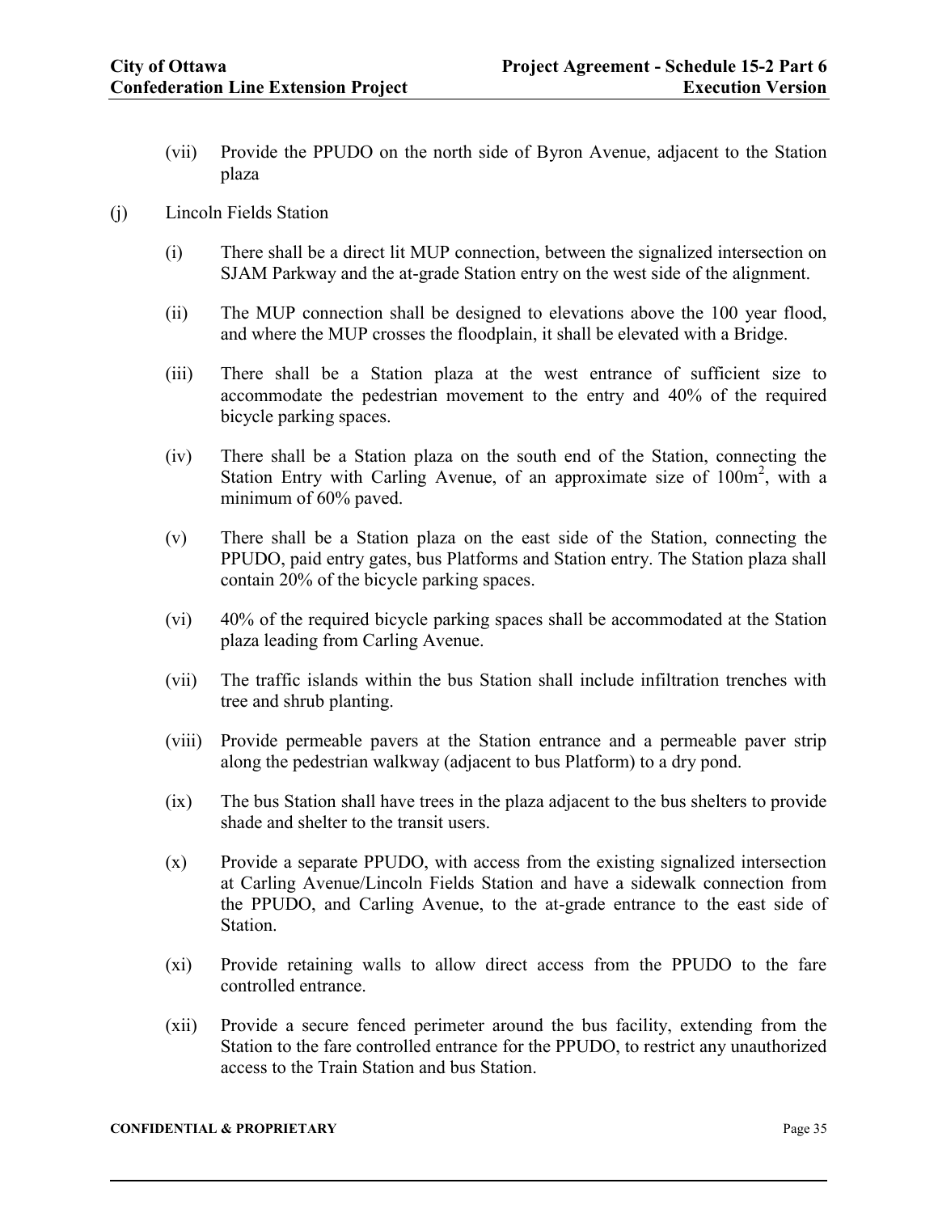(vii) Provide the PPUDO on the north side of Byron Avenue, adjacent to the Station plaza

(j) Lincoln Fields Station

(i) There shall be a direct lit MUP connection, between the signalized intersection on SJAM Parkway and the at-grade Station entry on the west side of the alignment.

(ii) The MUP connection shall be designed to elevations above the 100 year flood, and where the MUP crosses the floodplain, it shall be elevated with a Bridge.

(iii) There shall be a Station plaza at the west entrance of sufficient size to accommodate the pedestrian movement to the entry and 40% of the required bicycle parking spaces.

(iv) There shall be a Station plaza on the south end of the Station, connecting the Station Entry with Carling Avenue, of an approximate size of $100m^2$, with a minimum of 60% paved.

(v) There shall be a Station plaza on the east side of the Station, connecting the PPUDO, paid entry gates, bus Platforms and Station entry. The Station plaza shall contain 20% of the bicycle parking spaces.

(vi) 40% of the required bicycle parking spaces shall be accommodated at the Station plaza leading from Carling Avenue.

(vii) The traffic islands within the bus Station shall include infiltration trenches with tree and shrub planting.

(viii) Provide permeable pavers at the Station entrance and a permeable paver strip along the pedestrian walkway (adjacent to bus Platform) to a dry pond.

(ix) The bus Station shall have trees in the plaza adjacent to the bus shelters to provide shade and shelter to the transit users.

(x) Provide a separate PPUDO, with access from the existing signalized intersection at Carling Avenue/Lincoln Fields Station and have a sidewalk connection from the PPUDO, and Carling Avenue, to the at-grade entrance to the east side of Station.

(xi) Provide retaining walls to allow direct access from the PPUDO to the fare controlled entrance.

(xii) Provide a secure fenced perimeter around the bus facility, extending from the Station to the fare controlled entrance for the PPUDO, to restrict any unauthorized access to the Train Station and bus Station.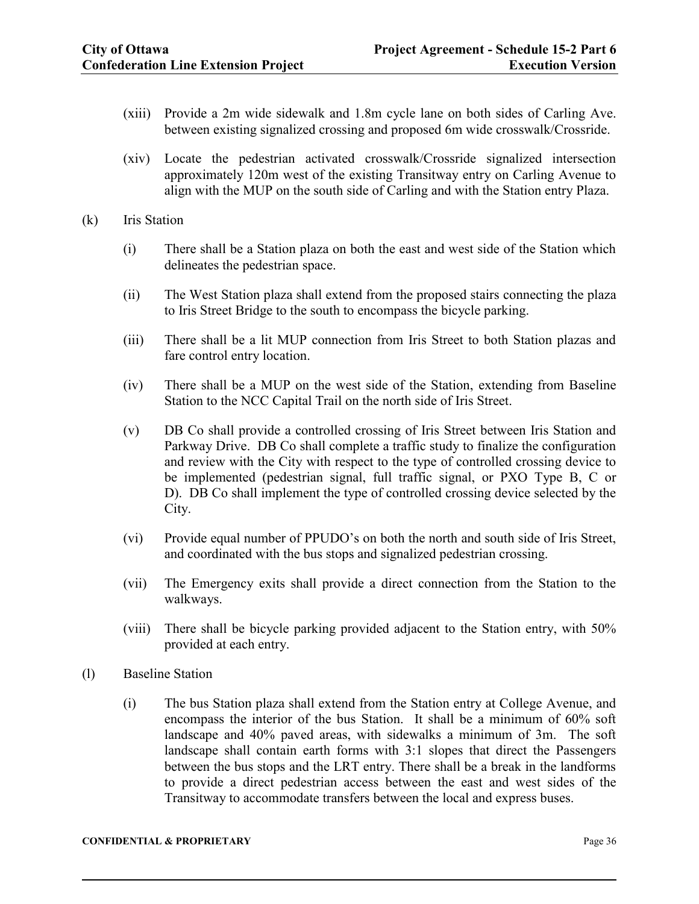(xiii) Provide a 2m wide sidewalk and 1.8m cycle lane on both sides of Carling Ave. between existing signalized crossing and proposed 6m wide crosswalk/Crossride.

(xiv) Locate the pedestrian activated crosswalk/Crossride signalized intersection approximately 120m west of the existing Transitway entry on Carling Avenue to align with the MUP on the south side of Carling and with the Station entry Plaza.

(k) Iris Station

(i) There shall be a Station plaza on both the east and west side of the Station which delineates the pedestrian space.

(ii) The West Station plaza shall extend from the proposed stairs connecting the plaza to Iris Street Bridge to the south to encompass the bicycle parking.

(iii) There shall be a lit MUP connection from Iris Street to both Station plazas and fare control entry location.

(iv) There shall be a MUP on the west side of the Station, extending from Baseline Station to the NCC Capital Trail on the north side of Iris Street.

(v) DB Co shall provide a controlled crossing of Iris Street between Iris Station and Parkway Drive. DB Co shall complete a traffic study to finalize the configuration and review with the City with respect to the type of controlled crossing device to be implemented (pedestrian signal, full traffic signal, or PXO Type B, C or D). DB Co shall implement the type of controlled crossing device selected by the City.

(vi) Provide equal number of PPUDO's on both the north and south side of Iris Street, and coordinated with the bus stops and signalized pedestrian crossing.

(vii) The Emergency exits shall provide a direct connection from the Station to the walkways.

(viii) There shall be bicycle parking provided adjacent to the Station entry, with 50% provided at each entry.

(l) Baseline Station

(i) The bus Station plaza shall extend from the Station entry at College Avenue, and encompass the interior of the bus Station. It shall be a minimum of 60% soft landscape and 40% paved areas, with sidewalks a minimum of 3m. The soft landscape shall contain earth forms with 3:1 slopes that direct the Passengers between the bus stops and the LRT entry. There shall be a break in the landforms to provide a direct pedestrian access between the east and west sides of the Transitway to accommodate transfers between the local and express buses.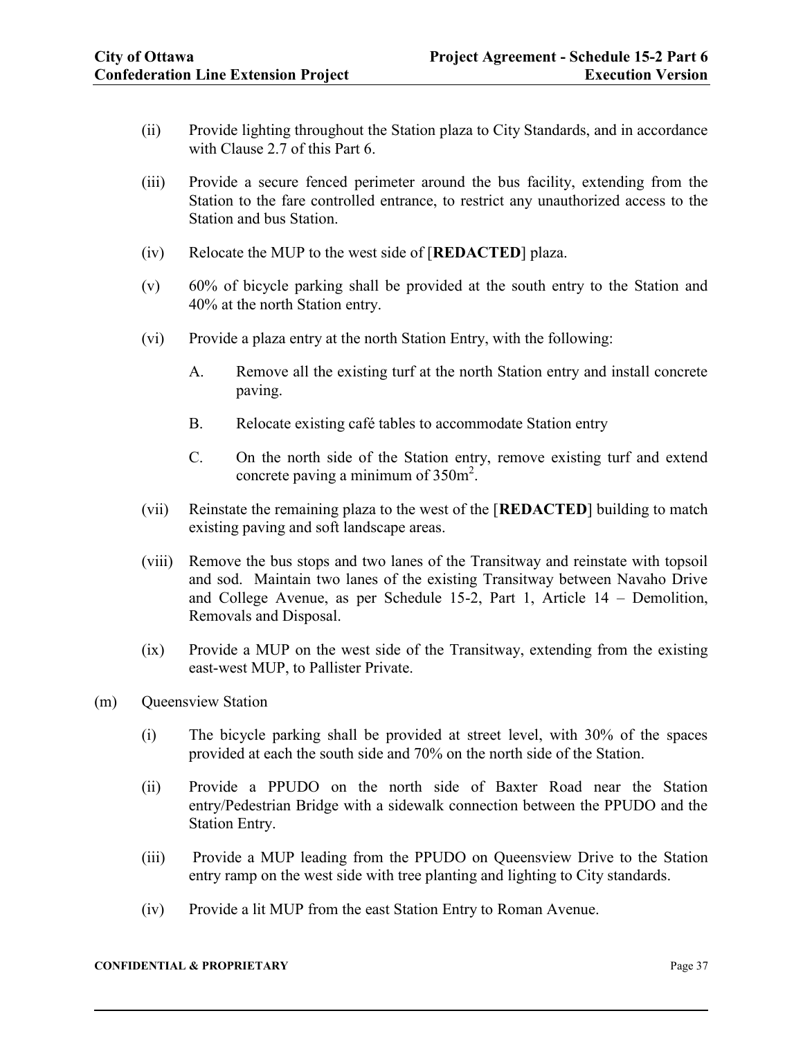(ii) Provide lighting throughout the Station plaza to City Standards, and in accordance with Clause 2.7 of this Part 6.

(iii) Provide a secure fenced perimeter around the bus facility, extending from the Station to the fare controlled entrance, to restrict any unauthorized access to the Station and bus Station.

(iv) Relocate the MUP to the west side of [**REDACTED**] plaza.

(v) 60% of bicycle parking shall be provided at the south entry to the Station and 40% at the north Station entry.

(vi) Provide a plaza entry at the north Station Entry, with the following:

A. Remove all the existing turf at the north Station entry and install concrete paving.

B. Relocate existing café tables to accommodate Station entry

C. On the north side of the Station entry, remove existing turf and extend concrete paving a minimum of $350m^2$.

(vii) Reinstate the remaining plaza to the west of the [**REDACTED**] building to match existing paving and soft landscape areas.

(viii) Remove the bus stops and two lanes of the Transitway and reinstate with topsoil and sod. Maintain two lanes of the existing Transitway between Navaho Drive and College Avenue, as per Schedule 15-2, Part 1, Article 14 – Demolition, Removals and Disposal.

(ix) Provide a MUP on the west side of the Transitway, extending from the existing east-west MUP, to Pallister Private.

(m) Queensview Station

(i) The bicycle parking shall be provided at street level, with 30% of the spaces provided at each the south side and 70% on the north side of the Station.

(ii) Provide a PPUDO on the north side of Baxter Road near the Station entry/Pedestrian Bridge with a sidewalk connection between the PPUDO and the Station Entry.

(iii) Provide a MUP leading from the PPUDO on Queensview Drive to the Station entry ramp on the west side with tree planting and lighting to City standards.

(iv) Provide a lit MUP from the east Station Entry to Roman Avenue.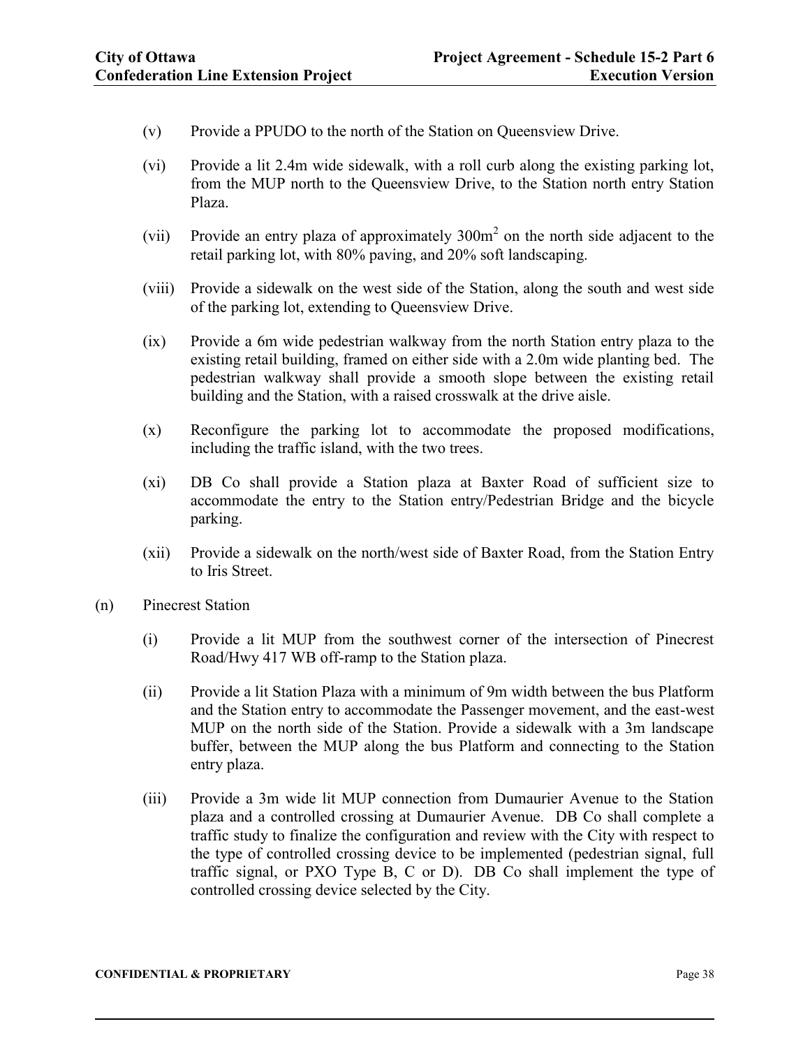(v) Provide a PPUDO to the north of the Station on Queensview Drive.

(vi) Provide a lit 2.4m wide sidewalk, with a roll curb along the existing parking lot, from the MUP north to the Queensview Drive, to the Station north entry Station Plaza.

(vii) Provide an entry plaza of approximately $300m^2$ on the north side adjacent to the retail parking lot, with 80% paving, and 20% soft landscaping.

(viii) Provide a sidewalk on the west side of the Station, along the south and west side of the parking lot, extending to Queensview Drive.

(ix) Provide a 6m wide pedestrian walkway from the north Station entry plaza to the existing retail building, framed on either side with a 2.0m wide planting bed. The pedestrian walkway shall provide a smooth slope between the existing retail building and the Station, with a raised crosswalk at the drive aisle.

(x) Reconfigure the parking lot to accommodate the proposed modifications, including the traffic island, with the two trees.

(xi) DB Co shall provide a Station plaza at Baxter Road of sufficient size to accommodate the entry to the Station entry/Pedestrian Bridge and the bicycle parking.

(xii) Provide a sidewalk on the north/west side of Baxter Road, from the Station Entry to Iris Street.

(n) Pinecrest Station

(i) Provide a lit MUP from the southwest corner of the intersection of Pinecrest Road/Hwy 417 WB off-ramp to the Station plaza.

(ii) Provide a lit Station Plaza with a minimum of 9m width between the bus Platform and the Station entry to accommodate the Passenger movement, and the east-west MUP on the north side of the Station. Provide a sidewalk with a 3m landscape buffer, between the MUP along the bus Platform and connecting to the Station entry plaza.

(iii) Provide a 3m wide lit MUP connection from Dumaurier Avenue to the Station plaza and a controlled crossing at Dumaurier Avenue. DB Co shall complete a traffic study to finalize the configuration and review with the City with respect to the type of controlled crossing device to be implemented (pedestrian signal, full traffic signal, or PXO Type B, C or D). DB Co shall implement the type of controlled crossing device selected by the City.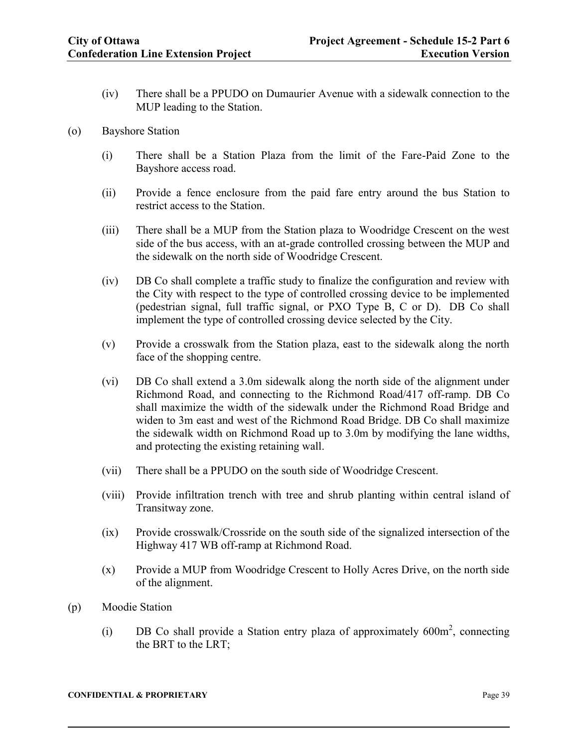(iv) There shall be a PPUDO on Dumaurier Avenue with a sidewalk connection to the MUP leading to the Station.

(o) Bayshore Station

(i) There shall be a Station Plaza from the limit of the Fare-Paid Zone to the Bayshore access road.

(ii) Provide a fence enclosure from the paid fare entry around the bus Station to restrict access to the Station.

(iii) There shall be a MUP from the Station plaza to Woodridge Crescent on the west side of the bus access, with an at-grade controlled crossing between the MUP and the sidewalk on the north side of Woodridge Crescent.

(iv) DB Co shall complete a traffic study to finalize the configuration and review with the City with respect to the type of controlled crossing device to be implemented (pedestrian signal, full traffic signal, or PXO Type B, C or D). DB Co shall implement the type of controlled crossing device selected by the City.

(v) Provide a crosswalk from the Station plaza, east to the sidewalk along the north face of the shopping centre.

(vi) DB Co shall extend a 3.0m sidewalk along the north side of the alignment under Richmond Road, and connecting to the Richmond Road/417 off-ramp. DB Co shall maximize the width of the sidewalk under the Richmond Road Bridge and widen to 3m east and west of the Richmond Road Bridge. DB Co shall maximize the sidewalk width on Richmond Road up to 3.0m by modifying the lane widths, and protecting the existing retaining wall.

(vii) There shall be a PPUDO on the south side of Woodridge Crescent.

(viii) Provide infiltration trench with tree and shrub planting within central island of Transitway zone.

(ix) Provide crosswalk/Crossride on the south side of the signalized intersection of the Highway 417 WB off-ramp at Richmond Road.

(x) Provide a MUP from Woodridge Crescent to Holly Acres Drive, on the north side of the alignment.

(p) Moodie Station

(i) DB Co shall provide a Station entry plaza of approximately 600m$^2$, connecting the BRT to the LRT;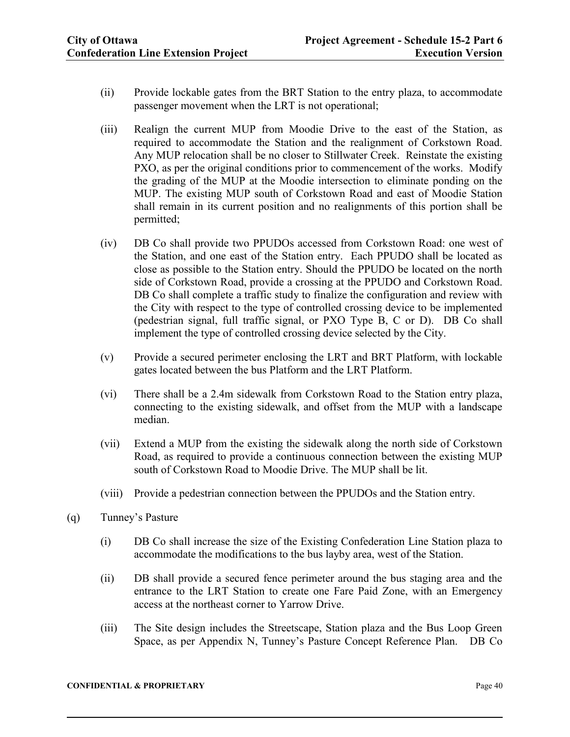(ii) Provide lockable gates from the BRT Station to the entry plaza, to accommodate passenger movement when the LRT is not operational;

(iii) Realign the current MUP from Moodie Drive to the east of the Station, as required to accommodate the Station and the realignment of Corkstown Road. Any MUP relocation shall be no closer to Stillwater Creek. Reinstate the existing PXO, as per the original conditions prior to commencement of the works. Modify the grading of the MUP at the Moodie intersection to eliminate ponding on the MUP. The existing MUP south of Corkstown Road and east of Moodie Station shall remain in its current position and no realignments of this portion shall be permitted;

(iv) DB Co shall provide two PPUDOs accessed from Corkstown Road: one west of the Station, and one east of the Station entry. Each PPUDO shall be located as close as possible to the Station entry. Should the PPUDO be located on the north side of Corkstown Road, provide a crossing at the PPUDO and Corkstown Road. DB Co shall complete a traffic study to finalize the configuration and review with the City with respect to the type of controlled crossing device to be implemented (pedestrian signal, full traffic signal, or PXO Type B, C or D). DB Co shall implement the type of controlled crossing device selected by the City.

(v) Provide a secured perimeter enclosing the LRT and BRT Platform, with lockable gates located between the bus Platform and the LRT Platform.

(vi) There shall be a 2.4m sidewalk from Corkstown Road to the Station entry plaza, connecting to the existing sidewalk, and offset from the MUP with a landscape median.

(vii) Extend a MUP from the existing the sidewalk along the north side of Corkstown Road, as required to provide a continuous connection between the existing MUP south of Corkstown Road to Moodie Drive. The MUP shall be lit.

(viii) Provide a pedestrian connection between the PPUDOs and the Station entry.

(q) Tunney's Pasture

(i) DB Co shall increase the size of the Existing Confederation Line Station plaza to accommodate the modifications to the bus layby area, west of the Station.

(ii) DB shall provide a secured fence perimeter around the bus staging area and the entrance to the LRT Station to create one Fare Paid Zone, with an Emergency access at the northeast corner to Yarrow Drive.

(iii) The Site design includes the Streetscape, Station plaza and the Bus Loop Green Space, as per Appendix N, Tunney's Pasture Concept Reference Plan. DB Co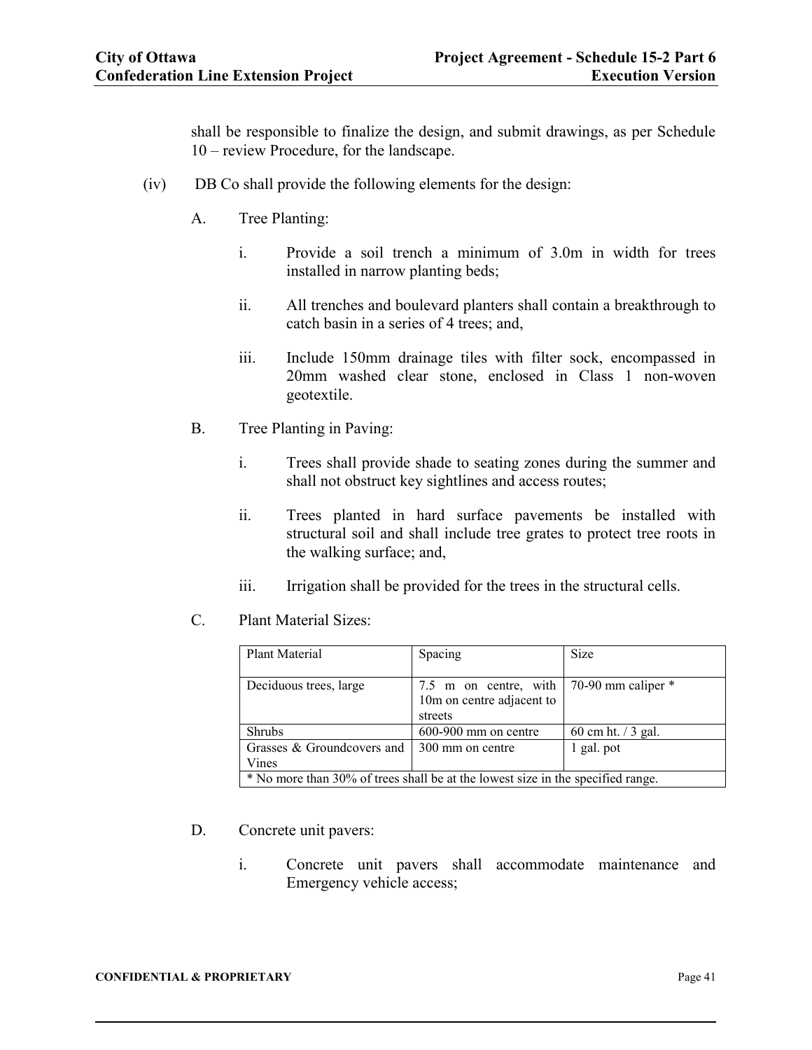shall be responsible to finalize the design, and submit drawings, as per Schedule 10 – review Procedure, for the landscape.

(iv) DB Co shall provide the following elements for the design:

A. Tree Planting:

i. Provide a soil trench a minimum of 3.0m in width for trees installed in narrow planting beds;

ii. All trenches and boulevard planters shall contain a breakthrough to catch basin in a series of 4 trees; and,

iii. Include 150mm drainage tiles with filter sock, encompassed in 20mm washed clear stone, enclosed in Class 1 non-woven geotextile.

B. Tree Planting in Paving:

i. Trees shall provide shade to seating zones during the summer and shall not obstruct key sightlines and access routes;

ii. Trees planted in hard surface pavements be installed with structural soil and shall include tree grates to protect tree roots in the walking surface; and,

iii. Irrigation shall be provided for the trees in the structural cells.

C. Plant Material Sizes:

| Plant Material | Spacing | Size |
|---|---|---|
| Deciduous trees, large | 7.5 m on centre, with 10m on centre adjacent to streets | 70-90 mm caliper * |
| Shrubs | 600-900 mm on centre | 60 cm ht. / 3 gal. |
| Grasses & Groundcovers and Vines | 300 mm on centre | 1 gal. pot |
| * No more than 30% of trees shall be at the lowest size in the specified range. | | |

D. Concrete unit pavers:

i. Concrete unit pavers shall accommodate maintenance and Emergency vehicle access;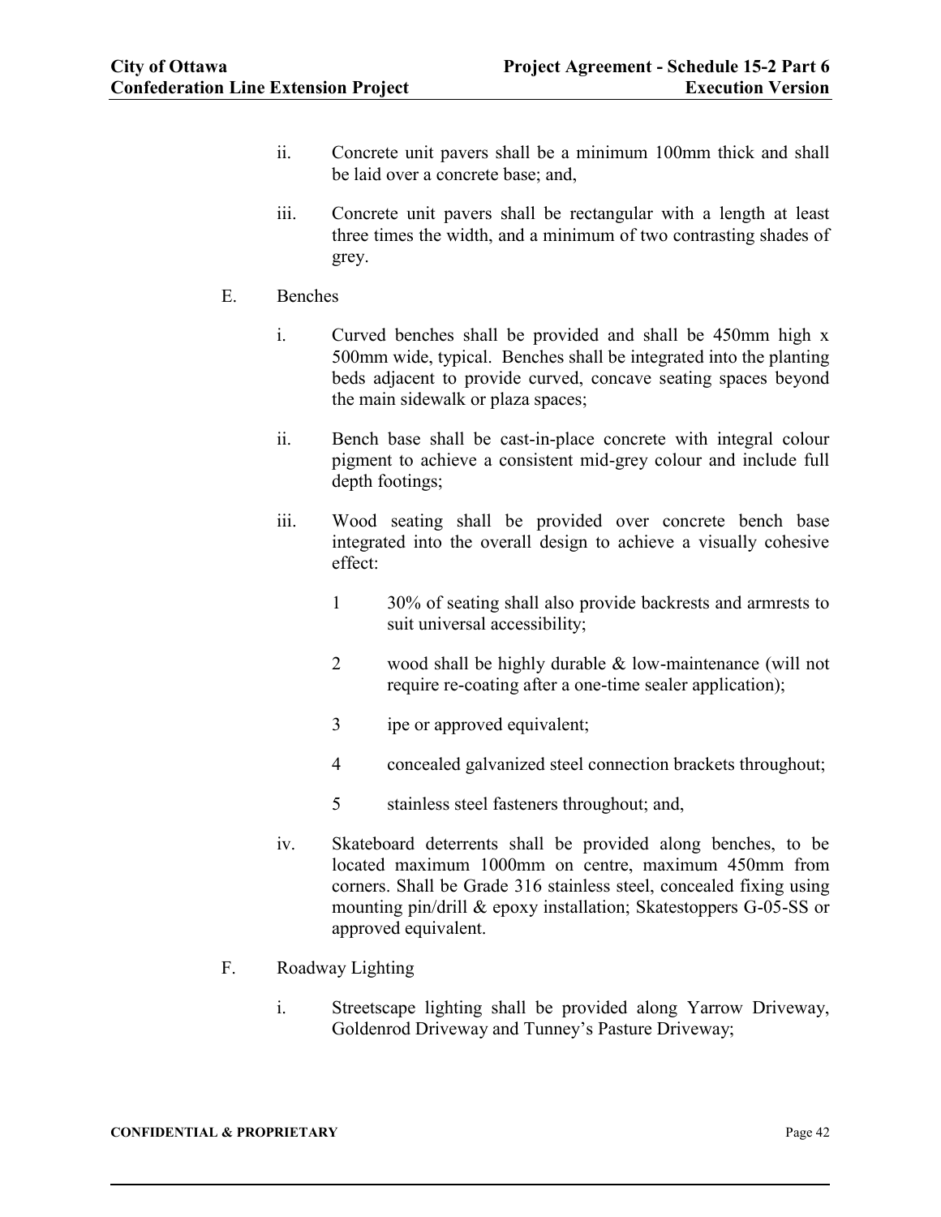ii. Concrete unit pavers shall be a minimum 100mm thick and shall be laid over a concrete base; and,

iii. Concrete unit pavers shall be rectangular with a length at least three times the width, and a minimum of two contrasting shades of grey.

E. Benches

i. Curved benches shall be provided and shall be 450mm high x 500mm wide, typical. Benches shall be integrated into the planting beds adjacent to provide curved, concave seating spaces beyond the main sidewalk or plaza spaces;

ii. Bench base shall be cast-in-place concrete with integral colour pigment to achieve a consistent mid-grey colour and include full depth footings;

iii. Wood seating shall be provided over concrete bench base integrated into the overall design to achieve a visually cohesive effect:

1 30% of seating shall also provide backrests and armrests to suit universal accessibility;

2 wood shall be highly durable & low-maintenance (will not require re-coating after a one-time sealer application);

3 ipe or approved equivalent;

4 concealed galvanized steel connection brackets throughout;

5 stainless steel fasteners throughout; and,

iv. Skateboard deterrents shall be provided along benches, to be located maximum 1000mm on centre, maximum 450mm from corners. Shall be Grade 316 stainless steel, concealed fixing using mounting pin/drill & epoxy installation; Skatestoppers G-05-SS or approved equivalent.

F. Roadway Lighting

i. Streetscape lighting shall be provided along Yarrow Driveway, Goldenrod Driveway and Tunney's Pasture Driveway;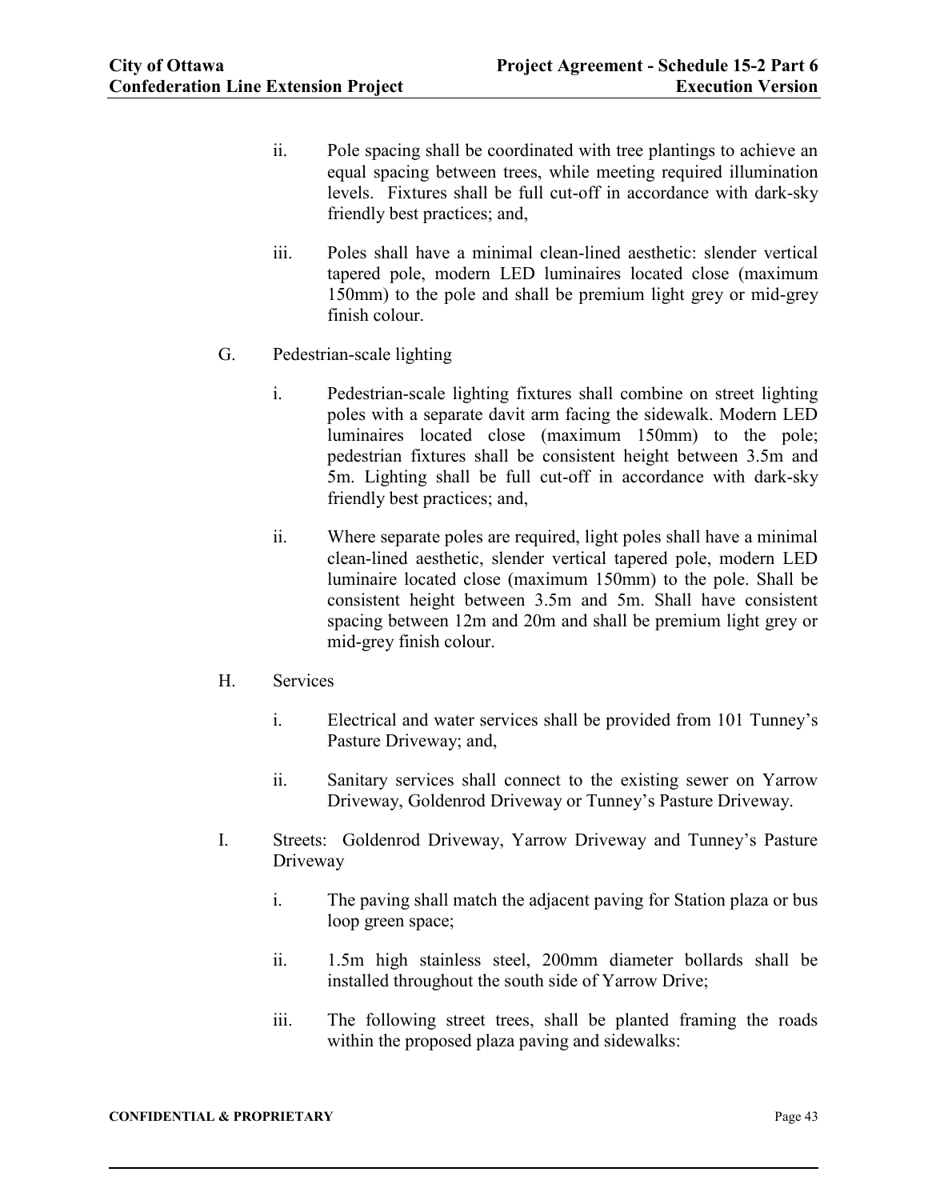ii. Pole spacing shall be coordinated with tree plantings to achieve an equal spacing between trees, while meeting required illumination levels. Fixtures shall be full cut-off in accordance with dark-sky friendly best practices; and,

iii. Poles shall have a minimal clean-lined aesthetic: slender vertical tapered pole, modern LED luminaires located close (maximum 150mm) to the pole and shall be premium light grey or mid-grey finish colour.

G. Pedestrian-scale lighting

i. Pedestrian-scale lighting fixtures shall combine on street lighting poles with a separate davit arm facing the sidewalk. Modern LED luminaires located close (maximum 150mm) to the pole; pedestrian fixtures shall be consistent height between 3.5m and 5m. Lighting shall be full cut-off in accordance with dark-sky friendly best practices; and,

ii. Where separate poles are required, light poles shall have a minimal clean-lined aesthetic, slender vertical tapered pole, modern LED luminaire located close (maximum 150mm) to the pole. Shall be consistent height between 3.5m and 5m. Shall have consistent spacing between 12m and 20m and shall be premium light grey or mid-grey finish colour.

H. Services

i. Electrical and water services shall be provided from 101 Tunney's Pasture Driveway; and,

ii. Sanitary services shall connect to the existing sewer on Yarrow Driveway, Goldenrod Driveway or Tunney's Pasture Driveway.

I. Streets: Goldenrod Driveway, Yarrow Driveway and Tunney's Pasture Driveway

i. The paving shall match the adjacent paving for Station plaza or bus loop green space;

ii. 1.5m high stainless steel, 200mm diameter bollards shall be installed throughout the south side of Yarrow Drive;

iii. The following street trees, shall be planted framing the roads within the proposed plaza paving and sidewalks: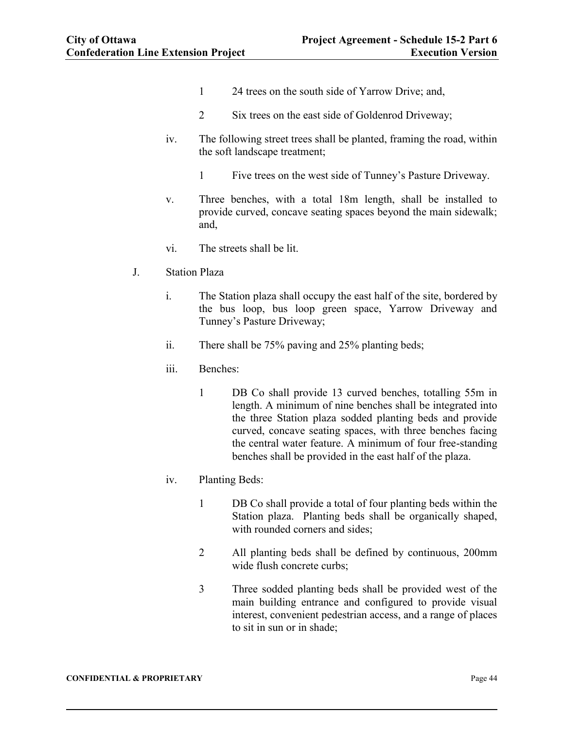1 24 trees on the south side of Yarrow Drive; and,

2 Six trees on the east side of Goldenrod Driveway;

iv. The following street trees shall be planted, framing the road, within the soft landscape treatment;

1 Five trees on the west side of Tunney's Pasture Driveway.

v. Three benches, with a total 18m length, shall be installed to provide curved, concave seating spaces beyond the main sidewalk; and,

vi. The streets shall be lit.

J. Station Plaza

i. The Station plaza shall occupy the east half of the site, bordered by the bus loop, bus loop green space, Yarrow Driveway and Tunney's Pasture Driveway;

ii. There shall be 75% paving and 25% planting beds;

iii. Benches:

1 DB Co shall provide 13 curved benches, totalling 55m in length. A minimum of nine benches shall be integrated into the three Station plaza sodded planting beds and provide curved, concave seating spaces, with three benches facing the central water feature. A minimum of four free-standing benches shall be provided in the east half of the plaza.

iv. Planting Beds:

1 DB Co shall provide a total of four planting beds within the Station plaza. Planting beds shall be organically shaped, with rounded corners and sides;

2 All planting beds shall be defined by continuous, 200mm wide flush concrete curbs;

3 Three sodded planting beds shall be provided west of the main building entrance and configured to provide visual interest, convenient pedestrian access, and a range of places to sit in sun or in shade;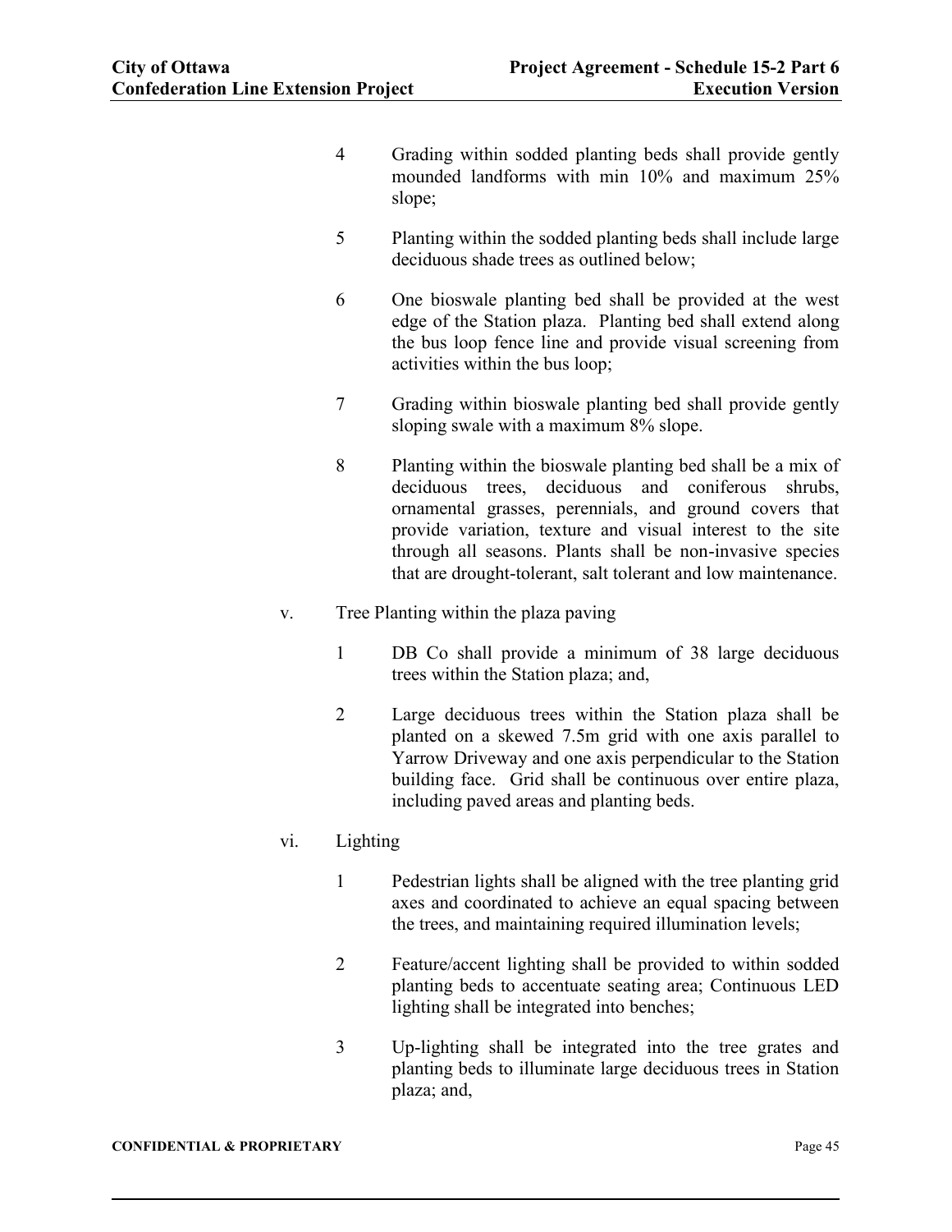4 Grading within sodded planting beds shall provide gently mounded landforms with min 10% and maximum 25% slope;

5 Planting within the sodded planting beds shall include large deciduous shade trees as outlined below;

6 One bioswale planting bed shall be provided at the west edge of the Station plaza. Planting bed shall extend along the bus loop fence line and provide visual screening from activities within the bus loop;

7 Grading within bioswale planting bed shall provide gently sloping swale with a maximum 8% slope.

8 Planting within the bioswale planting bed shall be a mix of deciduous trees, deciduous and coniferous shrubs, ornamental grasses, perennials, and ground covers that provide variation, texture and visual interest to the site through all seasons. Plants shall be non-invasive species that are drought-tolerant, salt tolerant and low maintenance.

v. Tree Planting within the plaza paving

1 DB Co shall provide a minimum of 38 large deciduous trees within the Station plaza; and,

2 Large deciduous trees within the Station plaza shall be planted on a skewed 7.5m grid with one axis parallel to Yarrow Driveway and one axis perpendicular to the Station building face. Grid shall be continuous over entire plaza, including paved areas and planting beds.

vi. Lighting

1 Pedestrian lights shall be aligned with the tree planting grid axes and coordinated to achieve an equal spacing between the trees, and maintaining required illumination levels;

2 Feature/accent lighting shall be provided to within sodded planting beds to accentuate seating area; Continuous LED lighting shall be integrated into benches;

3 Up-lighting shall be integrated into the tree grates and planting beds to illuminate large deciduous trees in Station plaza; and,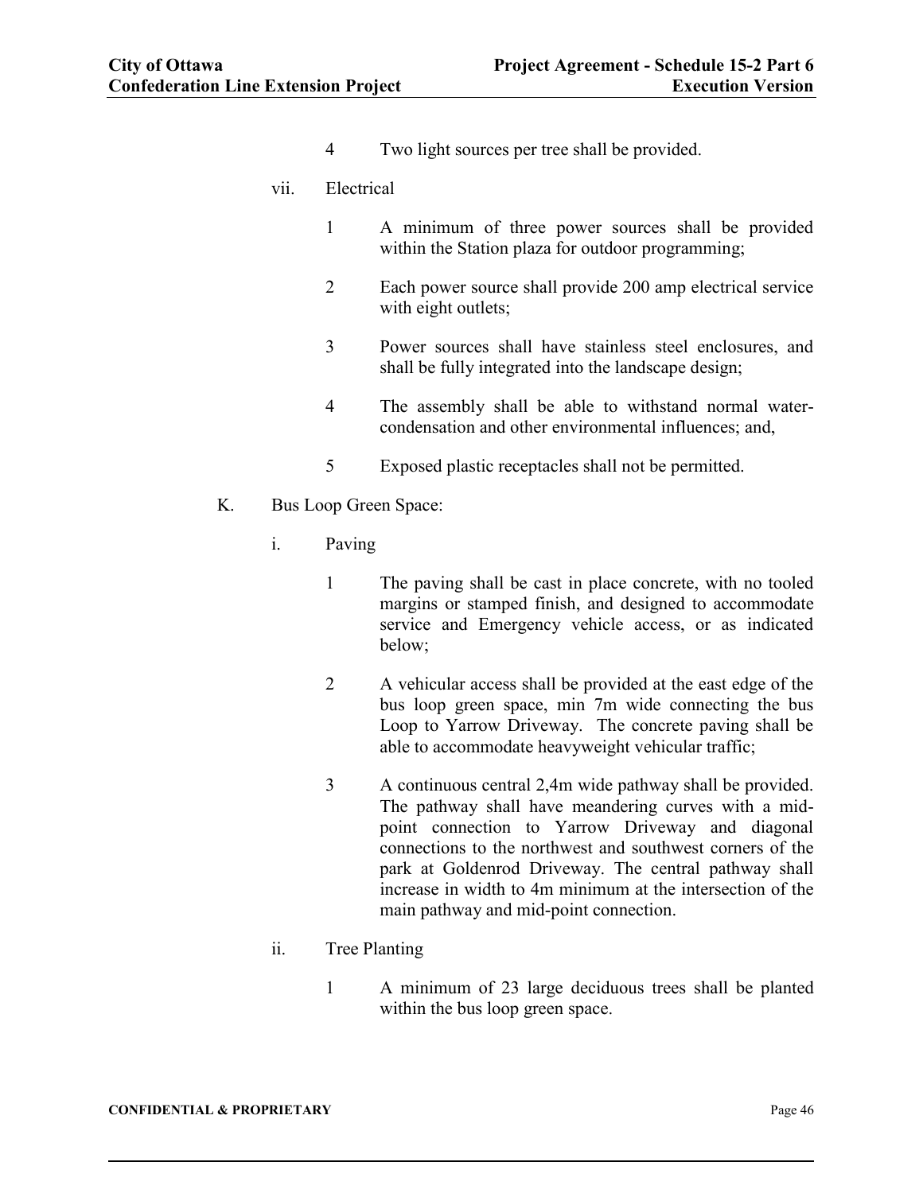4 Two light sources per tree shall be provided.

vii. Electrical

1 A minimum of three power sources shall be provided within the Station plaza for outdoor programming;

2 Each power source shall provide 200 amp electrical service with eight outlets;

3 Power sources shall have stainless steel enclosures, and shall be fully integrated into the landscape design;

4 The assembly shall be able to withstand normal water-condensation and other environmental influences; and,

5 Exposed plastic receptacles shall not be permitted.

K. Bus Loop Green Space:

i. Paving

1 The paving shall be cast in place concrete, with no tooled margins or stamped finish, and designed to accommodate service and Emergency vehicle access, or as indicated below;

2 A vehicular access shall be provided at the east edge of the bus loop green space, min 7m wide connecting the bus Loop to Yarrow Driveway. The concrete paving shall be able to accommodate heavyweight vehicular traffic;

3 A continuous central 2,4m wide pathway shall be provided. The pathway shall have meandering curves with a mid-point connection to Yarrow Driveway and diagonal connections to the northwest and southwest corners of the park at Goldenrod Driveway. The central pathway shall increase in width to 4m minimum at the intersection of the main pathway and mid-point connection.

ii. Tree Planting

1 A minimum of 23 large deciduous trees shall be planted within the bus loop green space.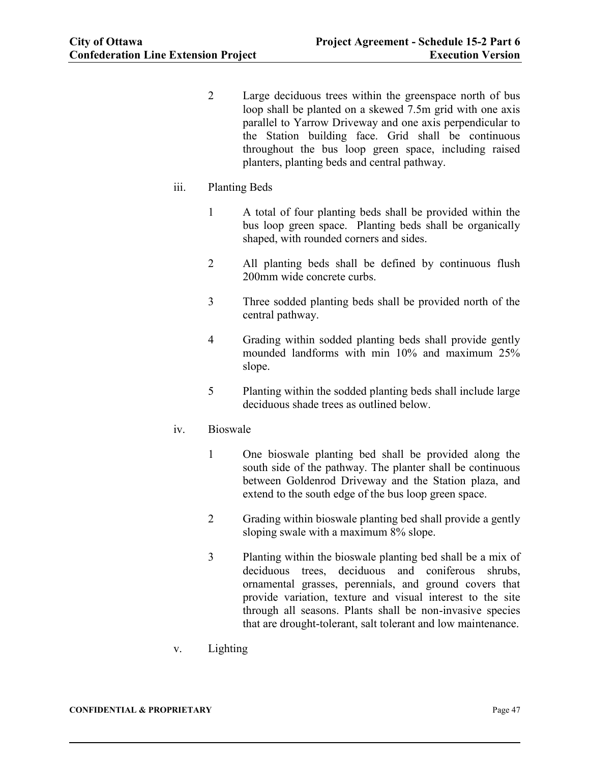2 Large deciduous trees within the greenspace north of bus loop shall be planted on a skewed 7.5m grid with one axis parallel to Yarrow Driveway and one axis perpendicular to the Station building face. Grid shall be continuous throughout the bus loop green space, including raised planters, planting beds and central pathway.

iii. Planting Beds

1 A total of four planting beds shall be provided within the bus loop green space. Planting beds shall be organically shaped, with rounded corners and sides.

2 All planting beds shall be defined by continuous flush 200mm wide concrete curbs.

3 Three sodded planting beds shall be provided north of the central pathway.

4 Grading within sodded planting beds shall provide gently mounded landforms with min 10% and maximum 25% slope.

5 Planting within the sodded planting beds shall include large deciduous shade trees as outlined below.

iv. Bioswale

1 One bioswale planting bed shall be provided along the south side of the pathway. The planter shall be continuous between Goldenrod Driveway and the Station plaza, and extend to the south edge of the bus loop green space.

2 Grading within bioswale planting bed shall provide a gently sloping swale with a maximum 8% slope.

3 Planting within the bioswale planting bed shall be a mix of deciduous trees, deciduous and coniferous shrubs, ornamental grasses, perennials, and ground covers that provide variation, texture and visual interest to the site through all seasons. Plants shall be non-invasive species that are drought-tolerant, salt tolerant and low maintenance.

v. Lighting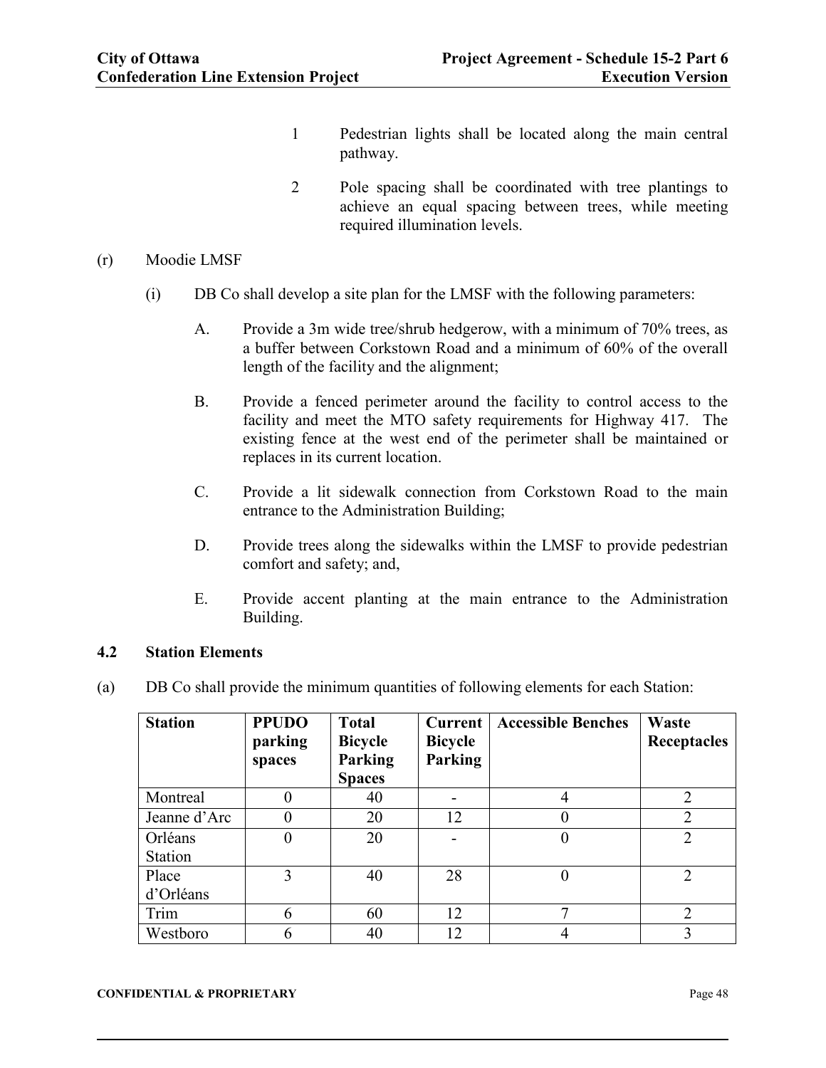1 Pedestrian lights shall be located along the main central pathway.

2 Pole spacing shall be coordinated with tree plantings to achieve an equal spacing between trees, while meeting required illumination levels.

(r) Moodie LMSF

(i) DB Co shall develop a site plan for the LMSF with the following parameters:

A. Provide a 3m wide tree/shrub hedgerow, with a minimum of 70% trees, as a buffer between Corkstown Road and a minimum of 60% of the overall length of the facility and the alignment;

B. Provide a fenced perimeter around the facility to control access to the facility and meet the MTO safety requirements for Highway 417. The existing fence at the west end of the perimeter shall be maintained or replaces in its current location.

C. Provide a lit sidewalk connection from Corkstown Road to the main entrance to the Administration Building;

D. Provide trees along the sidewalks within the LMSF to provide pedestrian comfort and safety; and,

E. Provide accent planting at the main entrance to the Administration Building.

### 4.2 Station Elements

(a) DB Co shall provide the minimum quantities of following elements for each Station:

| Station | PPUDO parking spaces | Total Bicycle Parking Spaces | Current Bicycle Parking | Accessible Benches | Waste Receptacles |
|---|---|---|---|---|---|
| Montreal | 0 | 40 | - | 4 | 2 |
| Jeanne d'Arc | 0 | 20 | 12 | 0 | 2 |
| Orléans Station | 0 | 20 | - | 0 | 2 |
| Place d'Orléans | 3 | 40 | 28 | 0 | 2 |
| Trim | 6 | 60 | 12 | 7 | 2 |
| Westboro | 6 | 40 | 12 | 4 | 3 |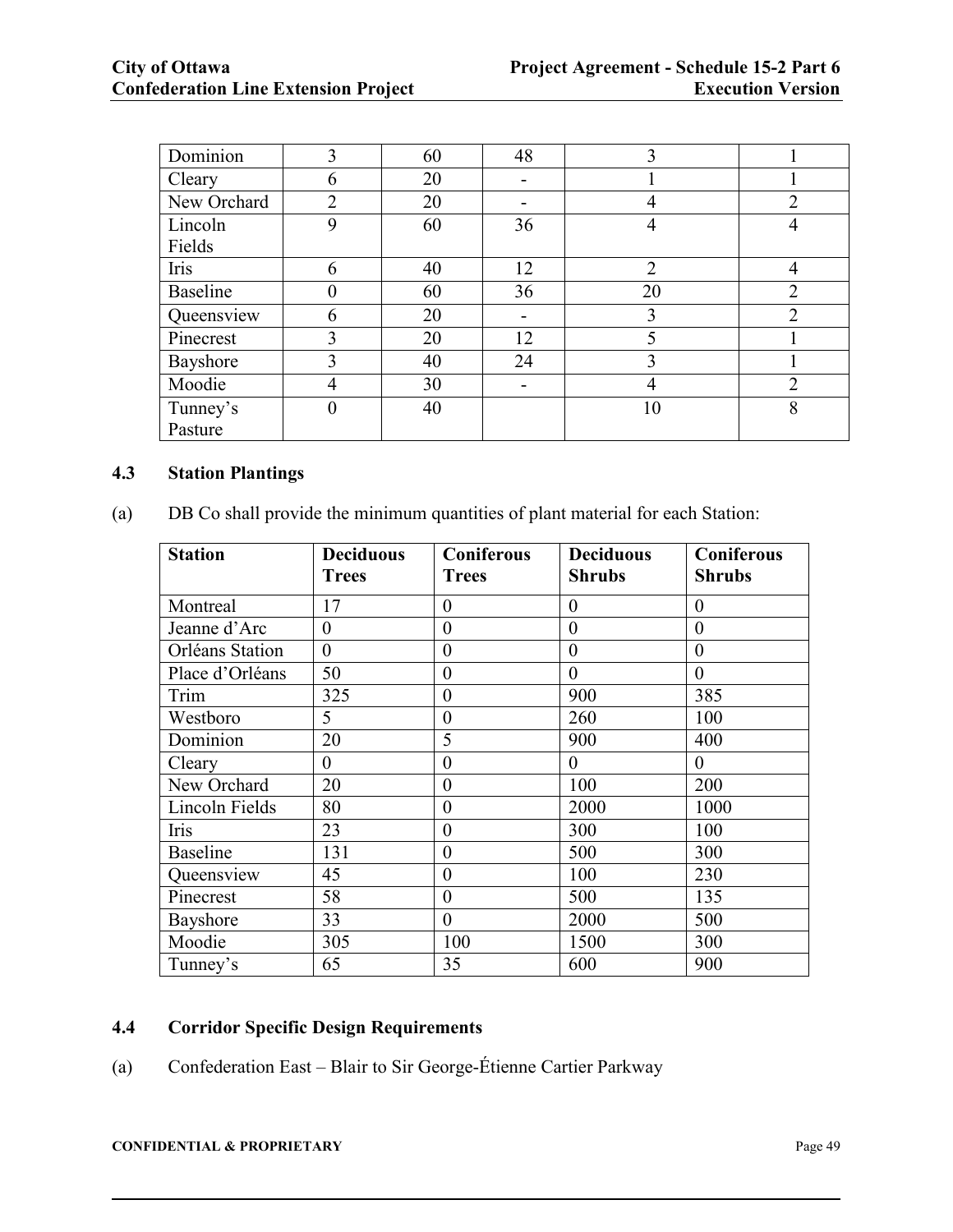| | | | | | |
|---|---|---|---|---|---|
| Dominion | 3 | 60 | 48 | 3 | 1 |
| Cleary | 6 | 20 | - | 1 | 1 |
| New Orchard | 2 | 20 | - | 4 | 2 |
| Lincoln Fields | 9 | 60 | 36 | 4 | 4 |
| Iris | 6 | 40 | 12 | 2 | 4 |
| Baseline | 0 | 60 | 36 | 20 | 2 |
| Queensview | 6 | 20 | - | 3 | 2 |
| Pinecrest | 3 | 20 | 12 | 5 | 1 |
| Bayshore | 3 | 40 | 24 | 3 | 1 |
| Moodie | 4 | 30 | - | 4 | 2 |
| Tunney's Pasture | 0 | 40 | | 10 | 8 |

### 4.3 Station Plantings

(a) DB Co shall provide the minimum quantities of plant material for each Station:

| Station | Deciduous Trees | Coniferous Trees | Deciduous Shrubs | Coniferous Shrubs |
|---|---|---|---|---|
| Montreal | 17 | 0 | 0 | 0 |
| Jeanne d'Arc | 0 | 0 | 0 | 0 |
| Orléans Station | 0 | 0 | 0 | 0 |
| Place d'Orléans | 50 | 0 | 0 | 0 |
| Trim | 325 | 0 | 900 | 385 |
| Westboro | 5 | 0 | 260 | 100 |
| Dominion | 20 | 5 | 900 | 400 |
| Cleary | 0 | 0 | 0 | 0 |
| New Orchard | 20 | 0 | 100 | 200 |
| Lincoln Fields | 80 | 0 | 2000 | 1000 |
| Iris | 23 | 0 | 300 | 100 |
| Baseline | 131 | 0 | 500 | 300 |
| Queensview | 45 | 0 | 100 | 230 |
| Pinecrest | 58 | 0 | 500 | 135 |
| Bayshore | 33 | 0 | 2000 | 500 |
| Moodie | 305 | 100 | 1500 | 300 |
| Tunney's | 65 | 35 | 600 | 900 |

### 4.4 Corridor Specific Design Requirements

(a) Confederation East – Blair to Sir George-Étienne Cartier Parkway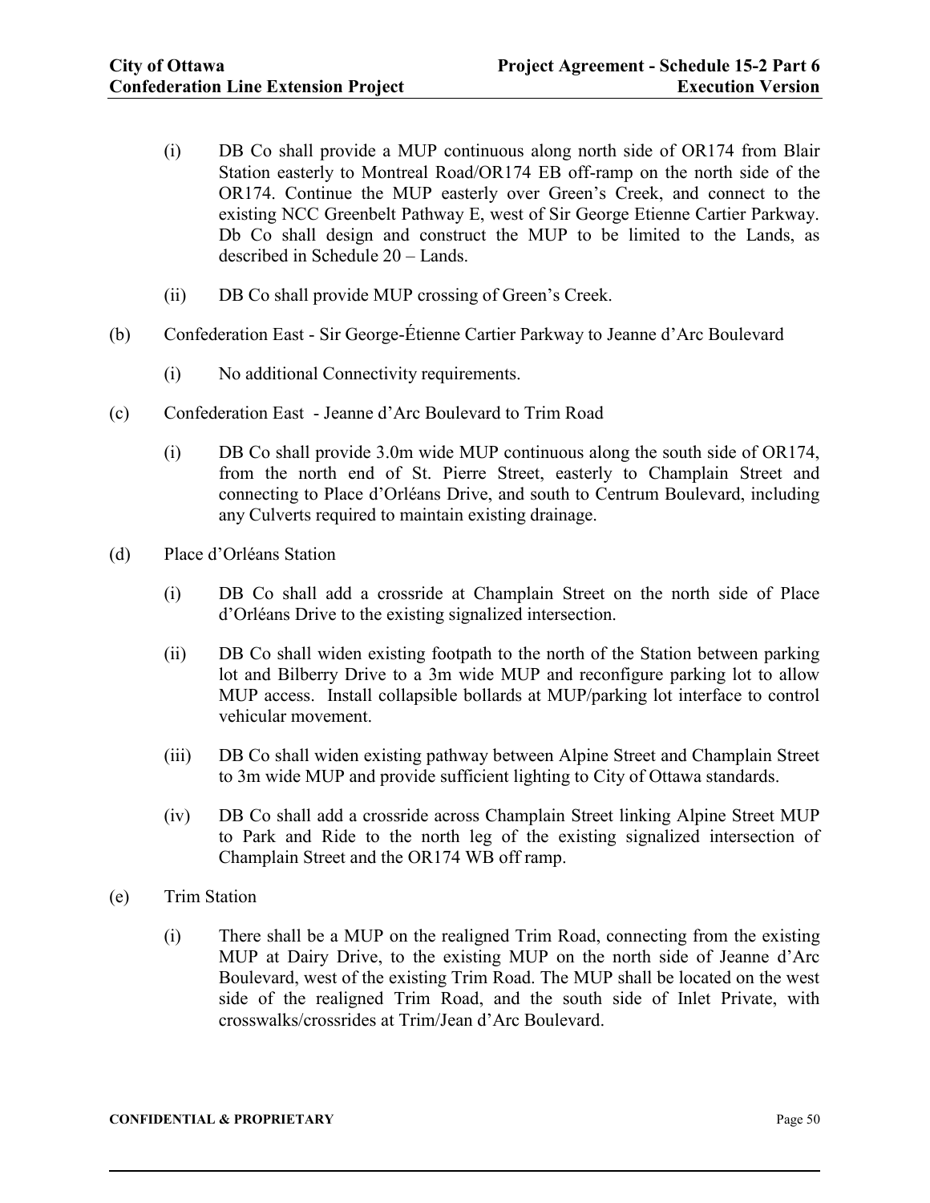(i) DB Co shall provide a MUP continuous along north side of OR174 from Blair Station easterly to Montreal Road/OR174 EB off-ramp on the north side of the OR174. Continue the MUP easterly over Green's Creek, and connect to the existing NCC Greenbelt Pathway E, west of Sir George Etienne Cartier Parkway. Db Co shall design and construct the MUP to be limited to the Lands, as described in Schedule 20 – Lands.

(ii) DB Co shall provide MUP crossing of Green's Creek.

(b) Confederation East - Sir George-Étienne Cartier Parkway to Jeanne d'Arc Boulevard

(i) No additional Connectivity requirements.

(c) Confederation East - Jeanne d'Arc Boulevard to Trim Road

(i) DB Co shall provide 3.0m wide MUP continuous along the south side of OR174, from the north end of St. Pierre Street, easterly to Champlain Street and connecting to Place d'Orléans Drive, and south to Centrum Boulevard, including any Culverts required to maintain existing drainage.

(d) Place d'Orléans Station

(i) DB Co shall add a crossride at Champlain Street on the north side of Place d'Orléans Drive to the existing signalized intersection.

(ii) DB Co shall widen existing footpath to the north of the Station between parking lot and Bilberry Drive to a 3m wide MUP and reconfigure parking lot to allow MUP access. Install collapsible bollards at MUP/parking lot interface to control vehicular movement.

(iii) DB Co shall widen existing pathway between Alpine Street and Champlain Street to 3m wide MUP and provide sufficient lighting to City of Ottawa standards.

(iv) DB Co shall add a crossride across Champlain Street linking Alpine Street MUP to Park and Ride to the north leg of the existing signalized intersection of Champlain Street and the OR174 WB off ramp.

(e) Trim Station

(i) There shall be a MUP on the realigned Trim Road, connecting from the existing MUP at Dairy Drive, to the existing MUP on the north side of Jeanne d'Arc Boulevard, west of the existing Trim Road. The MUP shall be located on the west side of the realigned Trim Road, and the south side of Inlet Private, with crosswalks/crossrides at Trim/Jean d'Arc Boulevard.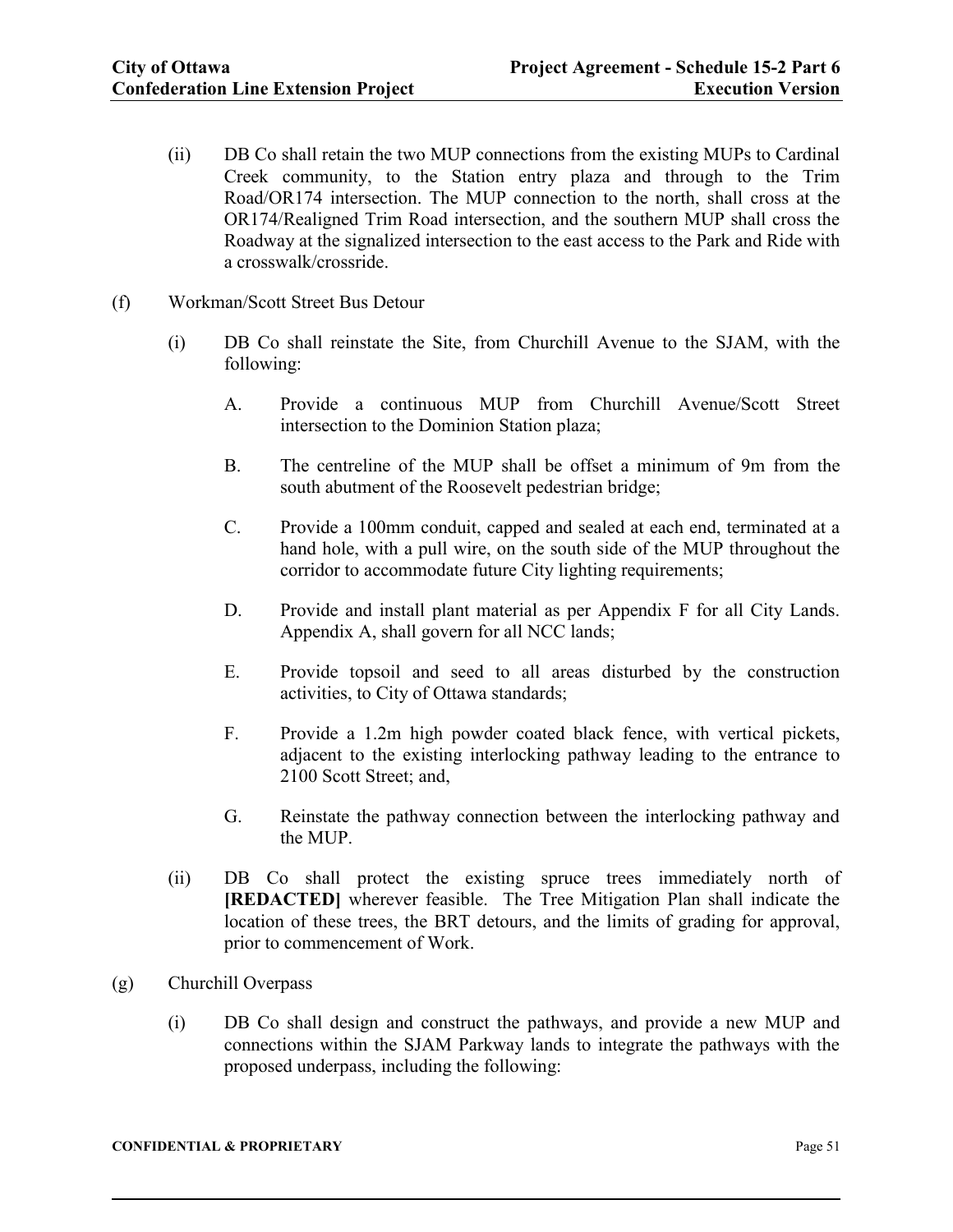(ii) DB Co shall retain the two MUP connections from the existing MUPs to Cardinal Creek community, to the Station entry plaza and through to the Trim Road/OR174 intersection. The MUP connection to the north, shall cross at the OR174/Realigned Trim Road intersection, and the southern MUP shall cross the Roadway at the signalized intersection to the east access to the Park and Ride with a crosswalk/crossride.

(f) Workman/Scott Street Bus Detour

(i) DB Co shall reinstate the Site, from Churchill Avenue to the SJAM, with the following:

A. Provide a continuous MUP from Churchill Avenue/Scott Street intersection to the Dominion Station plaza;

B. The centreline of the MUP shall be offset a minimum of 9m from the south abutment of the Roosevelt pedestrian bridge;

C. Provide a 100mm conduit, capped and sealed at each end, terminated at a hand hole, with a pull wire, on the south side of the MUP throughout the corridor to accommodate future City lighting requirements;

D. Provide and install plant material as per Appendix F for all City Lands. Appendix A, shall govern for all NCC lands;

E. Provide topsoil and seed to all areas disturbed by the construction activities, to City of Ottawa standards;

F. Provide a 1.2m high powder coated black fence, with vertical pickets, adjacent to the existing interlocking pathway leading to the entrance to 2100 Scott Street; and,

G. Reinstate the pathway connection between the interlocking pathway and the MUP.

(ii) DB Co shall protect the existing spruce trees immediately north of **[REDACTED]** wherever feasible. The Tree Mitigation Plan shall indicate the location of these trees, the BRT detours, and the limits of grading for approval, prior to commencement of Work.

(g) Churchill Overpass

(i) DB Co shall design and construct the pathways, and provide a new MUP and connections within the SJAM Parkway lands to integrate the pathways with the proposed underpass, including the following: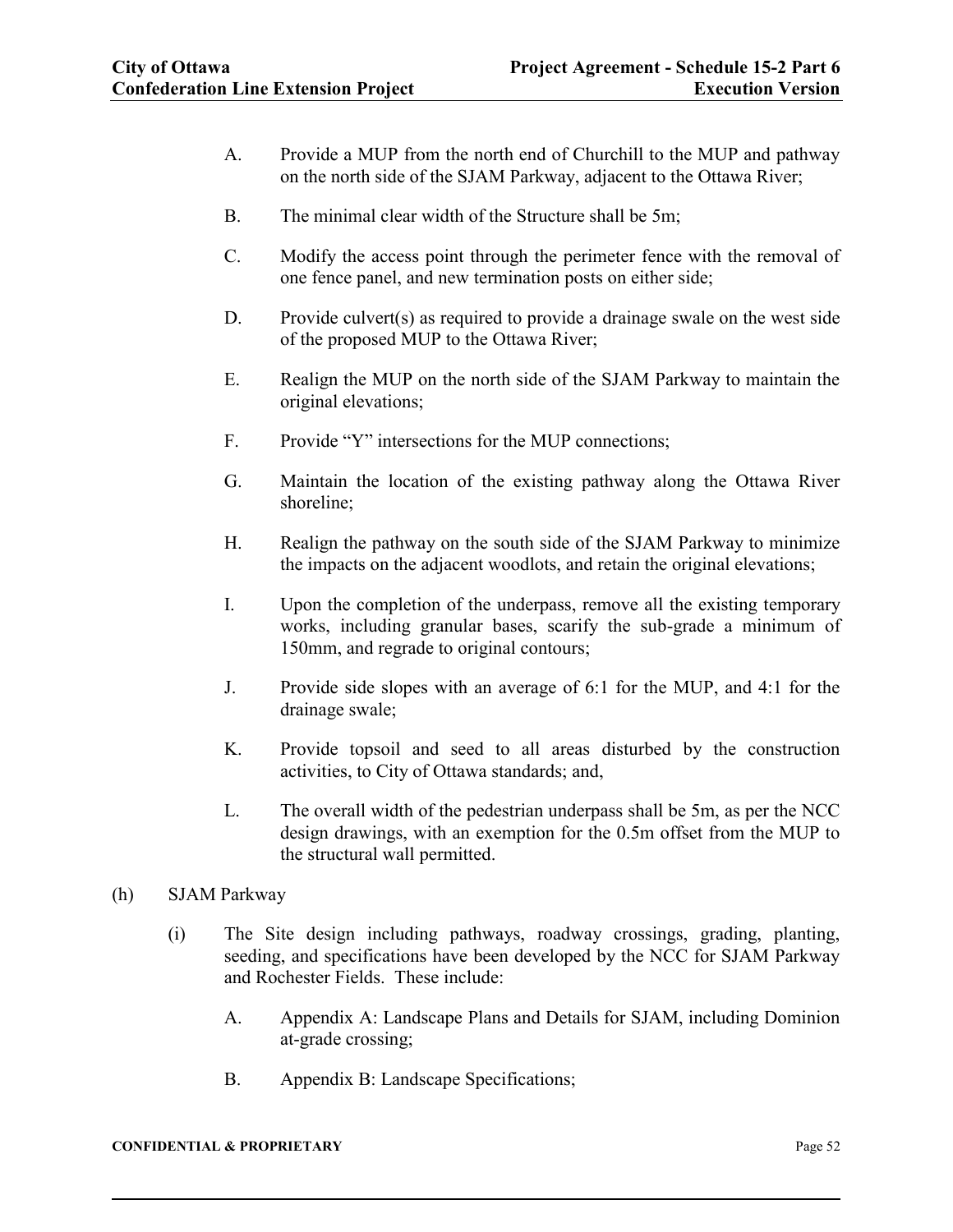A. Provide a MUP from the north end of Churchill to the MUP and pathway on the north side of the SJAM Parkway, adjacent to the Ottawa River;

B. The minimal clear width of the Structure shall be 5m;

C. Modify the access point through the perimeter fence with the removal of one fence panel, and new termination posts on either side;

D. Provide culvert(s) as required to provide a drainage swale on the west side of the proposed MUP to the Ottawa River;

E. Realign the MUP on the north side of the SJAM Parkway to maintain the original elevations;

F. Provide "Y" intersections for the MUP connections;

G. Maintain the location of the existing pathway along the Ottawa River shoreline;

H. Realign the pathway on the south side of the SJAM Parkway to minimize the impacts on the adjacent woodlots, and retain the original elevations;

I. Upon the completion of the underpass, remove all the existing temporary works, including granular bases, scarify the sub-grade a minimum of 150mm, and regrade to original contours;

J. Provide side slopes with an average of 6:1 for the MUP, and 4:1 for the drainage swale;

K. Provide topsoil and seed to all areas disturbed by the construction activities, to City of Ottawa standards; and,

L. The overall width of the pedestrian underpass shall be 5m, as per the NCC design drawings, with an exemption for the 0.5m offset from the MUP to the structural wall permitted.

(h) SJAM Parkway

(i) The Site design including pathways, roadway crossings, grading, planting, seeding, and specifications have been developed by the NCC for SJAM Parkway and Rochester Fields. These include:

A. Appendix A: Landscape Plans and Details for SJAM, including Dominion at-grade crossing;

B. Appendix B: Landscape Specifications;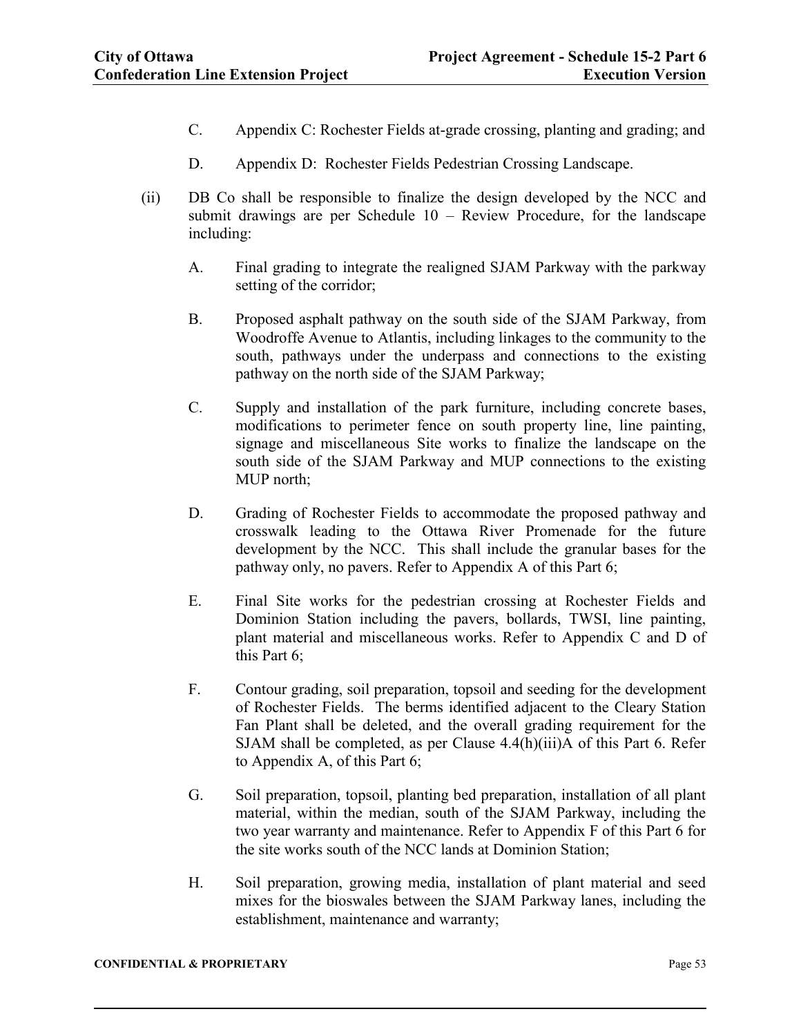C. Appendix C: Rochester Fields at-grade crossing, planting and grading; and

D. Appendix D: Rochester Fields Pedestrian Crossing Landscape.

(ii) DB Co shall be responsible to finalize the design developed by the NCC and submit drawings are per Schedule 10 – Review Procedure, for the landscape including:

A. Final grading to integrate the realigned SJAM Parkway with the parkway setting of the corridor;

B. Proposed asphalt pathway on the south side of the SJAM Parkway, from Woodroffe Avenue to Atlantis, including linkages to the community to the south, pathways under the underpass and connections to the existing pathway on the north side of the SJAM Parkway;

C. Supply and installation of the park furniture, including concrete bases, modifications to perimeter fence on south property line, line painting, signage and miscellaneous Site works to finalize the landscape on the south side of the SJAM Parkway and MUP connections to the existing MUP north;

D. Grading of Rochester Fields to accommodate the proposed pathway and crosswalk leading to the Ottawa River Promenade for the future development by the NCC. This shall include the granular bases for the pathway only, no pavers. Refer to Appendix A of this Part 6;

E. Final Site works for the pedestrian crossing at Rochester Fields and Dominion Station including the pavers, bollards, TWSI, line painting, plant material and miscellaneous works. Refer to Appendix C and D of this Part 6;

F. Contour grading, soil preparation, topsoil and seeding for the development of Rochester Fields. The berms identified adjacent to the Cleary Station Fan Plant shall be deleted, and the overall grading requirement for the SJAM shall be completed, as per Clause 4.4(h)(iii)A of this Part 6. Refer to Appendix A, of this Part 6;

G. Soil preparation, topsoil, planting bed preparation, installation of all plant material, within the median, south of the SJAM Parkway, including the two year warranty and maintenance. Refer to Appendix F of this Part 6 for the site works south of the NCC lands at Dominion Station;

H. Soil preparation, growing media, installation of plant material and seed mixes for the bioswales between the SJAM Parkway lanes, including the establishment, maintenance and warranty;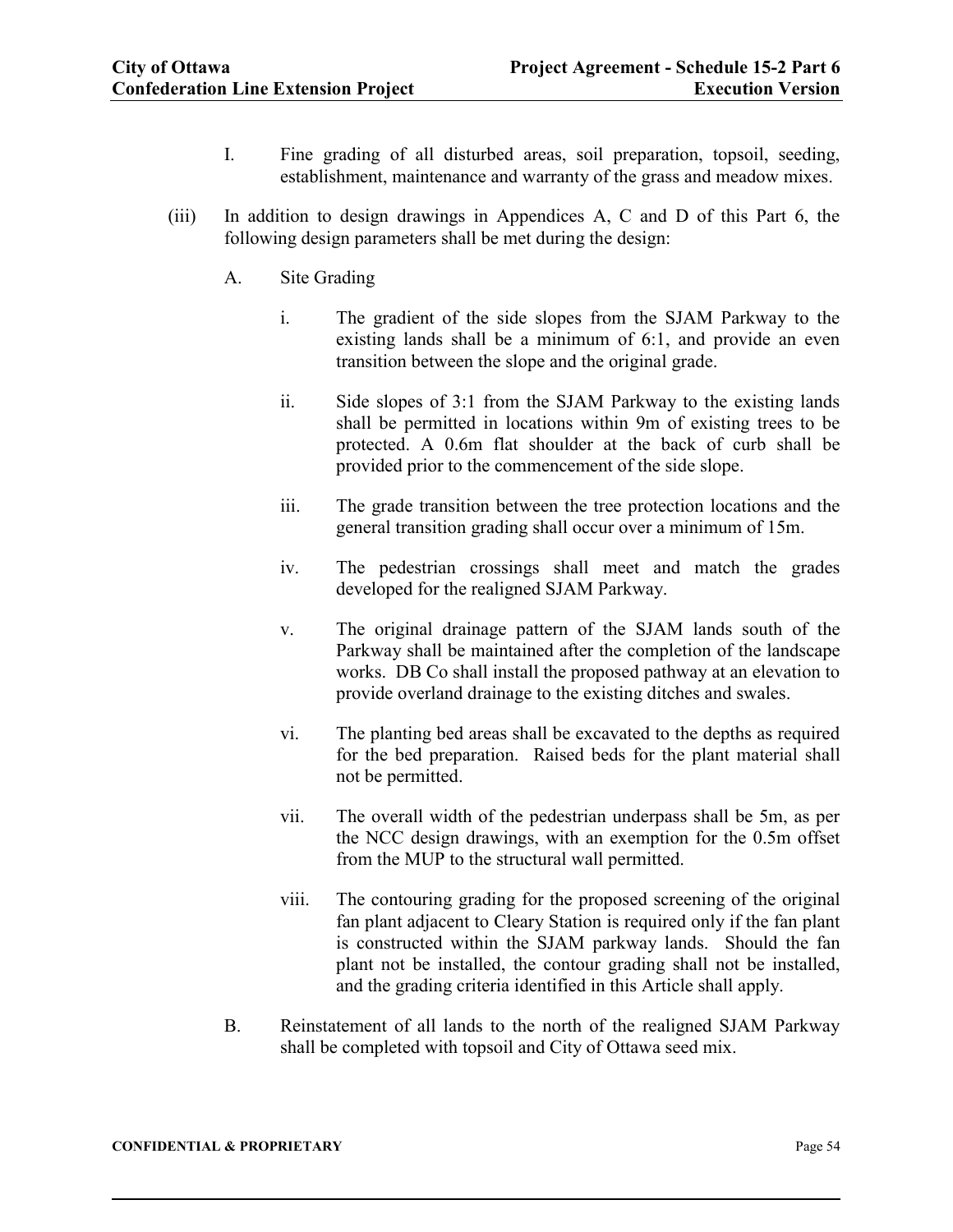I. Fine grading of all disturbed areas, soil preparation, topsoil, seeding, establishment, maintenance and warranty of the grass and meadow mixes.

(iii) In addition to design drawings in Appendices A, C and D of this Part 6, the following design parameters shall be met during the design:

A. Site Grading

i. The gradient of the side slopes from the SJAM Parkway to the existing lands shall be a minimum of 6:1, and provide an even transition between the slope and the original grade.

ii. Side slopes of 3:1 from the SJAM Parkway to the existing lands shall be permitted in locations within 9m of existing trees to be protected. A 0.6m flat shoulder at the back of curb shall be provided prior to the commencement of the side slope.

iii. The grade transition between the tree protection locations and the general transition grading shall occur over a minimum of 15m.

iv. The pedestrian crossings shall meet and match the grades developed for the realigned SJAM Parkway.

v. The original drainage pattern of the SJAM lands south of the Parkway shall be maintained after the completion of the landscape works. DB Co shall install the proposed pathway at an elevation to provide overland drainage to the existing ditches and swales.

vi. The planting bed areas shall be excavated to the depths as required for the bed preparation. Raised beds for the plant material shall not be permitted.

vii. The overall width of the pedestrian underpass shall be 5m, as per the NCC design drawings, with an exemption for the 0.5m offset from the MUP to the structural wall permitted.

viii. The contouring grading for the proposed screening of the original fan plant adjacent to Cleary Station is required only if the fan plant is constructed within the SJAM parkway lands. Should the fan plant not be installed, the contour grading shall not be installed, and the grading criteria identified in this Article shall apply.

B. Reinstatement of all lands to the north of the realigned SJAM Parkway shall be completed with topsoil and City of Ottawa seed mix.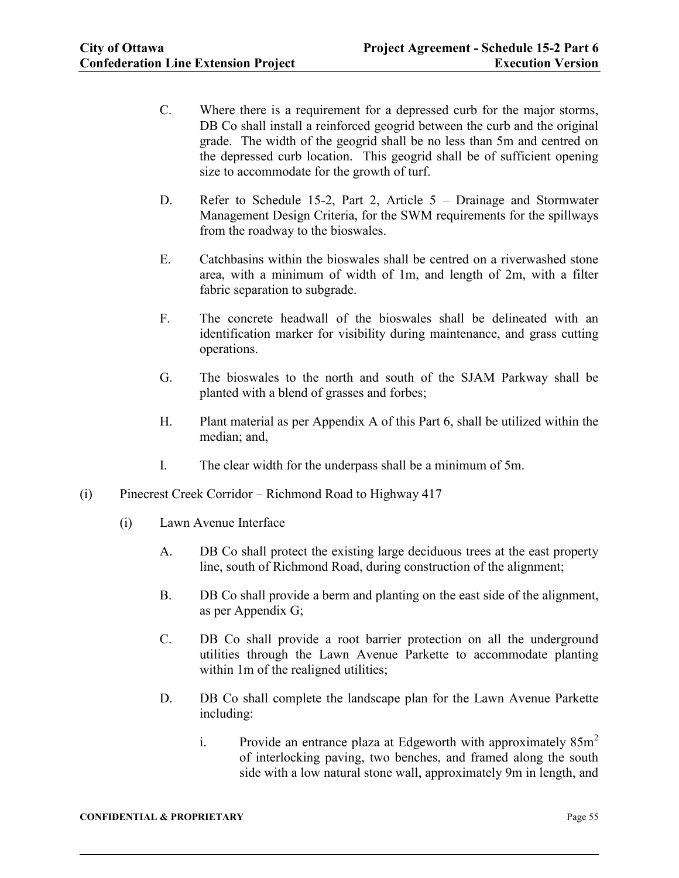C. Where there is a requirement for a depressed curb for the major storms, DB Co shall install a reinforced geogrid between the curb and the original grade. The width of the geogrid shall be no less than 5m and centred on the depressed curb location. This geogrid shall be of sufficient opening size to accommodate for the growth of turf.

D. Refer to Schedule 15-2, Part 2, Article 5 – Drainage and Stormwater Management Design Criteria, for the SWM requirements for the spillways from the roadway to the bioswales.

E. Catchbasins within the bioswales shall be centred on a riverwashed stone area, with a minimum of width of 1m, and length of 2m, with a filter fabric separation to subgrade.

F. The concrete headwall of the bioswales shall be delineated with an identification marker for visibility during maintenance, and grass cutting operations.

G. The bioswales to the north and south of the SJAM Parkway shall be planted with a blend of grasses and forbes;

H. Plant material as per Appendix A of this Part 6, shall be utilized within the median; and,

I. The clear width for the underpass shall be a minimum of 5m.

(i) Pinecrest Creek Corridor – Richmond Road to Highway 417

(i) Lawn Avenue Interface

A. DB Co shall protect the existing large deciduous trees at the east property line, south of Richmond Road, during construction of the alignment;

B. DB Co shall provide a berm and planting on the east side of the alignment, as per Appendix G;

C. DB Co shall provide a root barrier protection on all the underground utilities through the Lawn Avenue Parkette to accommodate planting within 1m of the realigned utilities;

D. DB Co shall complete the landscape plan for the Lawn Avenue Parkette including:

i. Provide an entrance plaza at Edgeworth with approximately $85m^2$ of interlocking paving, two benches, and framed along the south side with a low natural stone wall, approximately 9m in length, and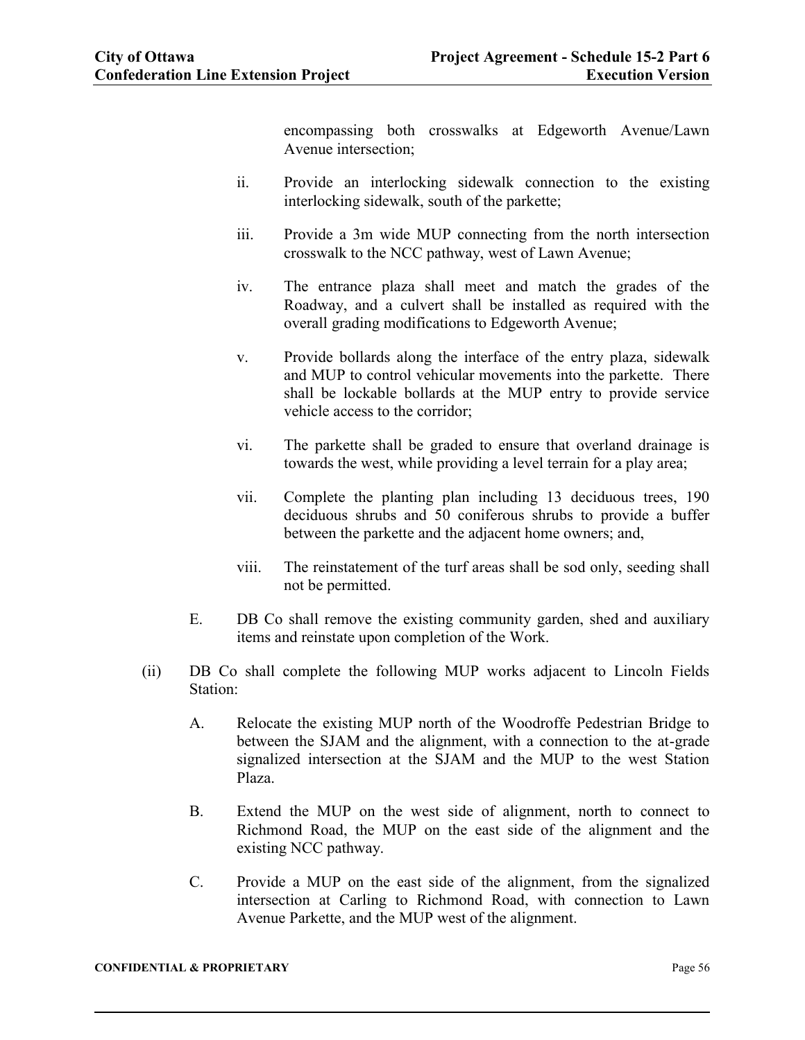encompassing both crosswalks at Edgeworth Avenue/Lawn Avenue intersection;

ii. Provide an interlocking sidewalk connection to the existing interlocking sidewalk, south of the parkette;

iii. Provide a 3m wide MUP connecting from the north intersection crosswalk to the NCC pathway, west of Lawn Avenue;

iv. The entrance plaza shall meet and match the grades of the Roadway, and a culvert shall be installed as required with the overall grading modifications to Edgeworth Avenue;

v. Provide bollards along the interface of the entry plaza, sidewalk and MUP to control vehicular movements into the parkette. There shall be lockable bollards at the MUP entry to provide service vehicle access to the corridor;

vi. The parkette shall be graded to ensure that overland drainage is towards the west, while providing a level terrain for a play area;

vii. Complete the planting plan including 13 deciduous trees, 190 deciduous shrubs and 50 coniferous shrubs to provide a buffer between the parkette and the adjacent home owners; and,

viii. The reinstatement of the turf areas shall be sod only, seeding shall not be permitted.

E. DB Co shall remove the existing community garden, shed and auxiliary items and reinstate upon completion of the Work.

(ii) DB Co shall complete the following MUP works adjacent to Lincoln Fields Station:

A. Relocate the existing MUP north of the Woodroffe Pedestrian Bridge to between the SJAM and the alignment, with a connection to the at-grade signalized intersection at the SJAM and the MUP to the west Station Plaza.

B. Extend the MUP on the west side of alignment, north to connect to Richmond Road, the MUP on the east side of the alignment and the existing NCC pathway.

C. Provide a MUP on the east side of the alignment, from the signalized intersection at Carling to Richmond Road, with connection to Lawn Avenue Parkette, and the MUP west of the alignment.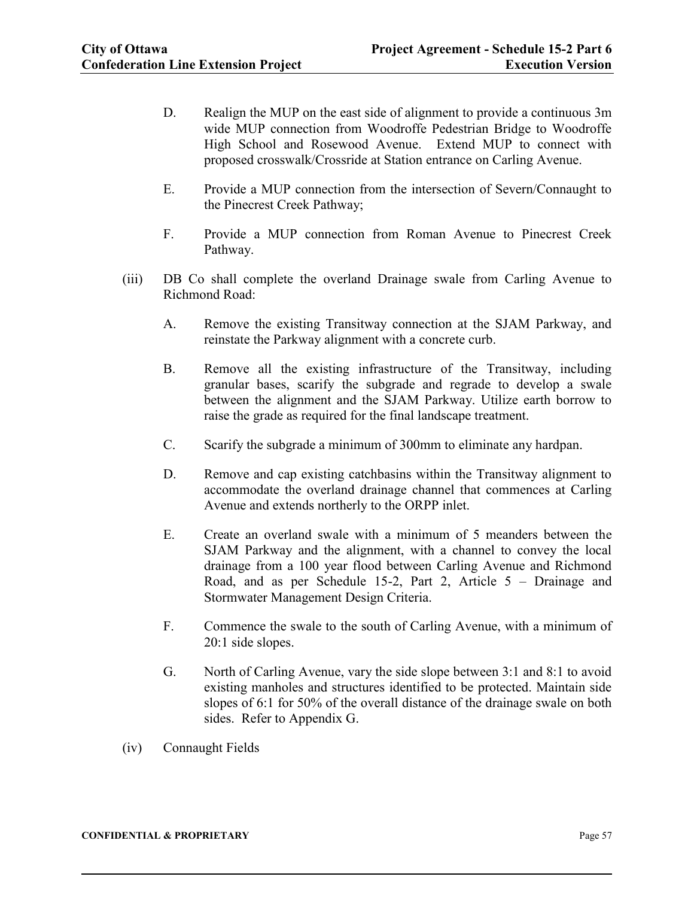D. Realign the MUP on the east side of alignment to provide a continuous 3m wide MUP connection from Woodroffe Pedestrian Bridge to Woodroffe High School and Rosewood Avenue. Extend MUP to connect with proposed crosswalk/Crossride at Station entrance on Carling Avenue.

E. Provide a MUP connection from the intersection of Severn/Connaught to the Pinecrest Creek Pathway;

F. Provide a MUP connection from Roman Avenue to Pinecrest Creek Pathway.

(iii) DB Co shall complete the overland Drainage swale from Carling Avenue to Richmond Road:

A. Remove the existing Transitway connection at the SJAM Parkway, and reinstate the Parkway alignment with a concrete curb.

B. Remove all the existing infrastructure of the Transitway, including granular bases, scarify the subgrade and regrade to develop a swale between the alignment and the SJAM Parkway. Utilize earth borrow to raise the grade as required for the final landscape treatment.

C. Scarify the subgrade a minimum of 300mm to eliminate any hardpan.

D. Remove and cap existing catchbasins within the Transitway alignment to accommodate the overland drainage channel that commences at Carling Avenue and extends northerly to the ORPP inlet.

E. Create an overland swale with a minimum of 5 meanders between the SJAM Parkway and the alignment, with a channel to convey the local drainage from a 100 year flood between Carling Avenue and Richmond Road, and as per Schedule 15-2, Part 2, Article 5 – Drainage and Stormwater Management Design Criteria.

F. Commence the swale to the south of Carling Avenue, with a minimum of 20:1 side slopes.

G. North of Carling Avenue, vary the side slope between 3:1 and 8:1 to avoid existing manholes and structures identified to be protected. Maintain side slopes of 6:1 for 50% of the overall distance of the drainage swale on both sides. Refer to Appendix G.

(iv) Connaught Fields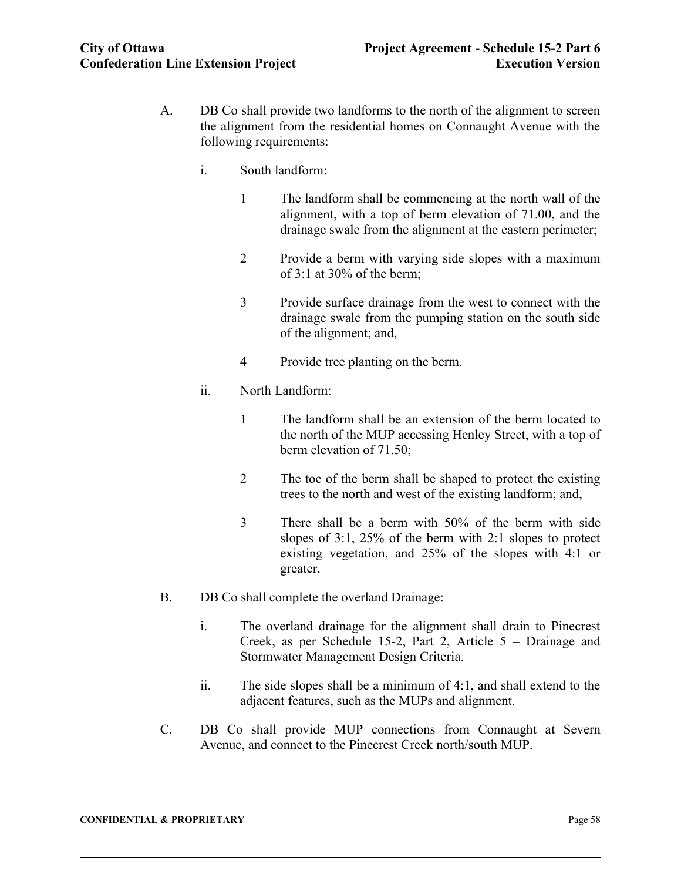A. DB Co shall provide two landforms to the north of the alignment to screen the alignment from the residential homes on Connaught Avenue with the following requirements:

   i. South landform:

      1 The landform shall be commencing at the north wall of the alignment, with a top of berm elevation of 71.00, and the drainage swale from the alignment at the eastern perimeter;

      2 Provide a berm with varying side slopes with a maximum of 3:1 at 30% of the berm;

      3 Provide surface drainage from the west to connect with the drainage swale from the pumping station on the south side of the alignment; and,

      4 Provide tree planting on the berm.

   ii. North Landform:

      1 The landform shall be an extension of the berm located to the north of the MUP accessing Henley Street, with a top of berm elevation of 71.50;

      2 The toe of the berm shall be shaped to protect the existing trees to the north and west of the existing landform; and,

      3 There shall be a berm with 50% of the berm with side slopes of 3:1, 25% of the berm with 2:1 slopes to protect existing vegetation, and 25% of the slopes with 4:1 or greater.

B. DB Co shall complete the overland Drainage:

   i. The overland drainage for the alignment shall drain to Pinecrest Creek, as per Schedule 15-2, Part 2, Article 5 – Drainage and Stormwater Management Design Criteria.

   ii. The side slopes shall be a minimum of 4:1, and shall extend to the adjacent features, such as the MUPs and alignment.

C. DB Co shall provide MUP connections from Connaught at Severn Avenue, and connect to the Pinecrest Creek north/south MUP.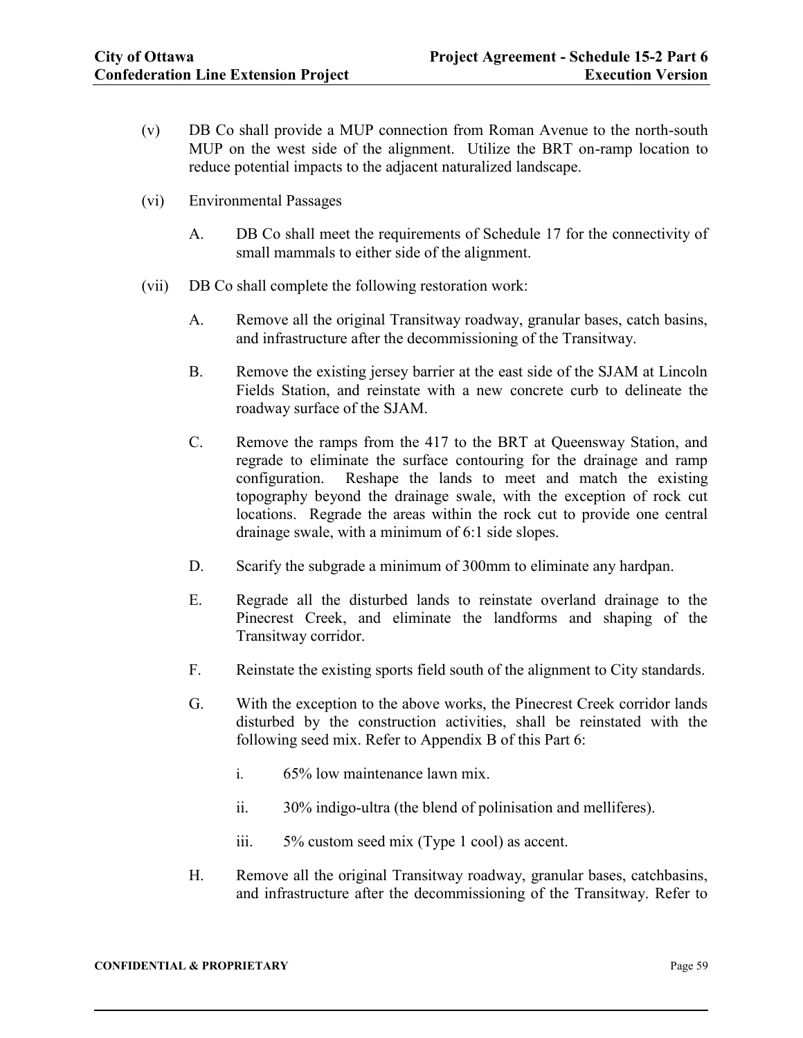(v) DB Co shall provide a MUP connection from Roman Avenue to the north-south MUP on the west side of the alignment. Utilize the BRT on-ramp location to reduce potential impacts to the adjacent naturalized landscape.

(vi) Environmental Passages

A. DB Co shall meet the requirements of Schedule 17 for the connectivity of small mammals to either side of the alignment.

(vii) DB Co shall complete the following restoration work:

A. Remove all the original Transitway roadway, granular bases, catch basins, and infrastructure after the decommissioning of the Transitway.

B. Remove the existing jersey barrier at the east side of the SJAM at Lincoln Fields Station, and reinstate with a new concrete curb to delineate the roadway surface of the SJAM.

C. Remove the ramps from the 417 to the BRT at Queensway Station, and regrade to eliminate the surface contouring for the drainage and ramp configuration. Reshape the lands to meet and match the existing topography beyond the drainage swale, with the exception of rock cut locations. Regrade the areas within the rock cut to provide one central drainage swale, with a minimum of 6:1 side slopes.

D. Scarify the subgrade a minimum of 300mm to eliminate any hardpan.

E. Regrade all the disturbed lands to reinstate overland drainage to the Pinecrest Creek, and eliminate the landforms and shaping of the Transitway corridor.

F. Reinstate the existing sports field south of the alignment to City standards.

G. With the exception to the above works, the Pinecrest Creek corridor lands disturbed by the construction activities, shall be reinstated with the following seed mix. Refer to Appendix B of this Part 6:

i. 65% low maintenance lawn mix.

ii. 30% indigo-ultra (the blend of polinisation and melliferes).

iii. 5% custom seed mix (Type 1 cool) as accent.

H. Remove all the original Transitway roadway, granular bases, catchbasins, and infrastructure after the decommissioning of the Transitway. Refer to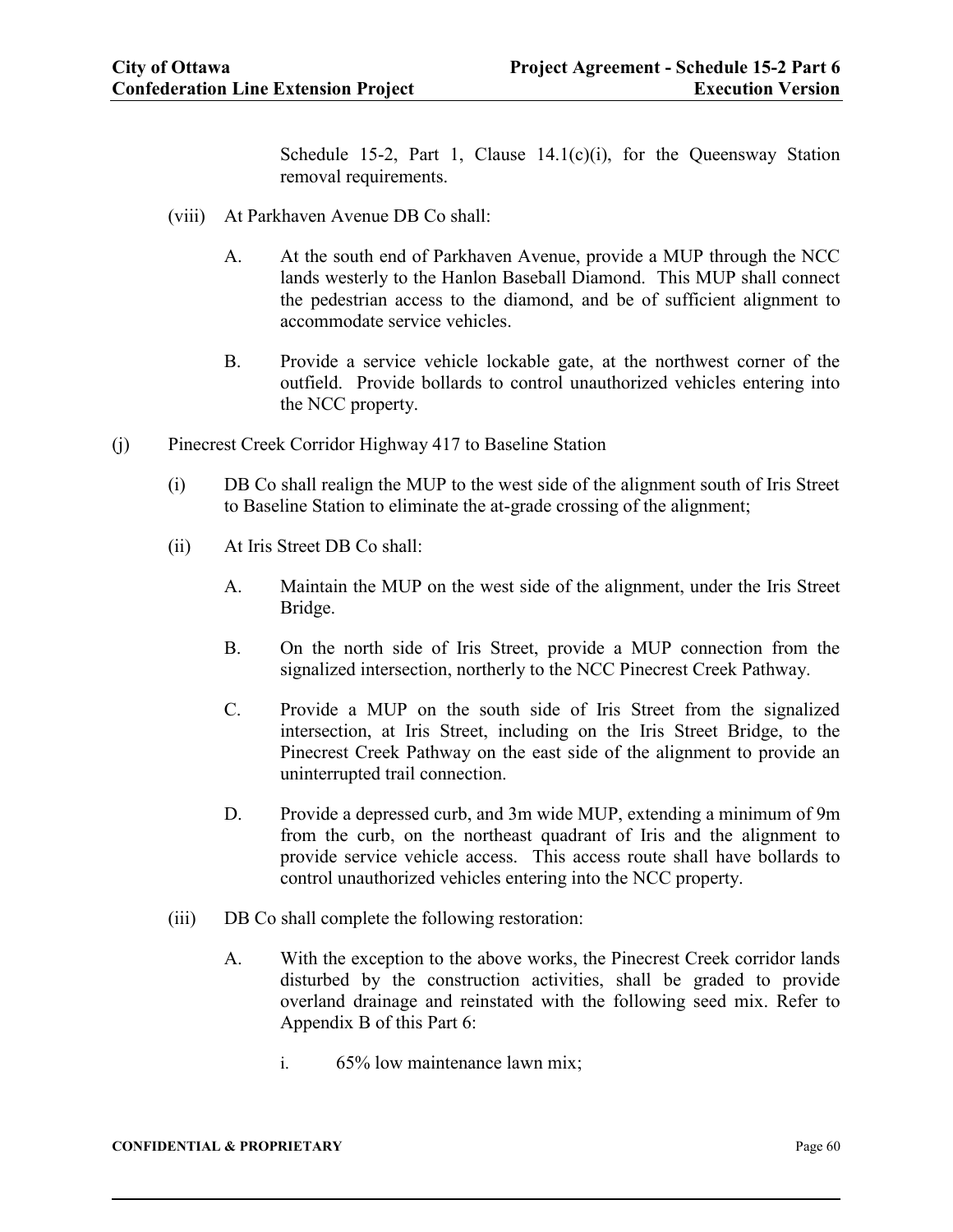Schedule 15-2, Part 1, Clause 14.1(c)(i), for the Queensway Station removal requirements.

(viii) At Parkhaven Avenue DB Co shall:

A. At the south end of Parkhaven Avenue, provide a MUP through the NCC lands westerly to the Hanlon Baseball Diamond. This MUP shall connect the pedestrian access to the diamond, and be of sufficient alignment to accommodate service vehicles.

B. Provide a service vehicle lockable gate, at the northwest corner of the outfield. Provide bollards to control unauthorized vehicles entering into the NCC property.

(j) Pinecrest Creek Corridor Highway 417 to Baseline Station

(i) DB Co shall realign the MUP to the west side of the alignment south of Iris Street to Baseline Station to eliminate the at-grade crossing of the alignment;

(ii) At Iris Street DB Co shall:

A. Maintain the MUP on the west side of the alignment, under the Iris Street Bridge.

B. On the north side of Iris Street, provide a MUP connection from the signalized intersection, northerly to the NCC Pinecrest Creek Pathway.

C. Provide a MUP on the south side of Iris Street from the signalized intersection, at Iris Street, including on the Iris Street Bridge, to the Pinecrest Creek Pathway on the east side of the alignment to provide an uninterrupted trail connection.

D. Provide a depressed curb, and 3m wide MUP, extending a minimum of 9m from the curb, on the northeast quadrant of Iris and the alignment to provide service vehicle access. This access route shall have bollards to control unauthorized vehicles entering into the NCC property.

(iii) DB Co shall complete the following restoration:

A. With the exception to the above works, the Pinecrest Creek corridor lands disturbed by the construction activities, shall be graded to provide overland drainage and reinstated with the following seed mix. Refer to Appendix B of this Part 6:

i. 65% low maintenance lawn mix;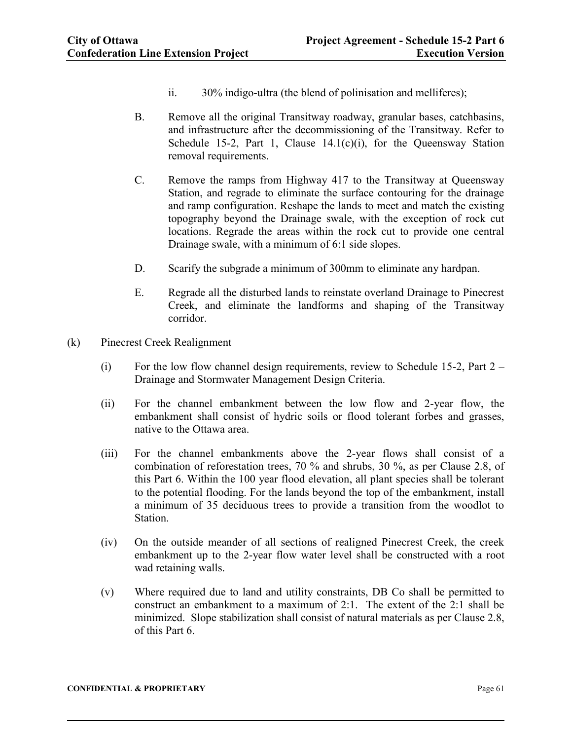ii. 30% indigo-ultra (the blend of polinisation and melliferes);

B. Remove all the original Transitway roadway, granular bases, catchbasins, and infrastructure after the decommissioning of the Transitway. Refer to Schedule 15-2, Part 1, Clause 14.1(c)(i), for the Queensway Station removal requirements.

C. Remove the ramps from Highway 417 to the Transitway at Queensway Station, and regrade to eliminate the surface contouring for the drainage and ramp configuration. Reshape the lands to meet and match the existing topography beyond the Drainage swale, with the exception of rock cut locations. Regrade the areas within the rock cut to provide one central Drainage swale, with a minimum of 6:1 side slopes.

D. Scarify the subgrade a minimum of 300mm to eliminate any hardpan.

E. Regrade all the disturbed lands to reinstate overland Drainage to Pinecrest Creek, and eliminate the landforms and shaping of the Transitway corridor.

(k) Pinecrest Creek Realignment

(i) For the low flow channel design requirements, review to Schedule 15-2, Part 2 – Drainage and Stormwater Management Design Criteria.

(ii) For the channel embankment between the low flow and 2-year flow, the embankment shall consist of hydric soils or flood tolerant forbes and grasses, native to the Ottawa area.

(iii) For the channel embankments above the 2-year flows shall consist of a combination of reforestation trees, 70 % and shrubs, 30 %, as per Clause 2.8, of this Part 6. Within the 100 year flood elevation, all plant species shall be tolerant to the potential flooding. For the lands beyond the top of the embankment, install a minimum of 35 deciduous trees to provide a transition from the woodlot to Station.

(iv) On the outside meander of all sections of realigned Pinecrest Creek, the creek embankment up to the 2-year flow water level shall be constructed with a root wad retaining walls.

(v) Where required due to land and utility constraints, DB Co shall be permitted to construct an embankment to a maximum of 2:1. The extent of the 2:1 shall be minimized. Slope stabilization shall consist of natural materials as per Clause 2.8, of this Part 6.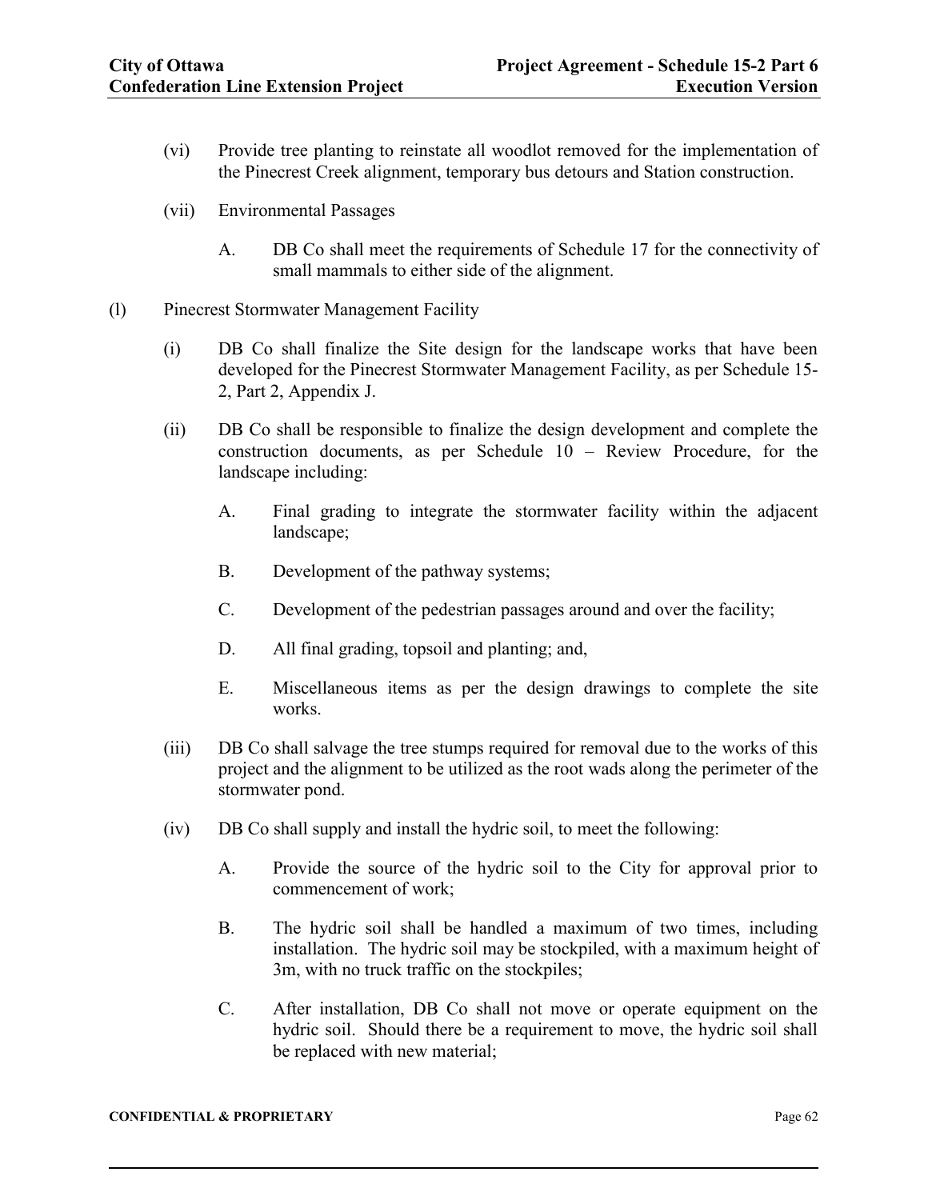(vi) Provide tree planting to reinstate all woodlot removed for the implementation of the Pinecrest Creek alignment, temporary bus detours and Station construction.

(vii) Environmental Passages

A. DB Co shall meet the requirements of Schedule 17 for the connectivity of small mammals to either side of the alignment.

(l) Pinecrest Stormwater Management Facility

(i) DB Co shall finalize the Site design for the landscape works that have been developed for the Pinecrest Stormwater Management Facility, as per Schedule 15-2, Part 2, Appendix J.

(ii) DB Co shall be responsible to finalize the design development and complete the construction documents, as per Schedule 10 – Review Procedure, for the landscape including:

A. Final grading to integrate the stormwater facility within the adjacent landscape;

B. Development of the pathway systems;

C. Development of the pedestrian passages around and over the facility;

D. All final grading, topsoil and planting; and,

E. Miscellaneous items as per the design drawings to complete the site works.

(iii) DB Co shall salvage the tree stumps required for removal due to the works of this project and the alignment to be utilized as the root wads along the perimeter of the stormwater pond.

(iv) DB Co shall supply and install the hydric soil, to meet the following:

A. Provide the source of the hydric soil to the City for approval prior to commencement of work;

B. The hydric soil shall be handled a maximum of two times, including installation. The hydric soil may be stockpiled, with a maximum height of 3m, with no truck traffic on the stockpiles;

C. After installation, DB Co shall not move or operate equipment on the hydric soil. Should there be a requirement to move, the hydric soil shall be replaced with new material;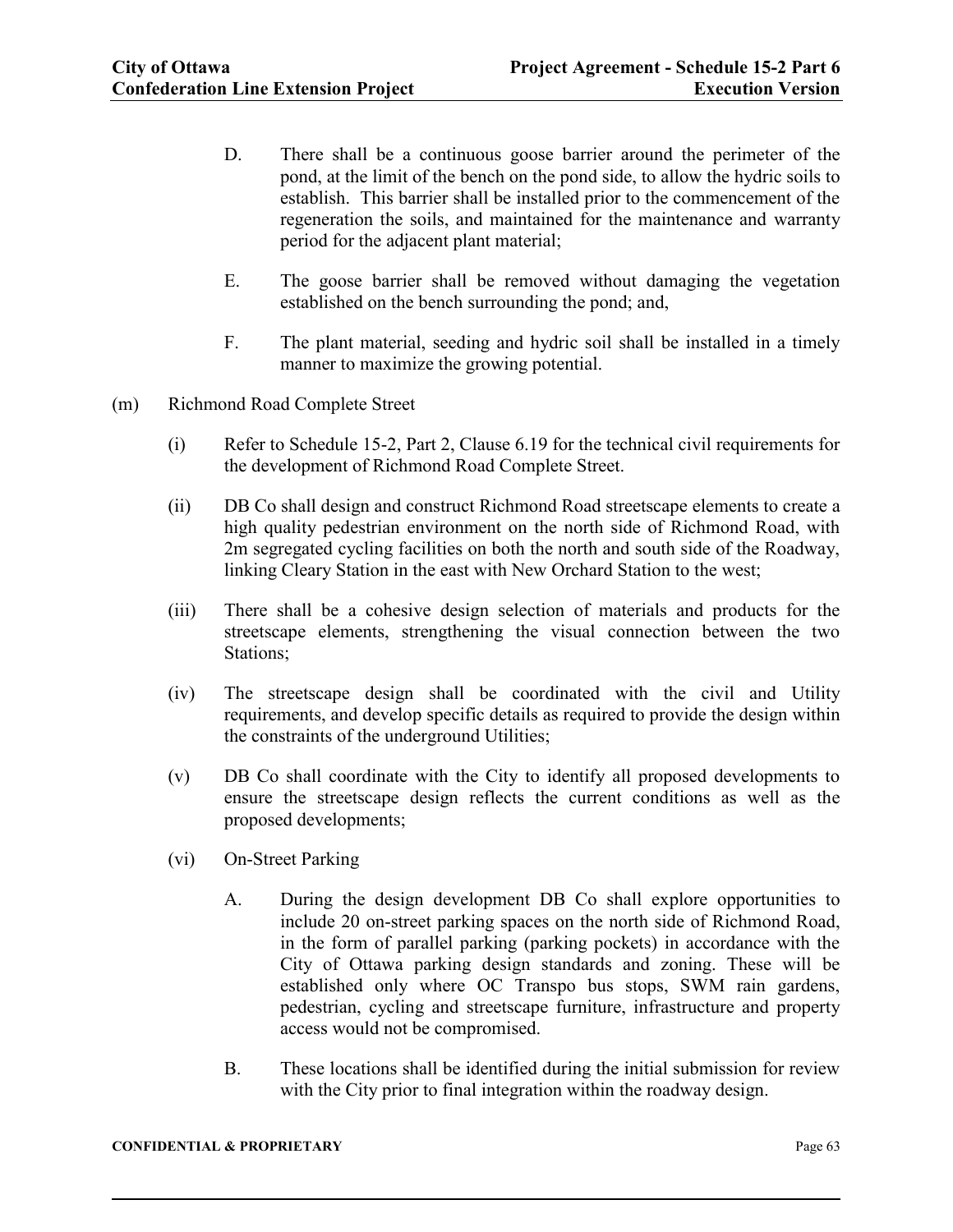D. There shall be a continuous goose barrier around the perimeter of the pond, at the limit of the bench on the pond side, to allow the hydric soils to establish. This barrier shall be installed prior to the commencement of the regeneration the soils, and maintained for the maintenance and warranty period for the adjacent plant material;

E. The goose barrier shall be removed without damaging the vegetation established on the bench surrounding the pond; and,

F. The plant material, seeding and hydric soil shall be installed in a timely manner to maximize the growing potential.

(m) Richmond Road Complete Street

(i) Refer to Schedule 15-2, Part 2, Clause 6.19 for the technical civil requirements for the development of Richmond Road Complete Street.

(ii) DB Co shall design and construct Richmond Road streetscape elements to create a high quality pedestrian environment on the north side of Richmond Road, with 2m segregated cycling facilities on both the north and south side of the Roadway, linking Cleary Station in the east with New Orchard Station to the west;

(iii) There shall be a cohesive design selection of materials and products for the streetscape elements, strengthening the visual connection between the two Stations;

(iv) The streetscape design shall be coordinated with the civil and Utility requirements, and develop specific details as required to provide the design within the constraints of the underground Utilities;

(v) DB Co shall coordinate with the City to identify all proposed developments to ensure the streetscape design reflects the current conditions as well as the proposed developments;

(vi) On-Street Parking

A. During the design development DB Co shall explore opportunities to include 20 on-street parking spaces on the north side of Richmond Road, in the form of parallel parking (parking pockets) in accordance with the City of Ottawa parking design standards and zoning. These will be established only where OC Transpo bus stops, SWM rain gardens, pedestrian, cycling and streetscape furniture, infrastructure and property access would not be compromised.

B. These locations shall be identified during the initial submission for review with the City prior to final integration within the roadway design.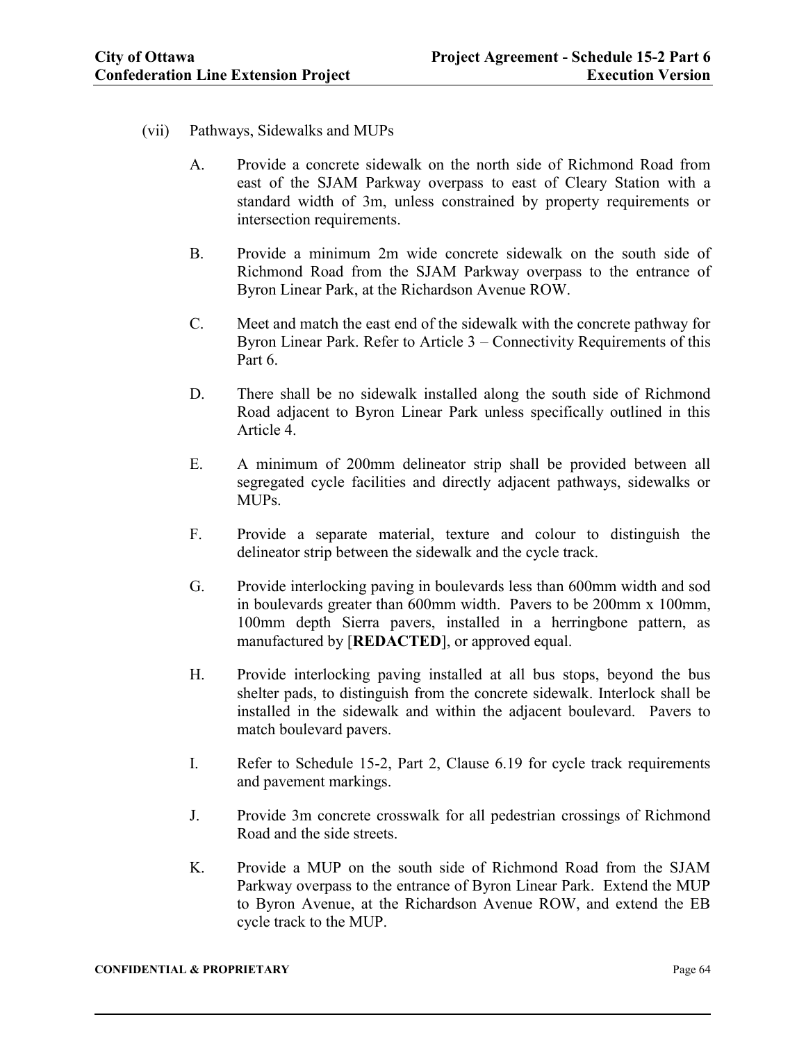(vii) Pathways, Sidewalks and MUPs

A. Provide a concrete sidewalk on the north side of Richmond Road from east of the SJAM Parkway overpass to east of Cleary Station with a standard width of 3m, unless constrained by property requirements or intersection requirements.

B. Provide a minimum 2m wide concrete sidewalk on the south side of Richmond Road from the SJAM Parkway overpass to the entrance of Byron Linear Park, at the Richardson Avenue ROW.

C. Meet and match the east end of the sidewalk with the concrete pathway for Byron Linear Park. Refer to Article 3 – Connectivity Requirements of this Part 6.

D. There shall be no sidewalk installed along the south side of Richmond Road adjacent to Byron Linear Park unless specifically outlined in this Article 4.

E. A minimum of 200mm delineator strip shall be provided between all segregated cycle facilities and directly adjacent pathways, sidewalks or MUPs.

F. Provide a separate material, texture and colour to distinguish the delineator strip between the sidewalk and the cycle track.

G. Provide interlocking paving in boulevards less than 600mm width and sod in boulevards greater than 600mm width. Pavers to be 200mm x 100mm, 100mm depth Sierra pavers, installed in a herringbone pattern, as manufactured by [**REDACTED**], or approved equal.

H. Provide interlocking paving installed at all bus stops, beyond the bus shelter pads, to distinguish from the concrete sidewalk. Interlock shall be installed in the sidewalk and within the adjacent boulevard. Pavers to match boulevard pavers.

I. Refer to Schedule 15-2, Part 2, Clause 6.19 for cycle track requirements and pavement markings.

J. Provide 3m concrete crosswalk for all pedestrian crossings of Richmond Road and the side streets.

K. Provide a MUP on the south side of Richmond Road from the SJAM Parkway overpass to the entrance of Byron Linear Park. Extend the MUP to Byron Avenue, at the Richardson Avenue ROW, and extend the EB cycle track to the MUP.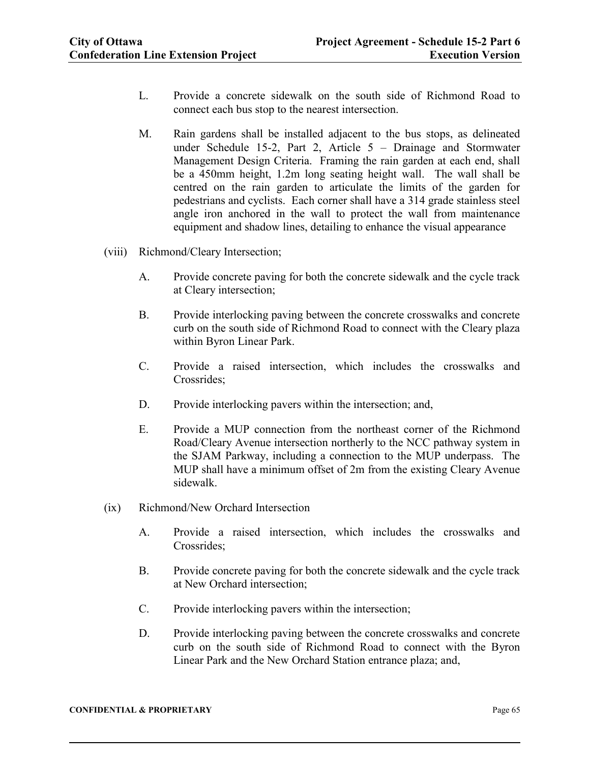L. Provide a concrete sidewalk on the south side of Richmond Road to connect each bus stop to the nearest intersection.

M. Rain gardens shall be installed adjacent to the bus stops, as delineated under Schedule 15-2, Part 2, Article 5 – Drainage and Stormwater Management Design Criteria. Framing the rain garden at each end, shall be a 450mm height, 1.2m long seating height wall. The wall shall be centred on the rain garden to articulate the limits of the garden for pedestrians and cyclists. Each corner shall have a 314 grade stainless steel angle iron anchored in the wall to protect the wall from maintenance equipment and shadow lines, detailing to enhance the visual appearance

(viii) Richmond/Cleary Intersection;

A. Provide concrete paving for both the concrete sidewalk and the cycle track at Cleary intersection;

B. Provide interlocking paving between the concrete crosswalks and concrete curb on the south side of Richmond Road to connect with the Cleary plaza within Byron Linear Park.

C. Provide a raised intersection, which includes the crosswalks and Crossrides;

D. Provide interlocking pavers within the intersection; and,

E. Provide a MUP connection from the northeast corner of the Richmond Road/Cleary Avenue intersection northerly to the NCC pathway system in the SJAM Parkway, including a connection to the MUP underpass. The MUP shall have a minimum offset of 2m from the existing Cleary Avenue sidewalk.

(ix) Richmond/New Orchard Intersection

A. Provide a raised intersection, which includes the crosswalks and Crossrides;

B. Provide concrete paving for both the concrete sidewalk and the cycle track at New Orchard intersection;

C. Provide interlocking pavers within the intersection;

D. Provide interlocking paving between the concrete crosswalks and concrete curb on the south side of Richmond Road to connect with the Byron Linear Park and the New Orchard Station entrance plaza; and,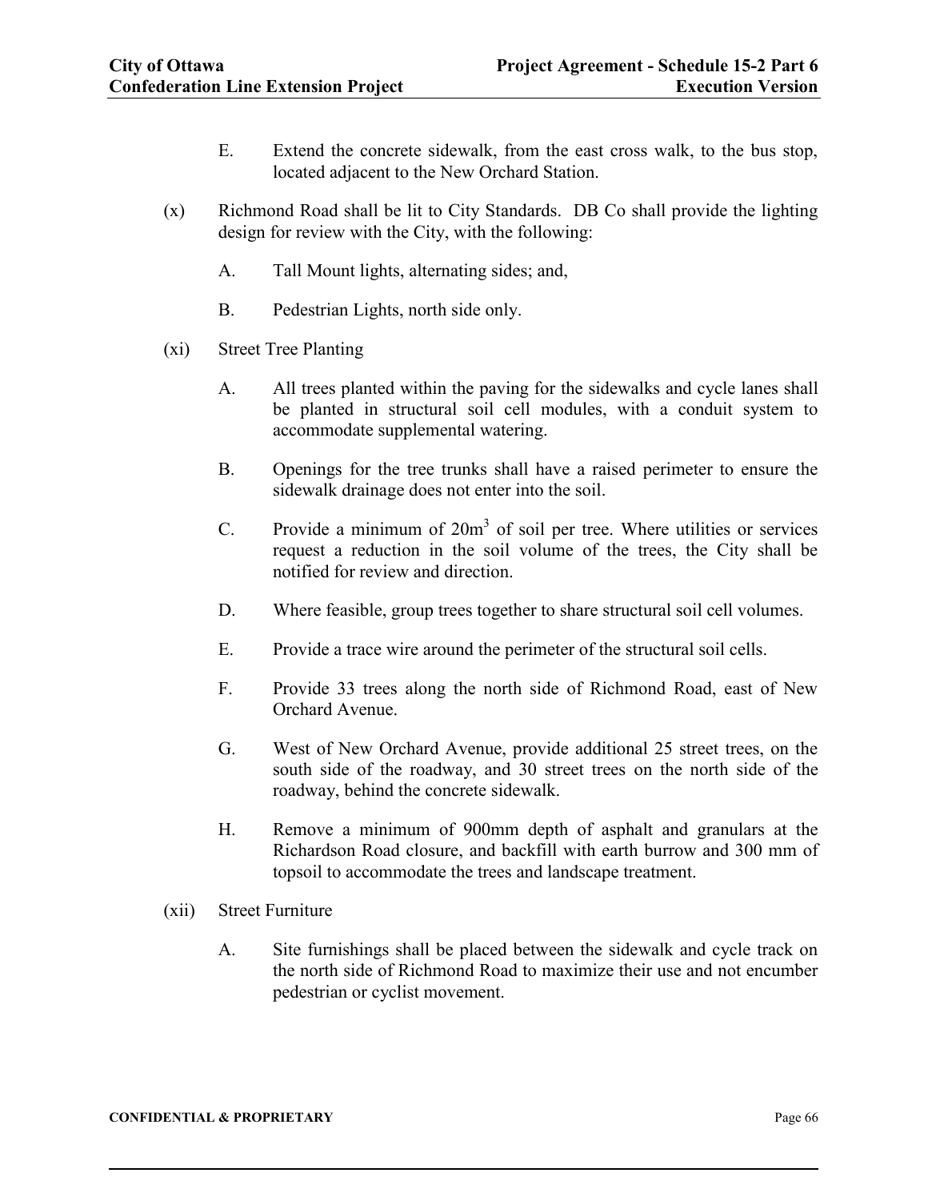E. Extend the concrete sidewalk, from the east cross walk, to the bus stop, located adjacent to the New Orchard Station.

(x) Richmond Road shall be lit to City Standards. DB Co shall provide the lighting design for review with the City, with the following:

A. Tall Mount lights, alternating sides; and,

B. Pedestrian Lights, north side only.

(xi) Street Tree Planting

A. All trees planted within the paving for the sidewalks and cycle lanes shall be planted in structural soil cell modules, with a conduit system to accommodate supplemental watering.

B. Openings for the tree trunks shall have a raised perimeter to ensure the sidewalk drainage does not enter into the soil.

C. Provide a minimum of $20m^3$ of soil per tree. Where utilities or services request a reduction in the soil volume of the trees, the City shall be notified for review and direction.

D. Where feasible, group trees together to share structural soil cell volumes.

E. Provide a trace wire around the perimeter of the structural soil cells.

F. Provide 33 trees along the north side of Richmond Road, east of New Orchard Avenue.

G. West of New Orchard Avenue, provide additional 25 street trees, on the south side of the roadway, and 30 street trees on the north side of the roadway, behind the concrete sidewalk.

H. Remove a minimum of 900mm depth of asphalt and granulars at the Richardson Road closure, and backfill with earth burrow and 300 mm of topsoil to accommodate the trees and landscape treatment.

(xii) Street Furniture

A. Site furnishings shall be placed between the sidewalk and cycle track on the north side of Richmond Road to maximize their use and not encumber pedestrian or cyclist movement.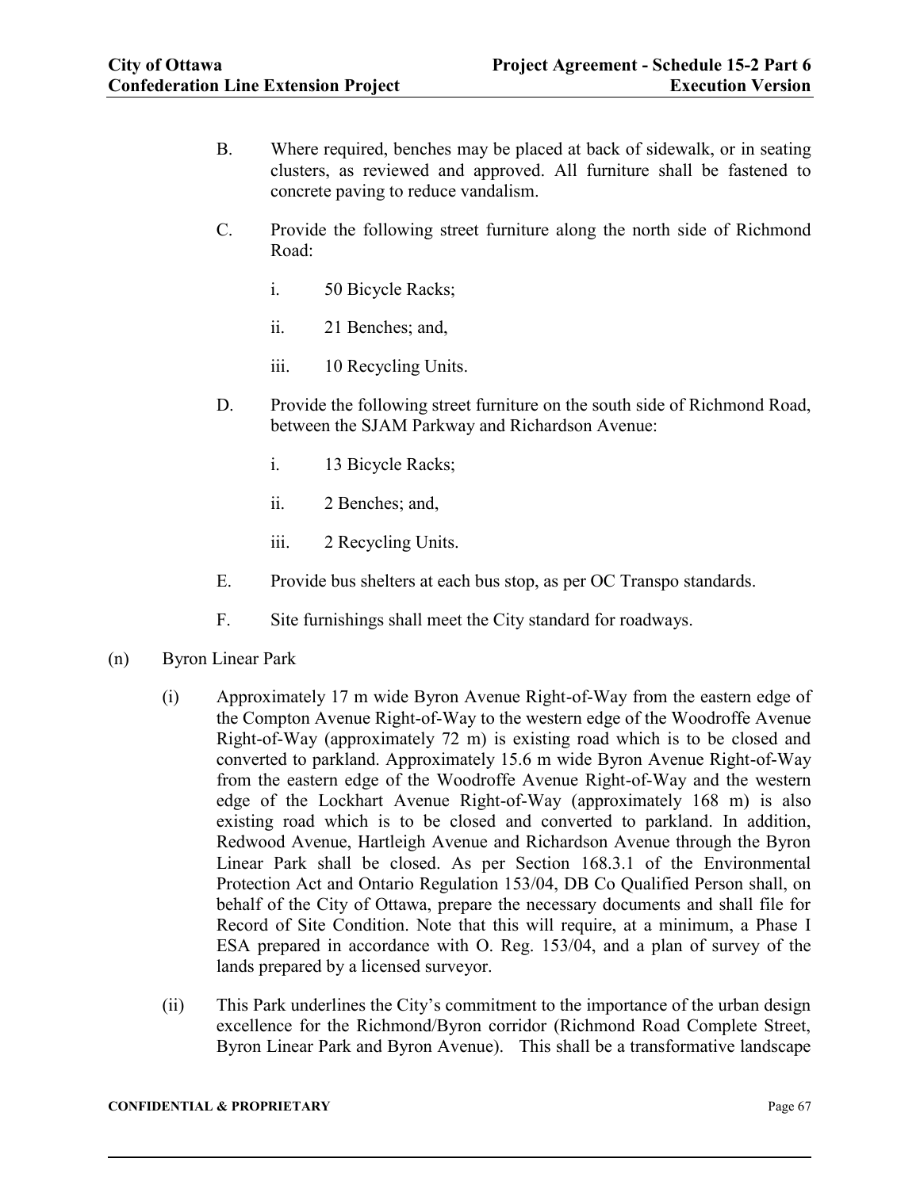B. Where required, benches may be placed at back of sidewalk, or in seating clusters, as reviewed and approved. All furniture shall be fastened to concrete paving to reduce vandalism.

C. Provide the following street furniture along the north side of Richmond Road:

   i. 50 Bicycle Racks;

   ii. 21 Benches; and,

   iii. 10 Recycling Units.

D. Provide the following street furniture on the south side of Richmond Road, between the SJAM Parkway and Richardson Avenue:

   i. 13 Bicycle Racks;

   ii. 2 Benches; and,

   iii. 2 Recycling Units.

E. Provide bus shelters at each bus stop, as per OC Transpo standards.

F. Site furnishings shall meet the City standard for roadways.

(n) Byron Linear Park

(i) Approximately 17 m wide Byron Avenue Right-of-Way from the eastern edge of the Compton Avenue Right-of-Way to the western edge of the Woodroffe Avenue Right-of-Way (approximately 72 m) is existing road which is to be closed and converted to parkland. Approximately 15.6 m wide Byron Avenue Right-of-Way from the eastern edge of the Woodroffe Avenue Right-of-Way and the western edge of the Lockhart Avenue Right-of-Way (approximately 168 m) is also existing road which is to be closed and converted to parkland. In addition, Redwood Avenue, Hartleigh Avenue and Richardson Avenue through the Byron Linear Park shall be closed. As per Section 168.3.1 of the Environmental Protection Act and Ontario Regulation 153/04, DB Co Qualified Person shall, on behalf of the City of Ottawa, prepare the necessary documents and shall file for Record of Site Condition. Note that this will require, at a minimum, a Phase I ESA prepared in accordance with O. Reg. 153/04, and a plan of survey of the lands prepared by a licensed surveyor.

(ii) This Park underlines the City's commitment to the importance of the urban design excellence for the Richmond/Byron corridor (Richmond Road Complete Street, Byron Linear Park and Byron Avenue). This shall be a transformative landscape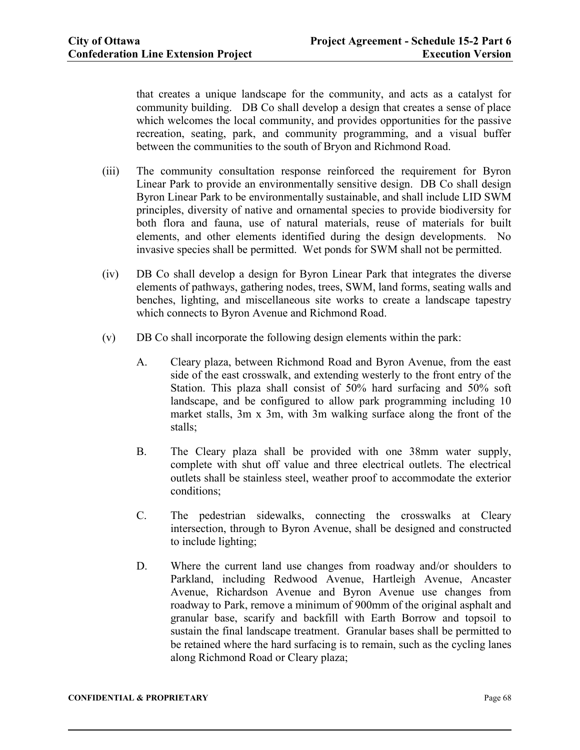that creates a unique landscape for the community, and acts as a catalyst for community building. DB Co shall develop a design that creates a sense of place which welcomes the local community, and provides opportunities for the passive recreation, seating, park, and community programming, and a visual buffer between the communities to the south of Bryon and Richmond Road.

(iii) The community consultation response reinforced the requirement for Byron Linear Park to provide an environmentally sensitive design. DB Co shall design Byron Linear Park to be environmentally sustainable, and shall include LID SWM principles, diversity of native and ornamental species to provide biodiversity for both flora and fauna, use of natural materials, reuse of materials for built elements, and other elements identified during the design developments. No invasive species shall be permitted. Wet ponds for SWM shall not be permitted.

(iv) DB Co shall develop a design for Byron Linear Park that integrates the diverse elements of pathways, gathering nodes, trees, SWM, land forms, seating walls and benches, lighting, and miscellaneous site works to create a landscape tapestry which connects to Byron Avenue and Richmond Road.

(v) DB Co shall incorporate the following design elements within the park:

A. Cleary plaza, between Richmond Road and Byron Avenue, from the east side of the east crosswalk, and extending westerly to the front entry of the Station. This plaza shall consist of 50% hard surfacing and 50% soft landscape, and be configured to allow park programming including 10 market stalls, 3m x 3m, with 3m walking surface along the front of the stalls;

B. The Cleary plaza shall be provided with one 38mm water supply, complete with shut off value and three electrical outlets. The electrical outlets shall be stainless steel, weather proof to accommodate the exterior conditions;

C. The pedestrian sidewalks, connecting the crosswalks at Cleary intersection, through to Byron Avenue, shall be designed and constructed to include lighting;

D. Where the current land use changes from roadway and/or shoulders to Parkland, including Redwood Avenue, Hartleigh Avenue, Ancaster Avenue, Richardson Avenue and Byron Avenue use changes from roadway to Park, remove a minimum of 900mm of the original asphalt and granular base, scarify and backfill with Earth Borrow and topsoil to sustain the final landscape treatment. Granular bases shall be permitted to be retained where the hard surfacing is to remain, such as the cycling lanes along Richmond Road or Cleary plaza;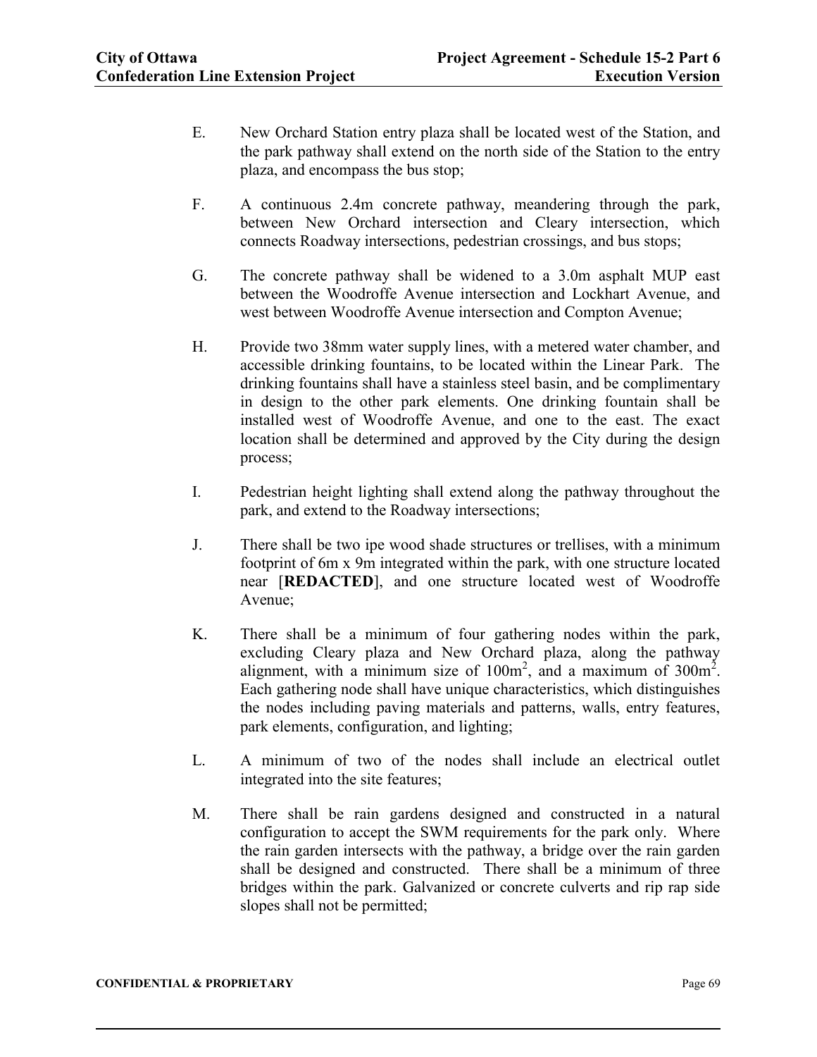E. New Orchard Station entry plaza shall be located west of the Station, and the park pathway shall extend on the north side of the Station to the entry plaza, and encompass the bus stop;

F. A continuous 2.4m concrete pathway, meandering through the park, between New Orchard intersection and Cleary intersection, which connects Roadway intersections, pedestrian crossings, and bus stops;

G. The concrete pathway shall be widened to a 3.0m asphalt MUP east between the Woodroffe Avenue intersection and Lockhart Avenue, and west between Woodroffe Avenue intersection and Compton Avenue;

H. Provide two 38mm water supply lines, with a metered water chamber, and accessible drinking fountains, to be located within the Linear Park. The drinking fountains shall have a stainless steel basin, and be complimentary in design to the other park elements. One drinking fountain shall be installed west of Woodroffe Avenue, and one to the east. The exact location shall be determined and approved by the City during the design process;

I. Pedestrian height lighting shall extend along the pathway throughout the park, and extend to the Roadway intersections;

J. There shall be two ipe wood shade structures or trellises, with a minimum footprint of 6m x 9m integrated within the park, with one structure located near [**REDACTED**], and one structure located west of Woodroffe Avenue;

K. There shall be a minimum of four gathering nodes within the park, excluding Cleary plaza and New Orchard plaza, along the pathway alignment, with a minimum size of $100m^2$, and a maximum of $300m^2$. Each gathering node shall have unique characteristics, which distinguishes the nodes including paving materials and patterns, walls, entry features, park elements, configuration, and lighting;

L. A minimum of two of the nodes shall include an electrical outlet integrated into the site features;

M. There shall be rain gardens designed and constructed in a natural configuration to accept the SWM requirements for the park only. Where the rain garden intersects with the pathway, a bridge over the rain garden shall be designed and constructed. There shall be a minimum of three bridges within the park. Galvanized or concrete culverts and rip rap side slopes shall not be permitted;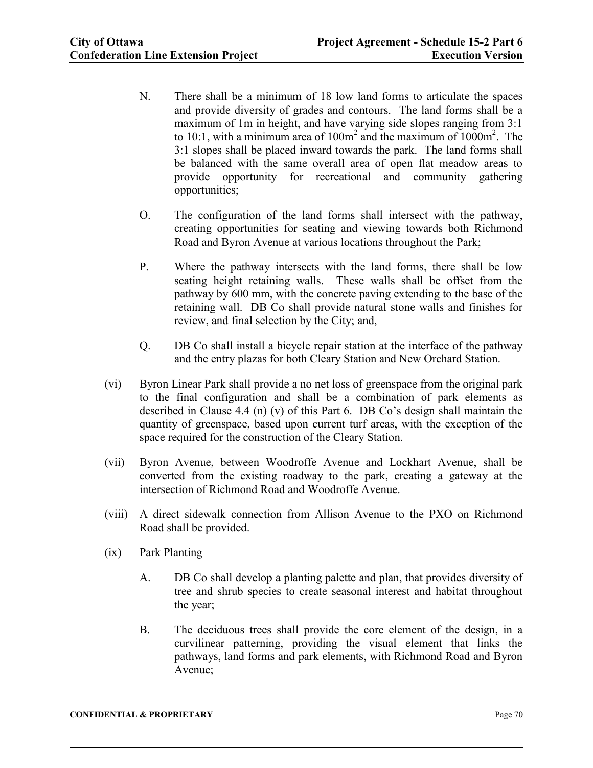N. There shall be a minimum of 18 low land forms to articulate the spaces and provide diversity of grades and contours. The land forms shall be a maximum of 1m in height, and have varying side slopes ranging from 3:1 to 10:1, with a minimum area of $100m^2$ and the maximum of $1000m^2$. The 3:1 slopes shall be placed inward towards the park. The land forms shall be balanced with the same overall area of open flat meadow areas to provide opportunity for recreational and community gathering opportunities;

O. The configuration of the land forms shall intersect with the pathway, creating opportunities for seating and viewing towards both Richmond Road and Byron Avenue at various locations throughout the Park;

P. Where the pathway intersects with the land forms, there shall be low seating height retaining walls. These walls shall be offset from the pathway by 600 mm, with the concrete paving extending to the base of the retaining wall. DB Co shall provide natural stone walls and finishes for review, and final selection by the City; and,

Q. DB Co shall install a bicycle repair station at the interface of the pathway and the entry plazas for both Cleary Station and New Orchard Station.

(vi) Byron Linear Park shall provide a no net loss of greenspace from the original park to the final configuration and shall be a combination of park elements as described in Clause 4.4 (n) (v) of this Part 6. DB Co's design shall maintain the quantity of greenspace, based upon current turf areas, with the exception of the space required for the construction of the Cleary Station.

(vii) Byron Avenue, between Woodroffe Avenue and Lockhart Avenue, shall be converted from the existing roadway to the park, creating a gateway at the intersection of Richmond Road and Woodroffe Avenue.

(viii) A direct sidewalk connection from Allison Avenue to the PXO on Richmond Road shall be provided.

(ix) Park Planting

A. DB Co shall develop a planting palette and plan, that provides diversity of tree and shrub species to create seasonal interest and habitat throughout the year;

B. The deciduous trees shall provide the core element of the design, in a curvilinear patterning, providing the visual element that links the pathways, land forms and park elements, with Richmond Road and Byron Avenue;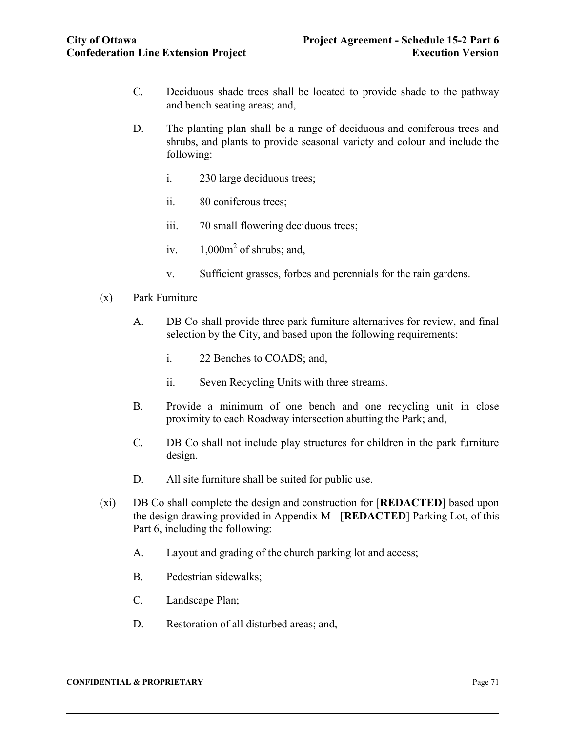C. Deciduous shade trees shall be located to provide shade to the pathway and bench seating areas; and,

D. The planting plan shall be a range of deciduous and coniferous trees and shrubs, and plants to provide seasonal variety and colour and include the following:

i. 230 large deciduous trees;

ii. 80 coniferous trees;

iii. 70 small flowering deciduous trees;

iv. 1,000$m^2$ of shrubs; and,

v. Sufficient grasses, forbes and perennials for the rain gardens.

(x) Park Furniture

A. DB Co shall provide three park furniture alternatives for review, and final selection by the City, and based upon the following requirements:

i. 22 Benches to COADS; and,

ii. Seven Recycling Units with three streams.

B. Provide a minimum of one bench and one recycling unit in close proximity to each Roadway intersection abutting the Park; and,

C. DB Co shall not include play structures for children in the park furniture design.

D. All site furniture shall be suited for public use.

(xi) DB Co shall complete the design and construction for [**REDACTED**] based upon the design drawing provided in Appendix M - [**REDACTED**] Parking Lot, of this Part 6, including the following:

A. Layout and grading of the church parking lot and access;

B. Pedestrian sidewalks;

C. Landscape Plan;

D. Restoration of all disturbed areas; and,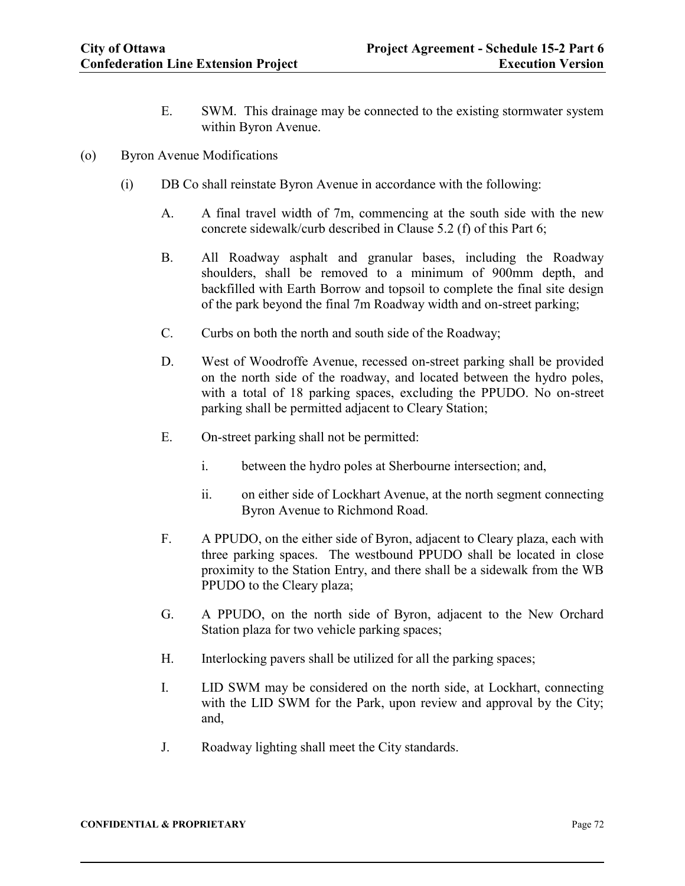E. SWM. This drainage may be connected to the existing stormwater system within Byron Avenue.

(o) Byron Avenue Modifications

(i) DB Co shall reinstate Byron Avenue in accordance with the following:

A. A final travel width of 7m, commencing at the south side with the new concrete sidewalk/curb described in Clause 5.2 (f) of this Part 6;

B. All Roadway asphalt and granular bases, including the Roadway shoulders, shall be removed to a minimum of 900mm depth, and backfilled with Earth Borrow and topsoil to complete the final site design of the park beyond the final 7m Roadway width and on-street parking;

C. Curbs on both the north and south side of the Roadway;

D. West of Woodroffe Avenue, recessed on-street parking shall be provided on the north side of the roadway, and located between the hydro poles, with a total of 18 parking spaces, excluding the PPUDO. No on-street parking shall be permitted adjacent to Cleary Station;

E. On-street parking shall not be permitted:

i. between the hydro poles at Sherbourne intersection; and,

ii. on either side of Lockhart Avenue, at the north segment connecting Byron Avenue to Richmond Road.

F. A PPUDO, on the either side of Byron, adjacent to Cleary plaza, each with three parking spaces. The westbound PPUDO shall be located in close proximity to the Station Entry, and there shall be a sidewalk from the WB PPUDO to the Cleary plaza;

G. A PPUDO, on the north side of Byron, adjacent to the New Orchard Station plaza for two vehicle parking spaces;

H. Interlocking pavers shall be utilized for all the parking spaces;

I. LID SWM may be considered on the north side, at Lockhart, connecting with the LID SWM for the Park, upon review and approval by the City; and,

J. Roadway lighting shall meet the City standards.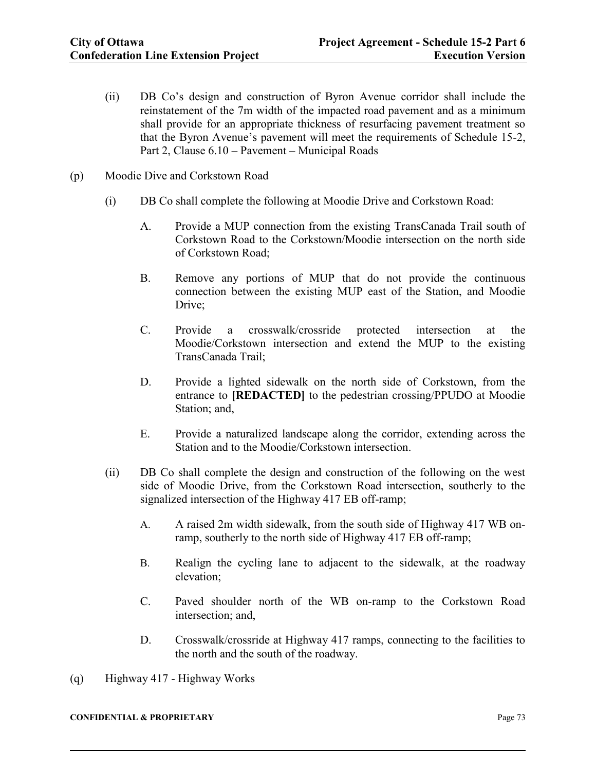(ii) DB Co's design and construction of Byron Avenue corridor shall include the reinstatement of the 7m width of the impacted road pavement and as a minimum shall provide for an appropriate thickness of resurfacing pavement treatment so that the Byron Avenue's pavement will meet the requirements of Schedule 15-2, Part 2, Clause 6.10 – Pavement – Municipal Roads

(p) Moodie Dive and Corkstown Road

(i) DB Co shall complete the following at Moodie Drive and Corkstown Road:

A. Provide a MUP connection from the existing TransCanada Trail south of Corkstown Road to the Corkstown/Moodie intersection on the north side of Corkstown Road;

B. Remove any portions of MUP that do not provide the continuous connection between the existing MUP east of the Station, and Moodie Drive;

C. Provide a crosswalk/crossride protected intersection at the Moodie/Corkstown intersection and extend the MUP to the existing TransCanada Trail;

D. Provide a lighted sidewalk on the north side of Corkstown, from the entrance to **[REDACTED]** to the pedestrian crossing/PPUDO at Moodie Station; and,

E. Provide a naturalized landscape along the corridor, extending across the Station and to the Moodie/Corkstown intersection.

(ii) DB Co shall complete the design and construction of the following on the west side of Moodie Drive, from the Corkstown Road intersection, southerly to the signalized intersection of the Highway 417 EB off-ramp;

A. A raised 2m width sidewalk, from the south side of Highway 417 WB on-ramp, southerly to the north side of Highway 417 EB off-ramp;

B. Realign the cycling lane to adjacent to the sidewalk, at the roadway elevation;

C. Paved shoulder north of the WB on-ramp to the Corkstown Road intersection; and,

D. Crosswalk/crossride at Highway 417 ramps, connecting to the facilities to the north and the south of the roadway.

(q) Highway 417 - Highway Works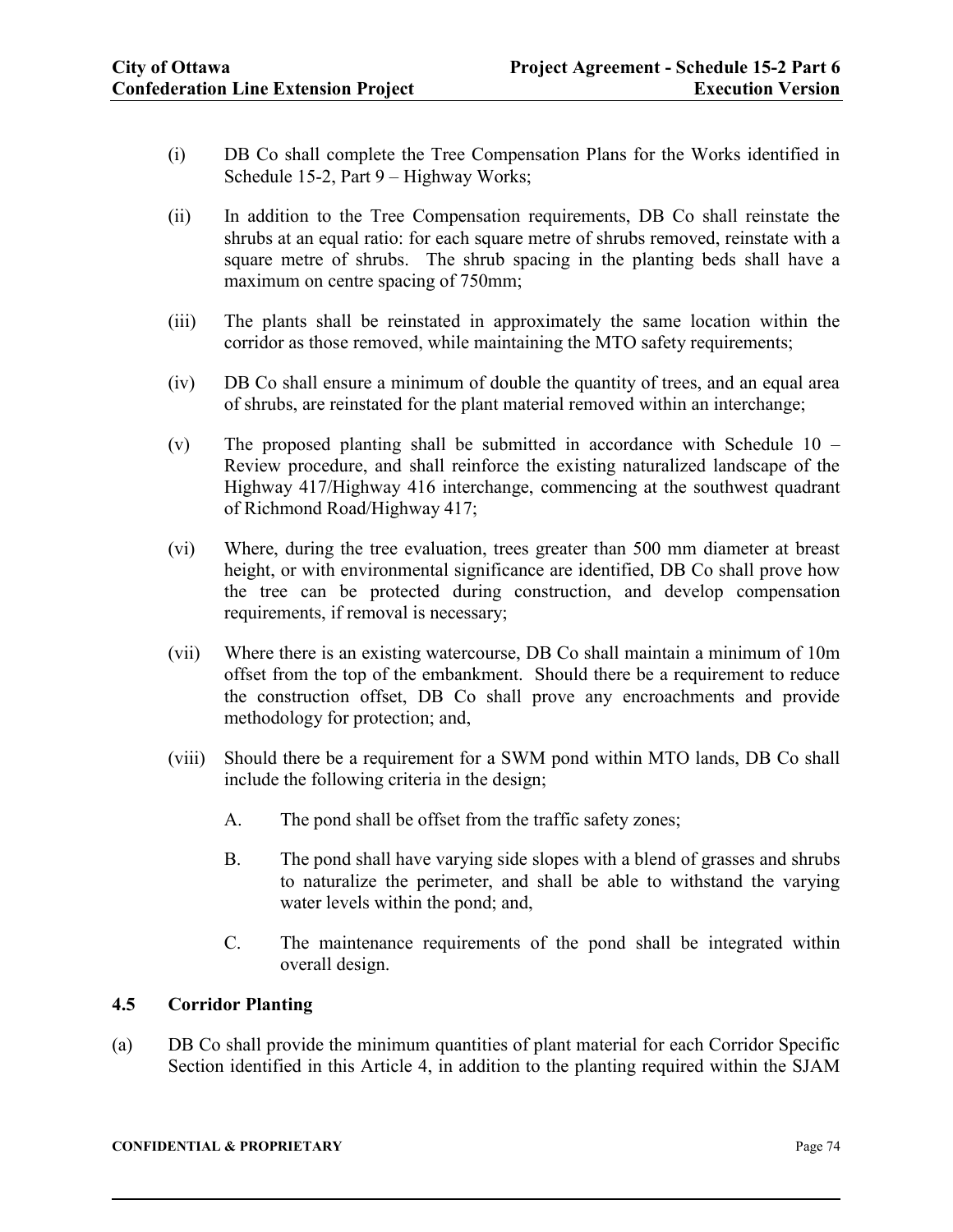(i) DB Co shall complete the Tree Compensation Plans for the Works identified in Schedule 15-2, Part 9 – Highway Works;

(ii) In addition to the Tree Compensation requirements, DB Co shall reinstate the shrubs at an equal ratio: for each square metre of shrubs removed, reinstate with a square metre of shrubs. The shrub spacing in the planting beds shall have a maximum on centre spacing of 750mm;

(iii) The plants shall be reinstated in approximately the same location within the corridor as those removed, while maintaining the MTO safety requirements;

(iv) DB Co shall ensure a minimum of double the quantity of trees, and an equal area of shrubs, are reinstated for the plant material removed within an interchange;

(v) The proposed planting shall be submitted in accordance with Schedule 10 – Review procedure, and shall reinforce the existing naturalized landscape of the Highway 417/Highway 416 interchange, commencing at the southwest quadrant of Richmond Road/Highway 417;

(vi) Where, during the tree evaluation, trees greater than 500 mm diameter at breast height, or with environmental significance are identified, DB Co shall prove how the tree can be protected during construction, and develop compensation requirements, if removal is necessary;

(vii) Where there is an existing watercourse, DB Co shall maintain a minimum of 10m offset from the top of the embankment. Should there be a requirement to reduce the construction offset, DB Co shall prove any encroachments and provide methodology for protection; and,

(viii) Should there be a requirement for a SWM pond within MTO lands, DB Co shall include the following criteria in the design;

A. The pond shall be offset from the traffic safety zones;

B. The pond shall have varying side slopes with a blend of grasses and shrubs to naturalize the perimeter, and shall be able to withstand the varying water levels within the pond; and,

C. The maintenance requirements of the pond shall be integrated within overall design.

### 4.5 Corridor Planting

(a) DB Co shall provide the minimum quantities of plant material for each Corridor Specific Section identified in this Article 4, in addition to the planting required within the SJAM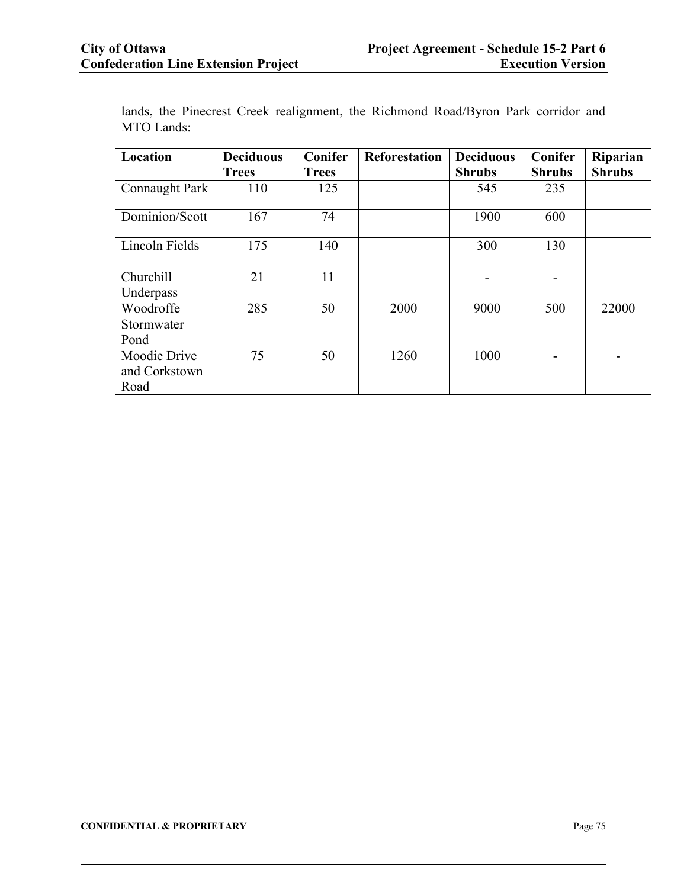lands, the Pinecrest Creek realignment, the Richmond Road/Byron Park corridor and MTO Lands:

| Location | Deciduous Trees | Conifer Trees | Reforestation | Deciduous Shrubs | Conifer Shrubs | Riparian Shrubs |
|---|---|---|---|---|---|---|
| Connaught Park | 110 | 125 | | 545 | 235 | |
| Dominion/Scott | 167 | 74 | | 1900 | 600 | |
| Lincoln Fields | 175 | 140 | | 300 | 130 | |
| Churchill Underpass | 21 | 11 | | - | - | |
| Woodroffe Stormwater Pond | 285 | 50 | 2000 | 9000 | 500 | 22000 |
| Moodie Drive and Corkstown Road | 75 | 50 | 1260 | 1000 | - | - |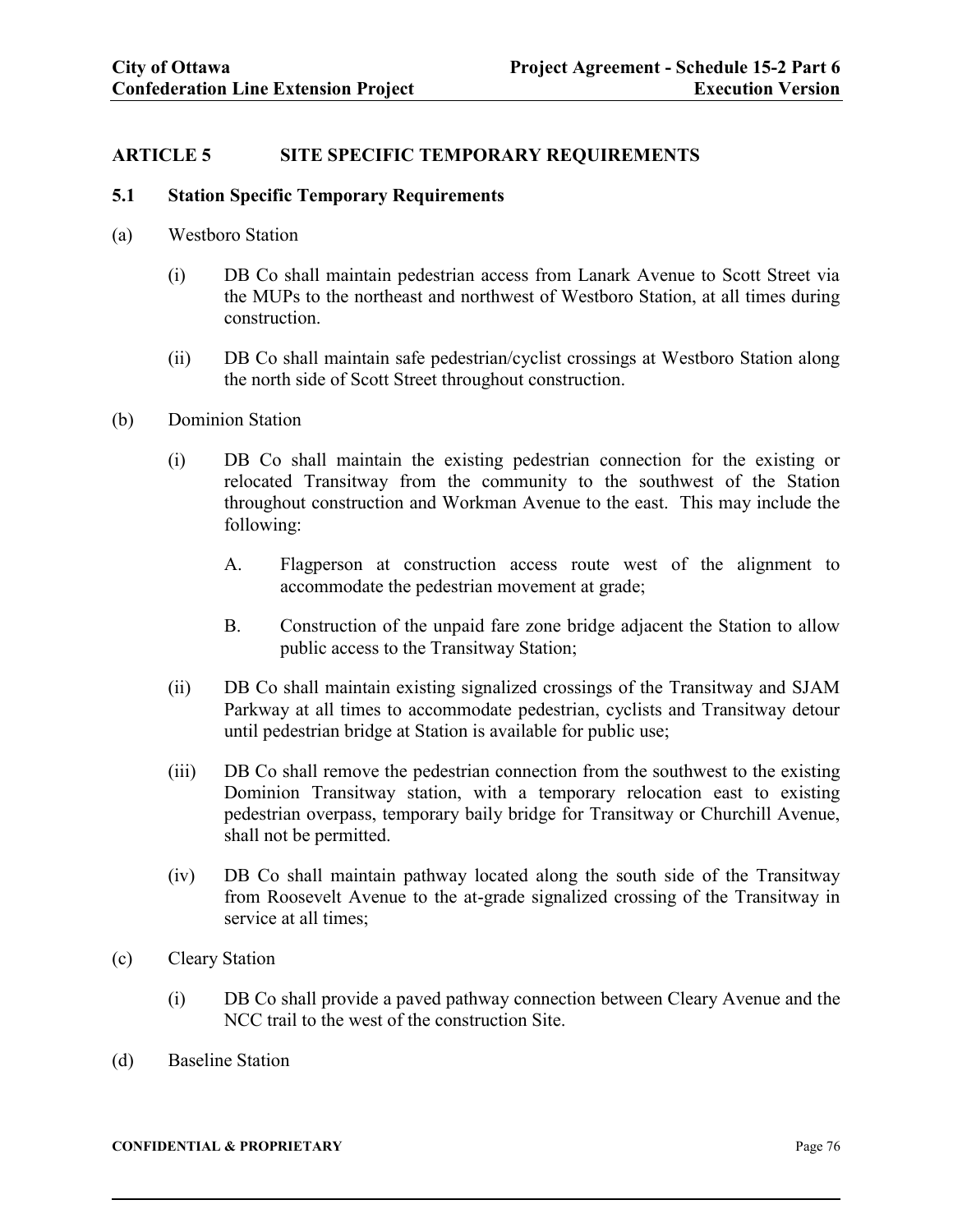## ARTICLE 5 SITE SPECIFIC TEMPORARY REQUIREMENTS

### 5.1 Station Specific Temporary Requirements

(a) Westboro Station

(i) DB Co shall maintain pedestrian access from Lanark Avenue to Scott Street via the MUPs to the northeast and northwest of Westboro Station, at all times during construction.

(ii) DB Co shall maintain safe pedestrian/cyclist crossings at Westboro Station along the north side of Scott Street throughout construction.

(b) Dominion Station

(i) DB Co shall maintain the existing pedestrian connection for the existing or relocated Transitway from the community to the southwest of the Station throughout construction and Workman Avenue to the east. This may include the following:

A. Flagperson at construction access route west of the alignment to accommodate the pedestrian movement at grade;

B. Construction of the unpaid fare zone bridge adjacent the Station to allow public access to the Transitway Station;

(ii) DB Co shall maintain existing signalized crossings of the Transitway and SJAM Parkway at all times to accommodate pedestrian, cyclists and Transitway detour until pedestrian bridge at Station is available for public use;

(iii) DB Co shall remove the pedestrian connection from the southwest to the existing Dominion Transitway station, with a temporary relocation east to existing pedestrian overpass, temporary baily bridge for Transitway or Churchill Avenue, shall not be permitted.

(iv) DB Co shall maintain pathway located along the south side of the Transitway from Roosevelt Avenue to the at-grade signalized crossing of the Transitway in service at all times;

(c) Cleary Station

(i) DB Co shall provide a paved pathway connection between Cleary Avenue and the NCC trail to the west of the construction Site.

(d) Baseline Station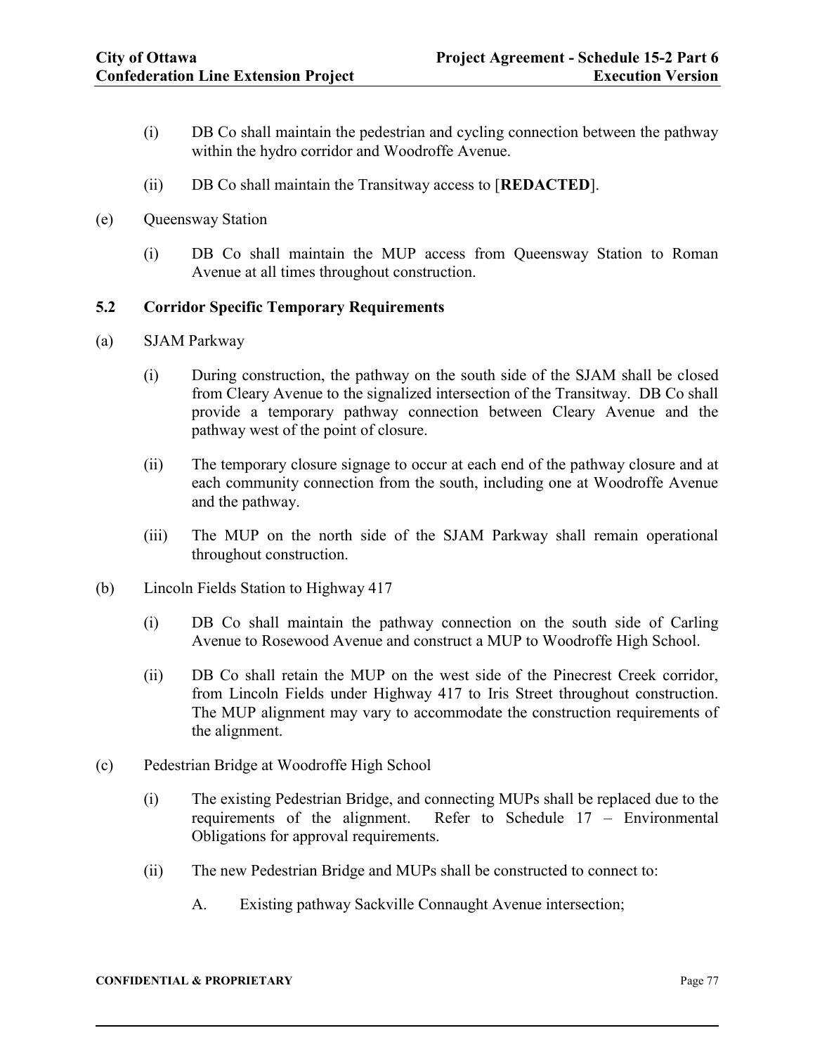(i) DB Co shall maintain the pedestrian and cycling connection between the pathway within the hydro corridor and Woodroffe Avenue.

(ii) DB Co shall maintain the Transitway access to [**REDACTED**].

(e) Queensway Station

(i) DB Co shall maintain the MUP access from Queensway Station to Roman Avenue at all times throughout construction.

### 5.2 Corridor Specific Temporary Requirements

(a) SJAM Parkway

(i) During construction, the pathway on the south side of the SJAM shall be closed from Cleary Avenue to the signalized intersection of the Transitway. DB Co shall provide a temporary pathway connection between Cleary Avenue and the pathway west of the point of closure.

(ii) The temporary closure signage to occur at each end of the pathway closure and at each community connection from the south, including one at Woodroffe Avenue and the pathway.

(iii) The MUP on the north side of the SJAM Parkway shall remain operational throughout construction.

(b) Lincoln Fields Station to Highway 417

(i) DB Co shall maintain the pathway connection on the south side of Carling Avenue to Rosewood Avenue and construct a MUP to Woodroffe High School.

(ii) DB Co shall retain the MUP on the west side of the Pinecrest Creek corridor, from Lincoln Fields under Highway 417 to Iris Street throughout construction. The MUP alignment may vary to accommodate the construction requirements of the alignment.

(c) Pedestrian Bridge at Woodroffe High School

(i) The existing Pedestrian Bridge, and connecting MUPs shall be replaced due to the requirements of the alignment. Refer to Schedule 17 – Environmental Obligations for approval requirements.

(ii) The new Pedestrian Bridge and MUPs shall be constructed to connect to:

A. Existing pathway Sackville Connaught Avenue intersection;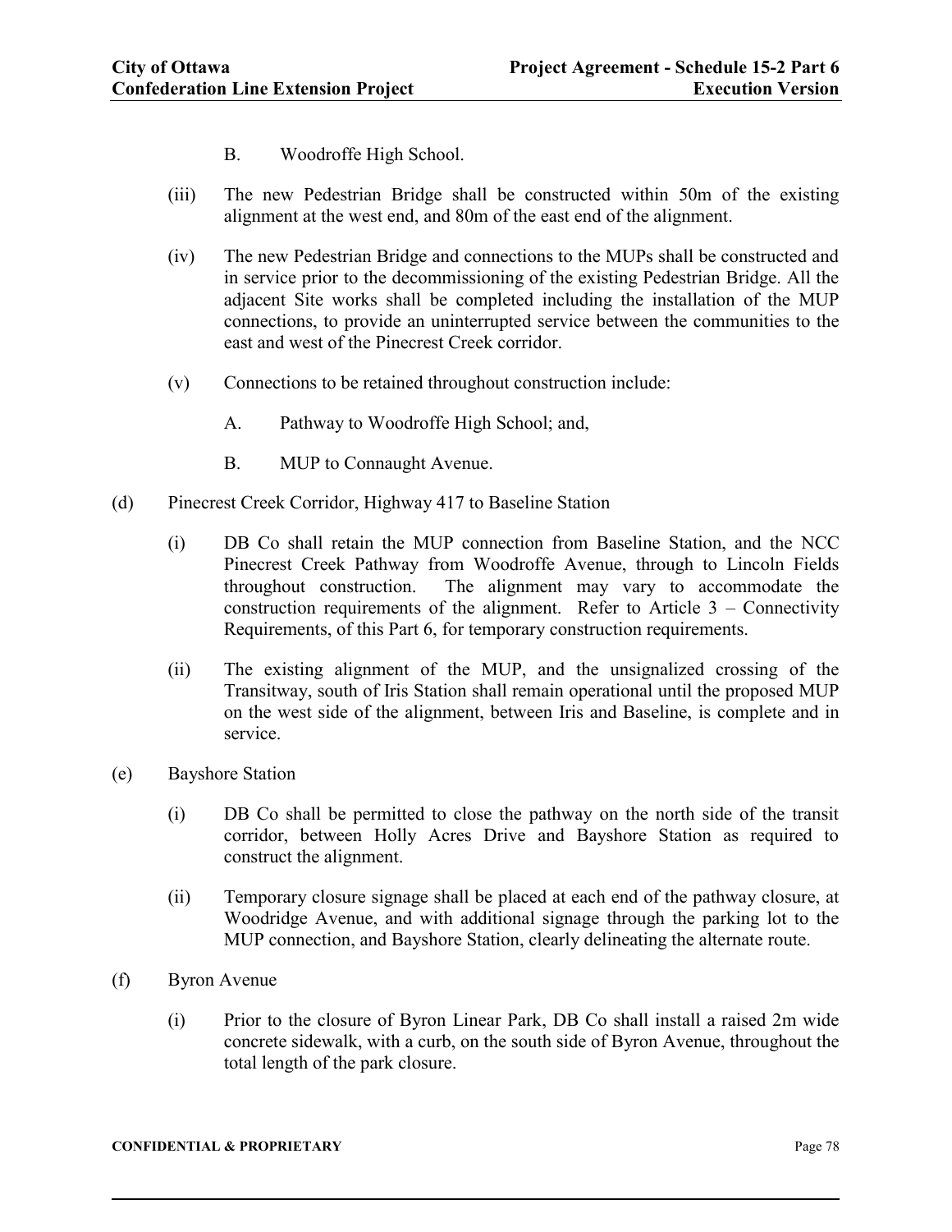B. Woodroffe High School.

(iii) The new Pedestrian Bridge shall be constructed within 50m of the existing alignment at the west end, and 80m of the east end of the alignment.

(iv) The new Pedestrian Bridge and connections to the MUPs shall be constructed and in service prior to the decommissioning of the existing Pedestrian Bridge. All the adjacent Site works shall be completed including the installation of the MUP connections, to provide an uninterrupted service between the communities to the east and west of the Pinecrest Creek corridor.

(v) Connections to be retained throughout construction include:

A. Pathway to Woodroffe High School; and,

B. MUP to Connaught Avenue.

(d) Pinecrest Creek Corridor, Highway 417 to Baseline Station

(i) DB Co shall retain the MUP connection from Baseline Station, and the NCC Pinecrest Creek Pathway from Woodroffe Avenue, through to Lincoln Fields throughout construction. The alignment may vary to accommodate the construction requirements of the alignment. Refer to Article 3 – Connectivity Requirements, of this Part 6, for temporary construction requirements.

(ii) The existing alignment of the MUP, and the unsignalized crossing of the Transitway, south of Iris Station shall remain operational until the proposed MUP on the west side of the alignment, between Iris and Baseline, is complete and in service.

(e) Bayshore Station

(i) DB Co shall be permitted to close the pathway on the north side of the transit corridor, between Holly Acres Drive and Bayshore Station as required to construct the alignment.

(ii) Temporary closure signage shall be placed at each end of the pathway closure, at Woodridge Avenue, and with additional signage through the parking lot to the MUP connection, and Bayshore Station, clearly delineating the alternate route.

(f) Byron Avenue

(i) Prior to the closure of Byron Linear Park, DB Co shall install a raised 2m wide concrete sidewalk, with a curb, on the south side of Byron Avenue, throughout the total length of the park closure.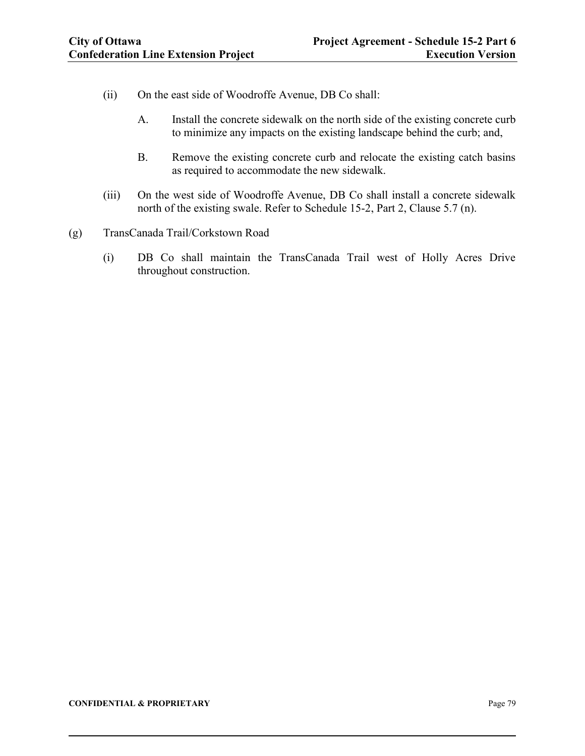(ii) On the east side of Woodroffe Avenue, DB Co shall:

   A. Install the concrete sidewalk on the north side of the existing concrete curb to minimize any impacts on the existing landscape behind the curb; and,

   B. Remove the existing concrete curb and relocate the existing catch basins as required to accommodate the new sidewalk.

(iii) On the west side of Woodroffe Avenue, DB Co shall install a concrete sidewalk north of the existing swale. Refer to Schedule 15-2, Part 2, Clause 5.7 (n).

(g) TransCanada Trail/Corkstown Road

   (i) DB Co shall maintain the TransCanada Trail west of Holly Acres Drive throughout construction.